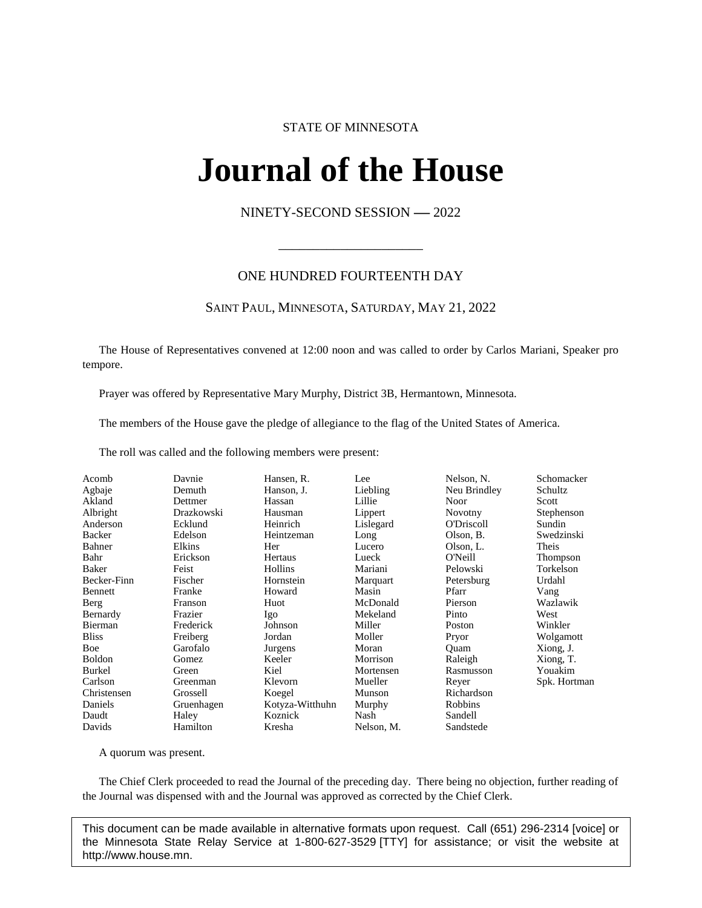STATE OF MINNESOTA

# Journal of the House

NINETY-SECOND SESSION — 2022

---

ONE HUNDRED FOURTEENTH DAY

SAINT PAUL, MINNESOTA, SATURDAY, MAY 21, 2022

The House of Representatives convened at 12:00 noon and was called to order by Carlos Mariani, Speaker pro tempore.

Prayer was offered by Representative Mary Murphy, District 3B, Hermantown, Minnesota.

The members of the House gave the pledge of allegiance to the flag of the United States of America.

The roll was called and the following members were present:

| | | | | | |
|---|---|---|---|---|---|
| Acomb | Davnie | Hansen, R. | Lee | Nelson, N. | Schomacker |
| Agbaje | Demuth | Hanson, J. | Liebling | Neu Brindley | Schultz |
| Akland | Dettmer | Hassan | Lillie | Noor | Scott |
| Albright | Drazkowski | Hausman | Lippert | Novotny | Stephenson |
| Anderson | Ecklund | Heinrich | Lislegard | O'Driscoll | Sundin |
| Backer | Edelson | Heintzeman | Long | Olson, B. | Swedzinski |
| Bahner | Elkins | Her | Lucero | Olson, L. | Theis |
| Bahr | Erickson | Hertaus | Lueck | O'Neill | Thompson |
| Baker | Feist | Hollins | Mariani | Pelowski | Torkelson |
| Becker-Finn | Fischer | Hornstein | Marquart | Petersburg | Urdahl |
| Bennett | Franke | Howard | Masin | Pfarr | Vang |
| Berg | Franson | Huot | McDonald | Pierson | Wazlawik |
| Bernardy | Frazier | Igo | Mekeland | Pinto | West |
| Bierman | Frederick | Johnson | Miller | Poston | Winkler |
| Bliss | Freiberg | Jordan | Moller | Pryor | Wolgamott |
| Boe | Garofalo | Jurgens | Moran | Quam | Xiong, J. |
| Boldon | Gomez | Keeler | Morrison | Raleigh | Xiong, T. |
| Burkel | Green | Kiel | Mortensen | Rasmusson | Youakim |
| Carlson | Greenman | Klevorn | Mueller | Reyer | Spk. Hortman |
| Christensen | Grossell | Koegel | Munson | Richardson | |
| Daniels | Gruenhagen | Kotyza-Witthuhn | Murphy | Robbins | |
| Daudt | Haley | Koznick | Nash | Sandell | |
| Davids | Hamilton | Kresha | Nelson, M. | Sandstede | |

A quorum was present.

The Chief Clerk proceeded to read the Journal of the preceding day. There being no objection, further reading of the Journal was dispensed with and the Journal was approved as corrected by the Chief Clerk.

This document can be made available in alternative formats upon request. Call (651) 296-2314 [voice] or the Minnesota State Relay Service at 1-800-627-3529 [TTY] for assistance; or visit the website at http://www.house.mn.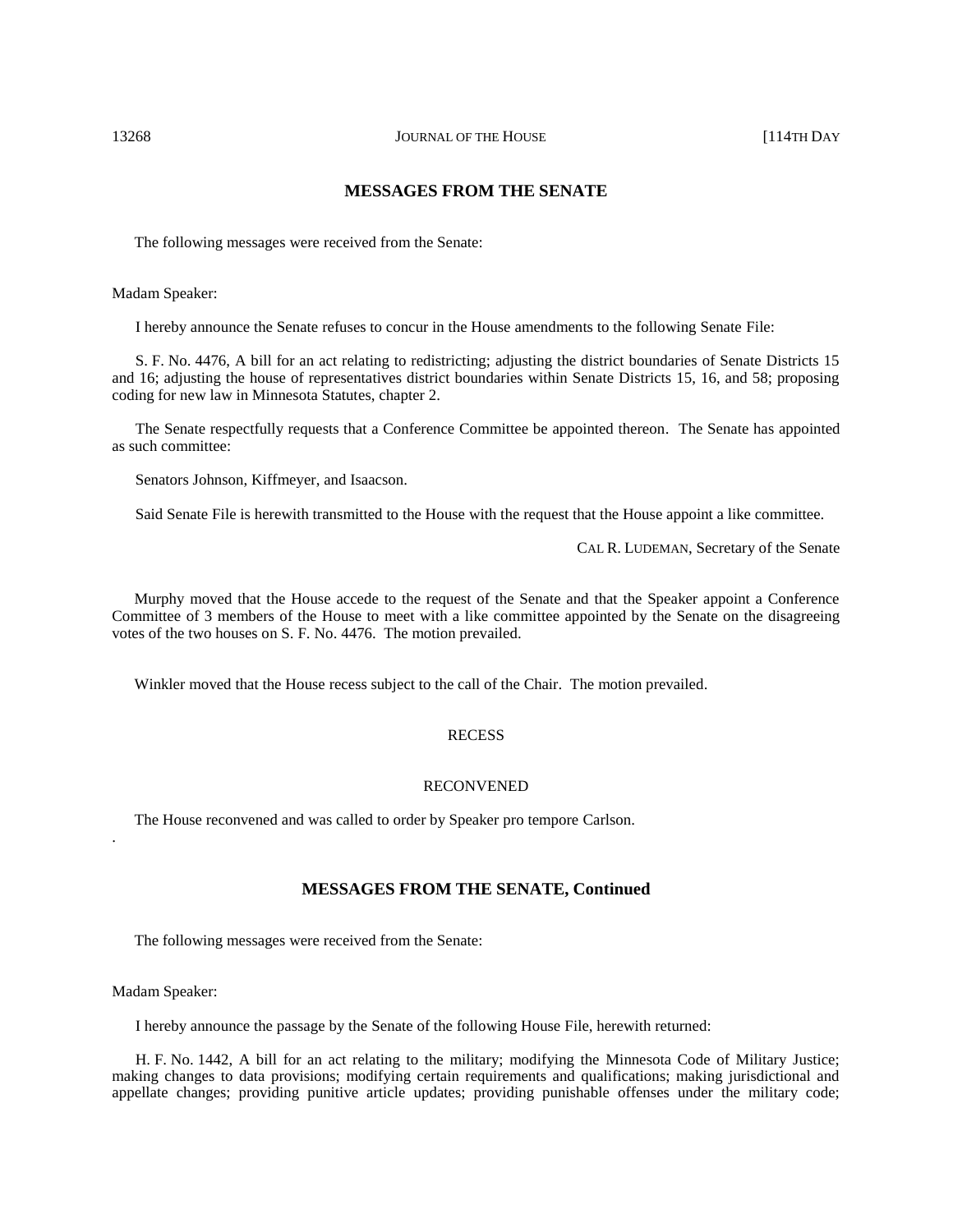## MESSAGES FROM THE SENATE

The following messages were received from the Senate:

Madam Speaker:

I hereby announce the Senate refuses to concur in the House amendments to the following Senate File:

S. F. No. 4476, A bill for an act relating to redistricting; adjusting the district boundaries of Senate Districts 15 and 16; adjusting the house of representatives district boundaries within Senate Districts 15, 16, and 58; proposing coding for new law in Minnesota Statutes, chapter 2.

The Senate respectfully requests that a Conference Committee be appointed thereon. The Senate has appointed as such committee:

Senators Johnson, Kiffmeyer, and Isaacson.

Said Senate File is herewith transmitted to the House with the request that the House appoint a like committee.

CAL R. LUDEMAN, Secretary of the Senate

Murphy moved that the House accede to the request of the Senate and that the Speaker appoint a Conference Committee of 3 members of the House to meet with a like committee appointed by the Senate on the disagreeing votes of the two houses on S. F. No. 4476. The motion prevailed.

Winkler moved that the House recess subject to the call of the Chair. The motion prevailed.

RECESS

RECONVENED

The House reconvened and was called to order by Speaker pro tempore Carlson.

## MESSAGES FROM THE SENATE, Continued

The following messages were received from the Senate:

Madam Speaker:

I hereby announce the passage by the Senate of the following House File, herewith returned:

H. F. No. 1442, A bill for an act relating to the military; modifying the Minnesota Code of Military Justice; making changes to data provisions; modifying certain requirements and qualifications; making jurisdictional and appellate changes; providing punitive article updates; providing punishable offenses under the military code;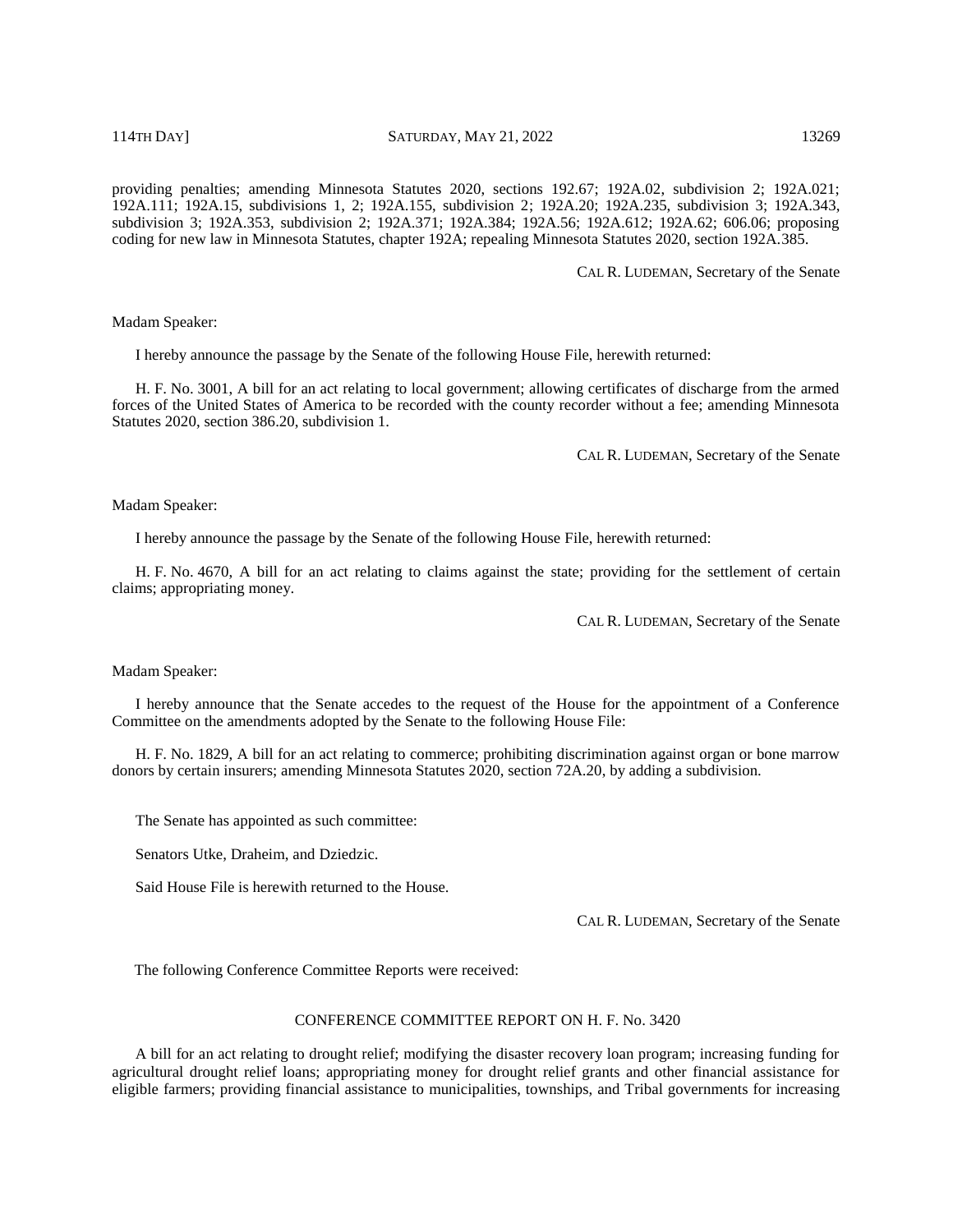providing penalties; amending Minnesota Statutes 2020, sections 192.67; 192A.02, subdivision 2; 192A.021; 192A.111; 192A.15, subdivisions 1, 2; 192A.155, subdivision 2; 192A.20; 192A.235, subdivision 3; 192A.343, subdivision 3; 192A.353, subdivision 2; 192A.371; 192A.384; 192A.56; 192A.612; 192A.62; 606.06; proposing coding for new law in Minnesota Statutes, chapter 192A; repealing Minnesota Statutes 2020, section 192A.385.

CAL R. LUDEMAN, Secretary of the Senate

Madam Speaker:

I hereby announce the passage by the Senate of the following House File, herewith returned:

H. F. No. 3001, A bill for an act relating to local government; allowing certificates of discharge from the armed forces of the United States of America to be recorded with the county recorder without a fee; amending Minnesota Statutes 2020, section 386.20, subdivision 1.

CAL R. LUDEMAN, Secretary of the Senate

Madam Speaker:

I hereby announce the passage by the Senate of the following House File, herewith returned:

H. F. No. 4670, A bill for an act relating to claims against the state; providing for the settlement of certain claims; appropriating money.

CAL R. LUDEMAN, Secretary of the Senate

Madam Speaker:

I hereby announce that the Senate accedes to the request of the House for the appointment of a Conference Committee on the amendments adopted by the Senate to the following House File:

H. F. No. 1829, A bill for an act relating to commerce; prohibiting discrimination against organ or bone marrow donors by certain insurers; amending Minnesota Statutes 2020, section 72A.20, by adding a subdivision.

The Senate has appointed as such committee:

Senators Utke, Draheim, and Dziedzic.

Said House File is herewith returned to the House.

CAL R. LUDEMAN, Secretary of the Senate

The following Conference Committee Reports were received:

CONFERENCE COMMITTEE REPORT ON H. F. No. 3420

A bill for an act relating to drought relief; modifying the disaster recovery loan program; increasing funding for agricultural drought relief loans; appropriating money for drought relief grants and other financial assistance for eligible farmers; providing financial assistance to municipalities, townships, and Tribal governments for increasing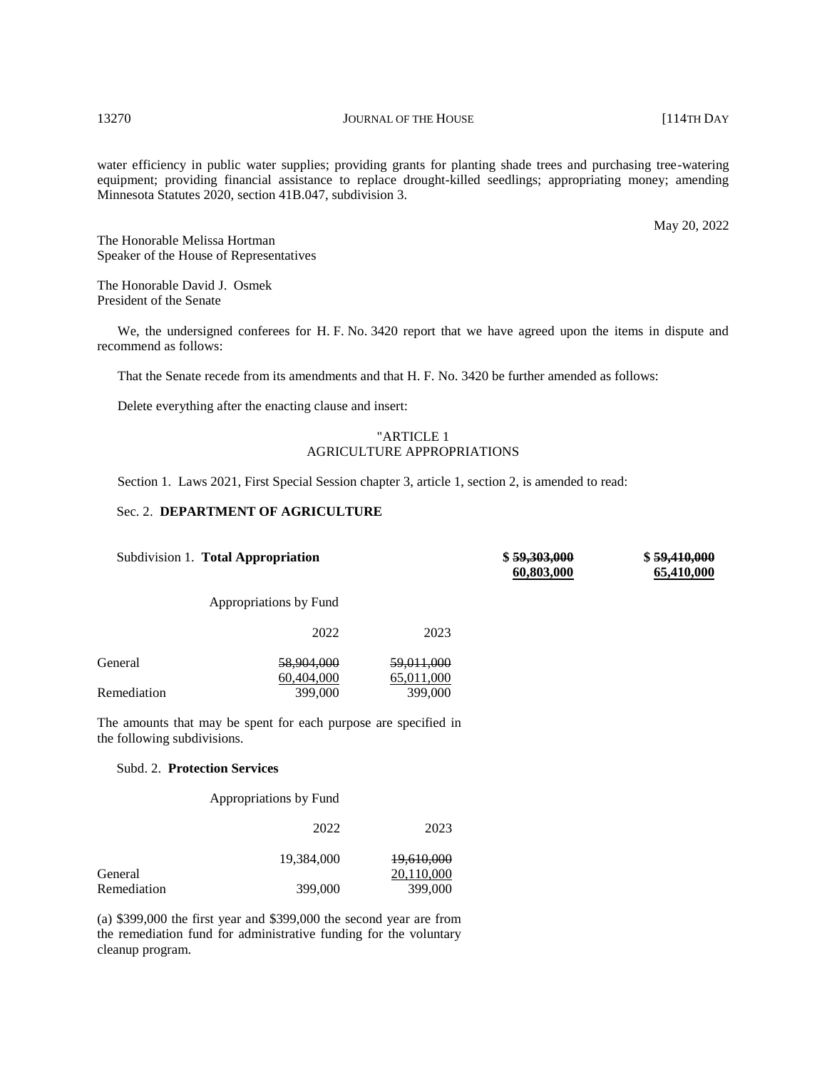water efficiency in public water supplies; providing grants for planting shade trees and purchasing tree-watering equipment; providing financial assistance to replace drought-killed seedlings; appropriating money; amending Minnesota Statutes 2020, section 41B.047, subdivision 3.

May 20, 2022

The Honorable Melissa Hortman
Speaker of the House of Representatives

The Honorable David J. Osmek
President of the Senate

We, the undersigned conferees for H. F. No. 3420 report that we have agreed upon the items in dispute and recommend as follows:

That the Senate recede from its amendments and that H. F. No. 3420 be further amended as follows:

Delete everything after the enacting clause and insert:

"ARTICLE 1
AGRICULTURE APPROPRIATIONS

Section 1. Laws 2021, First Special Session chapter 3, article 1, section 2, is amended to read:

Sec. 2. **DEPARTMENT OF AGRICULTURE**

| | | | | |
|---|---|---|---|---|
| Subdivision 1. **Total Appropriation** | | | **$ ~~59,303,000~~ 60,803,000** | **$ ~~59,410,000~~ 65,410,000** |

Appropriations by Fund

| | 2022 | 2023 |
|---|---|---|
| General | ~~58,904,000~~ 60,404,000 | ~~59,011,000~~ 65,011,000 |
| Remediation | 399,000 | 399,000 |

The amounts that may be spent for each purpose are specified in the following subdivisions.

Subd. 2. **Protection Services**

Appropriations by Fund

| | 2022 | 2023 |
|---|---|---|
| General | 19,384,000 | ~~19,610,000~~ 20,110,000 |
| Remediation | 399,000 | 399,000 |

(a) $399,000 the first year and $399,000 the second year are from the remediation fund for administrative funding for the voluntary cleanup program.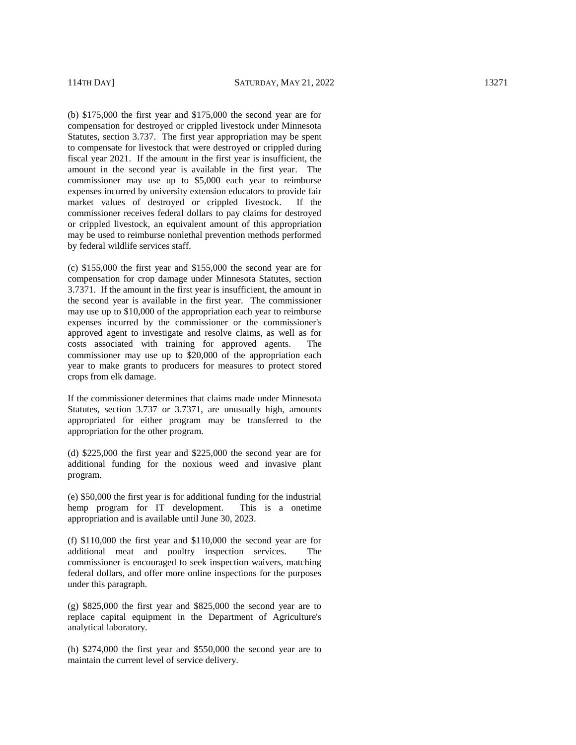(b) $175,000 the first year and $175,000 the second year are for compensation for destroyed or crippled livestock under Minnesota Statutes, section 3.737. The first year appropriation may be spent to compensate for livestock that were destroyed or crippled during fiscal year 2021. If the amount in the first year is insufficient, the amount in the second year is available in the first year. The commissioner may use up to $5,000 each year to reimburse expenses incurred by university extension educators to provide fair market values of destroyed or crippled livestock. If the commissioner receives federal dollars to pay claims for destroyed or crippled livestock, an equivalent amount of this appropriation may be used to reimburse nonlethal prevention methods performed by federal wildlife services staff.

(c) $155,000 the first year and $155,000 the second year are for compensation for crop damage under Minnesota Statutes, section 3.7371. If the amount in the first year is insufficient, the amount in the second year is available in the first year. The commissioner may use up to $10,000 of the appropriation each year to reimburse expenses incurred by the commissioner or the commissioner's approved agent to investigate and resolve claims, as well as for costs associated with training for approved agents. The commissioner may use up to $20,000 of the appropriation each year to make grants to producers for measures to protect stored crops from elk damage.

If the commissioner determines that claims made under Minnesota Statutes, section 3.737 or 3.7371, are unusually high, amounts appropriated for either program may be transferred to the appropriation for the other program.

(d) $225,000 the first year and $225,000 the second year are for additional funding for the noxious weed and invasive plant program.

(e) $50,000 the first year is for additional funding for the industrial hemp program for IT development. This is a onetime appropriation and is available until June 30, 2023.

(f) $110,000 the first year and $110,000 the second year are for additional meat and poultry inspection services. The commissioner is encouraged to seek inspection waivers, matching federal dollars, and offer more online inspections for the purposes under this paragraph.

(g) $825,000 the first year and $825,000 the second year are to replace capital equipment in the Department of Agriculture's analytical laboratory.

(h) $274,000 the first year and $550,000 the second year are to maintain the current level of service delivery.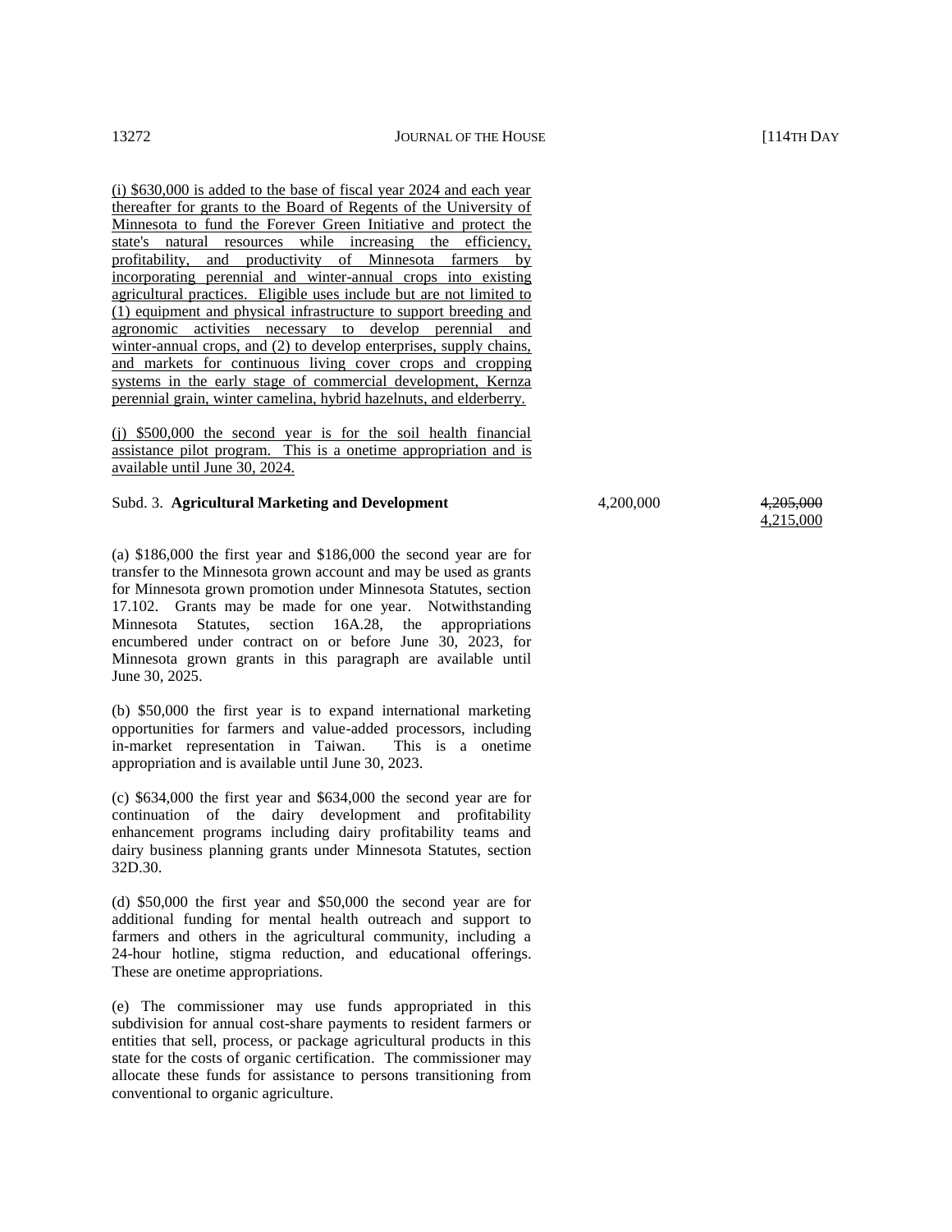(i) $630,000 is added to the base of fiscal year 2024 and each year thereafter for grants to the Board of Regents of the University of Minnesota to fund the Forever Green Initiative and protect the state's natural resources while increasing the efficiency, profitability, and productivity of Minnesota farmers by incorporating perennial and winter-annual crops into existing agricultural practices. Eligible uses include but are not limited to (1) equipment and physical infrastructure to support breeding and agronomic activities necessary to develop perennial and winter-annual crops, and (2) to develop enterprises, supply chains, and markets for continuous living cover crops and cropping systems in the early stage of commercial development, Kernza perennial grain, winter camelina, hybrid hazelnuts, and elderberry.

(j) $500,000 the second year is for the soil health financial assistance pilot program. This is a onetime appropriation and is available until June 30, 2024.

Subd. 3. **Agricultural Marketing and Development** 4,200,000 ~~4,205,000~~ 4,215,000

(a) $186,000 the first year and $186,000 the second year are for transfer to the Minnesota grown account and may be used as grants for Minnesota grown promotion under Minnesota Statutes, section 17.102. Grants may be made for one year. Notwithstanding Minnesota Statutes, section 16A.28, the appropriations encumbered under contract on or before June 30, 2023, for Minnesota grown grants in this paragraph are available until June 30, 2025.

(b) $50,000 the first year is to expand international marketing opportunities for farmers and value-added processors, including in-market representation in Taiwan. This is a onetime appropriation and is available until June 30, 2023.

(c) $634,000 the first year and $634,000 the second year are for continuation of the dairy development and profitability enhancement programs including dairy profitability teams and dairy business planning grants under Minnesota Statutes, section 32D.30.

(d) $50,000 the first year and $50,000 the second year are for additional funding for mental health outreach and support to farmers and others in the agricultural community, including a 24-hour hotline, stigma reduction, and educational offerings. These are onetime appropriations.

(e) The commissioner may use funds appropriated in this subdivision for annual cost-share payments to resident farmers or entities that sell, process, or package agricultural products in this state for the costs of organic certification. The commissioner may allocate these funds for assistance to persons transitioning from conventional to organic agriculture.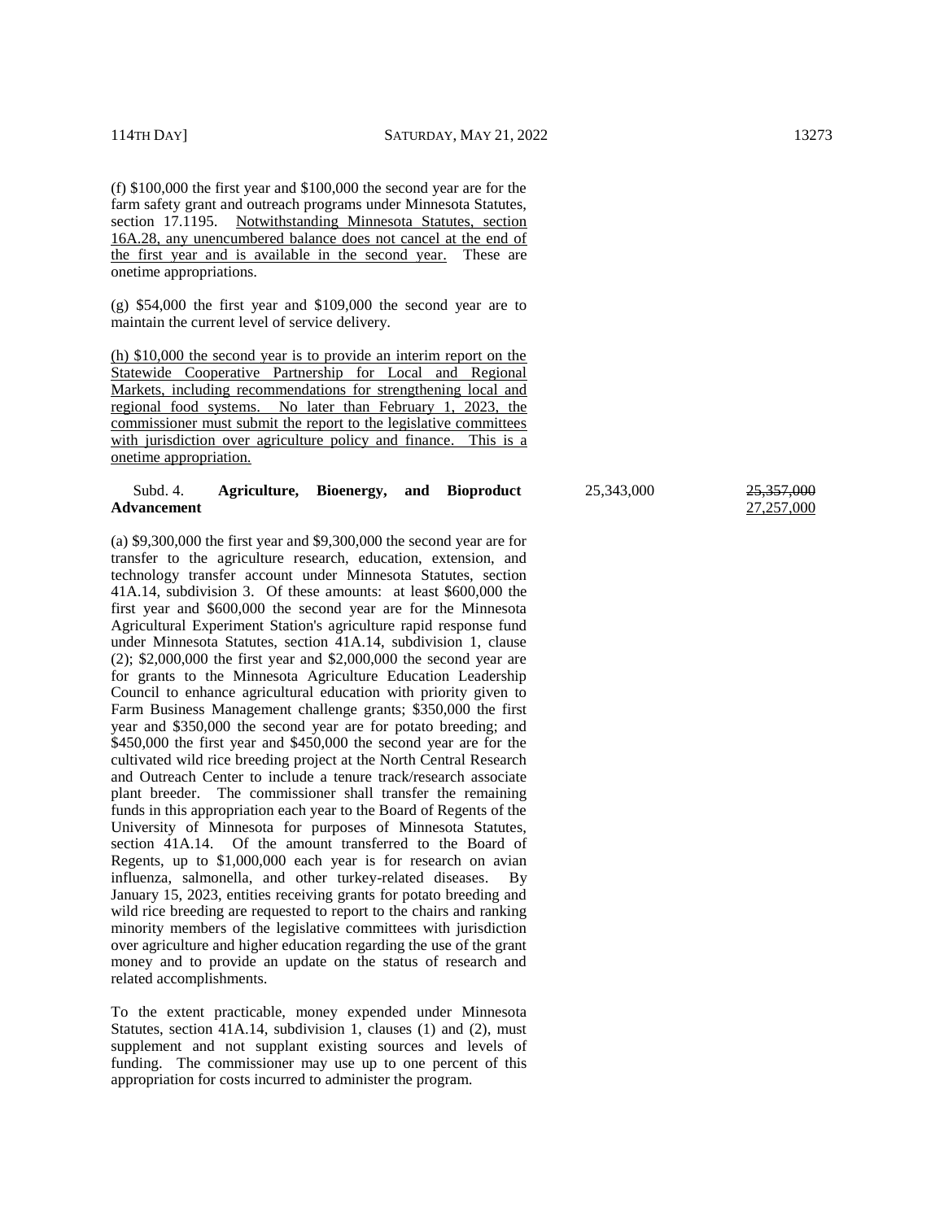(f) $100,000 the first year and $100,000 the second year are for the farm safety grant and outreach programs under Minnesota Statutes, section 17.1195. <u>Notwithstanding Minnesota Statutes, section 16A.28, any unencumbered balance does not cancel at the end of the first year and is available in the second year.</u> These are onetime appropriations.

(g) $54,000 the first year and $109,000 the second year are to maintain the current level of service delivery.

<u>(h) $10,000 the second year is to provide an interim report on the Statewide Cooperative Partnership for Local and Regional Markets, including recommendations for strengthening local and regional food systems. No later than February 1, 2023, the commissioner must submit the report to the legislative committees with jurisdiction over agriculture policy and finance. This is a onetime appropriation.</u>

| | | |
|---|---|---|
| Subd. 4. **Agriculture, Bioenergy, and Bioproduct Advancement** | 25,343,000 | ~~25,357,000~~ <u>27,257,000</u> |

(a) $9,300,000 the first year and $9,300,000 the second year are for transfer to the agriculture research, education, extension, and technology transfer account under Minnesota Statutes, section 41A.14, subdivision 3. Of these amounts: at least $600,000 the first year and $600,000 the second year are for the Minnesota Agricultural Experiment Station's agriculture rapid response fund under Minnesota Statutes, section 41A.14, subdivision 1, clause (2); $2,000,000 the first year and $2,000,000 the second year are for grants to the Minnesota Agriculture Education Leadership Council to enhance agricultural education with priority given to Farm Business Management challenge grants; $350,000 the first year and $350,000 the second year are for potato breeding; and $450,000 the first year and $450,000 the second year are for the cultivated wild rice breeding project at the North Central Research and Outreach Center to include a tenure track/research associate plant breeder. The commissioner shall transfer the remaining funds in this appropriation each year to the Board of Regents of the University of Minnesota for purposes of Minnesota Statutes, section 41A.14. Of the amount transferred to the Board of Regents, up to $1,000,000 each year is for research on avian influenza, salmonella, and other turkey-related diseases. By January 15, 2023, entities receiving grants for potato breeding and wild rice breeding are requested to report to the chairs and ranking minority members of the legislative committees with jurisdiction over agriculture and higher education regarding the use of the grant money and to provide an update on the status of research and related accomplishments.

To the extent practicable, money expended under Minnesota Statutes, section 41A.14, subdivision 1, clauses (1) and (2), must supplement and not supplant existing sources and levels of funding. The commissioner may use up to one percent of this appropriation for costs incurred to administer the program.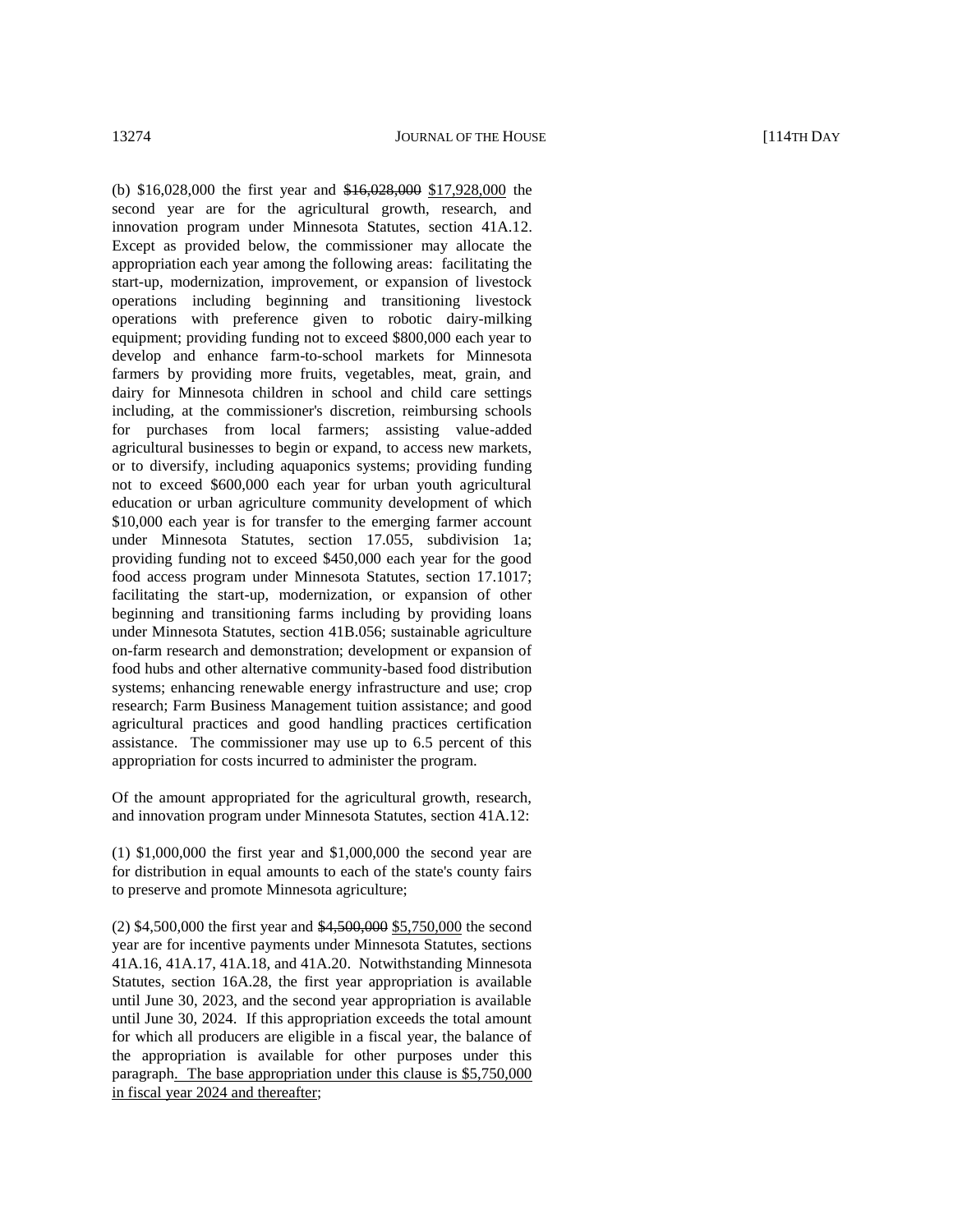(b) $16,028,000 the first year and ~~$16,028,000~~ <u>$17,928,000</u> the second year are for the agricultural growth, research, and innovation program under Minnesota Statutes, section 41A.12. Except as provided below, the commissioner may allocate the appropriation each year among the following areas: facilitating the start-up, modernization, improvement, or expansion of livestock operations including beginning and transitioning livestock operations with preference given to robotic dairy-milking equipment; providing funding not to exceed $800,000 each year to develop and enhance farm-to-school markets for Minnesota farmers by providing more fruits, vegetables, meat, grain, and dairy for Minnesota children in school and child care settings including, at the commissioner's discretion, reimbursing schools for purchases from local farmers; assisting value-added agricultural businesses to begin or expand, to access new markets, or to diversify, including aquaponics systems; providing funding not to exceed $600,000 each year for urban youth agricultural education or urban agriculture community development of which $10,000 each year is for transfer to the emerging farmer account under Minnesota Statutes, section 17.055, subdivision 1a; providing funding not to exceed $450,000 each year for the good food access program under Minnesota Statutes, section 17.1017; facilitating the start-up, modernization, or expansion of other beginning and transitioning farms including by providing loans under Minnesota Statutes, section 41B.056; sustainable agriculture on-farm research and demonstration; development or expansion of food hubs and other alternative community-based food distribution systems; enhancing renewable energy infrastructure and use; crop research; Farm Business Management tuition assistance; and good agricultural practices and good handling practices certification assistance. The commissioner may use up to 6.5 percent of this appropriation for costs incurred to administer the program.

Of the amount appropriated for the agricultural growth, research, and innovation program under Minnesota Statutes, section 41A.12:

(1) $1,000,000 the first year and $1,000,000 the second year are for distribution in equal amounts to each of the state's county fairs to preserve and promote Minnesota agriculture;

(2) $4,500,000 the first year and ~~$4,500,000~~ <u>$5,750,000</u> the second year are for incentive payments under Minnesota Statutes, sections 41A.16, 41A.17, 41A.18, and 41A.20. Notwithstanding Minnesota Statutes, section 16A.28, the first year appropriation is available until June 30, 2023, and the second year appropriation is available until June 30, 2024. If this appropriation exceeds the total amount for which all producers are eligible in a fiscal year, the balance of the appropriation is available for other purposes under this paragraph<u>. The base appropriation under this clause is $5,750,000 in fiscal year 2024 and thereafter</u>;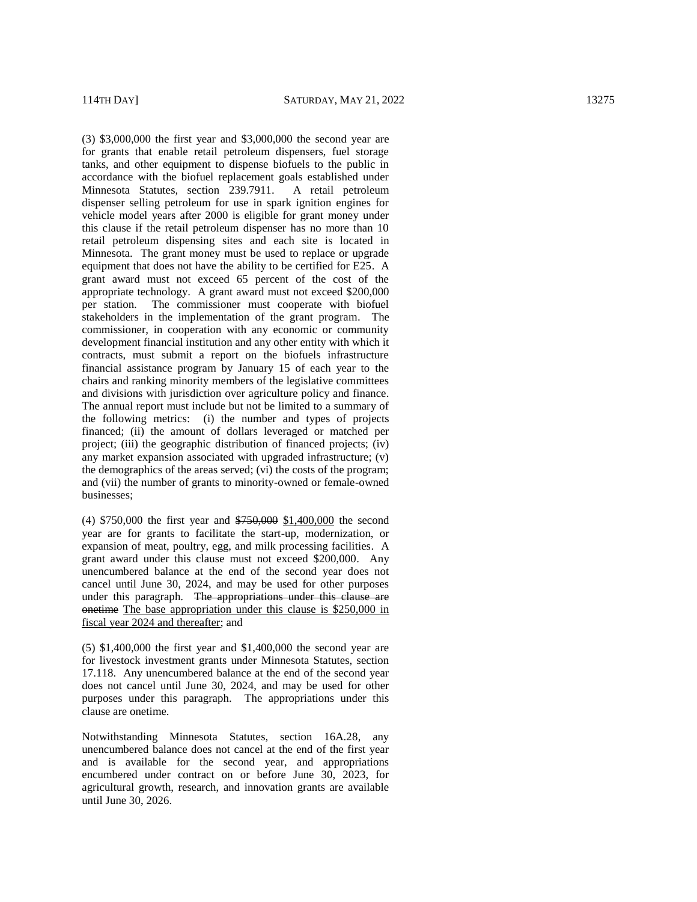(3) $3,000,000 the first year and $3,000,000 the second year are for grants that enable retail petroleum dispensers, fuel storage tanks, and other equipment to dispense biofuels to the public in accordance with the biofuel replacement goals established under Minnesota Statutes, section 239.7911. A retail petroleum dispenser selling petroleum for use in spark ignition engines for vehicle model years after 2000 is eligible for grant money under this clause if the retail petroleum dispenser has no more than 10 retail petroleum dispensing sites and each site is located in Minnesota. The grant money must be used to replace or upgrade equipment that does not have the ability to be certified for E25. A grant award must not exceed 65 percent of the cost of the appropriate technology. A grant award must not exceed $200,000 per station. The commissioner must cooperate with biofuel stakeholders in the implementation of the grant program. The commissioner, in cooperation with any economic or community development financial institution and any other entity with which it contracts, must submit a report on the biofuels infrastructure financial assistance program by January 15 of each year to the chairs and ranking minority members of the legislative committees and divisions with jurisdiction over agriculture policy and finance. The annual report must include but not be limited to a summary of the following metrics: (i) the number and types of projects financed; (ii) the amount of dollars leveraged or matched per project; (iii) the geographic distribution of financed projects; (iv) any market expansion associated with upgraded infrastructure; (v) the demographics of the areas served; (vi) the costs of the program; and (vii) the number of grants to minority-owned or female-owned businesses;

(4) $750,000 the first year and ~~$750,000~~ $1,400,000 the second year are for grants to facilitate the start-up, modernization, or expansion of meat, poultry, egg, and milk processing facilities. A grant award under this clause must not exceed $200,000. Any unencumbered balance at the end of the second year does not cancel until June 30, 2024, and may be used for other purposes under this paragraph. ~~The appropriations under this clause are onetime~~ The base appropriation under this clause is $250,000 in fiscal year 2024 and thereafter; and

(5) $1,400,000 the first year and $1,400,000 the second year are for livestock investment grants under Minnesota Statutes, section 17.118. Any unencumbered balance at the end of the second year does not cancel until June 30, 2024, and may be used for other purposes under this paragraph. The appropriations under this clause are onetime.

Notwithstanding Minnesota Statutes, section 16A.28, any unencumbered balance does not cancel at the end of the first year and is available for the second year, and appropriations encumbered under contract on or before June 30, 2023, for agricultural growth, research, and innovation grants are available until June 30, 2026.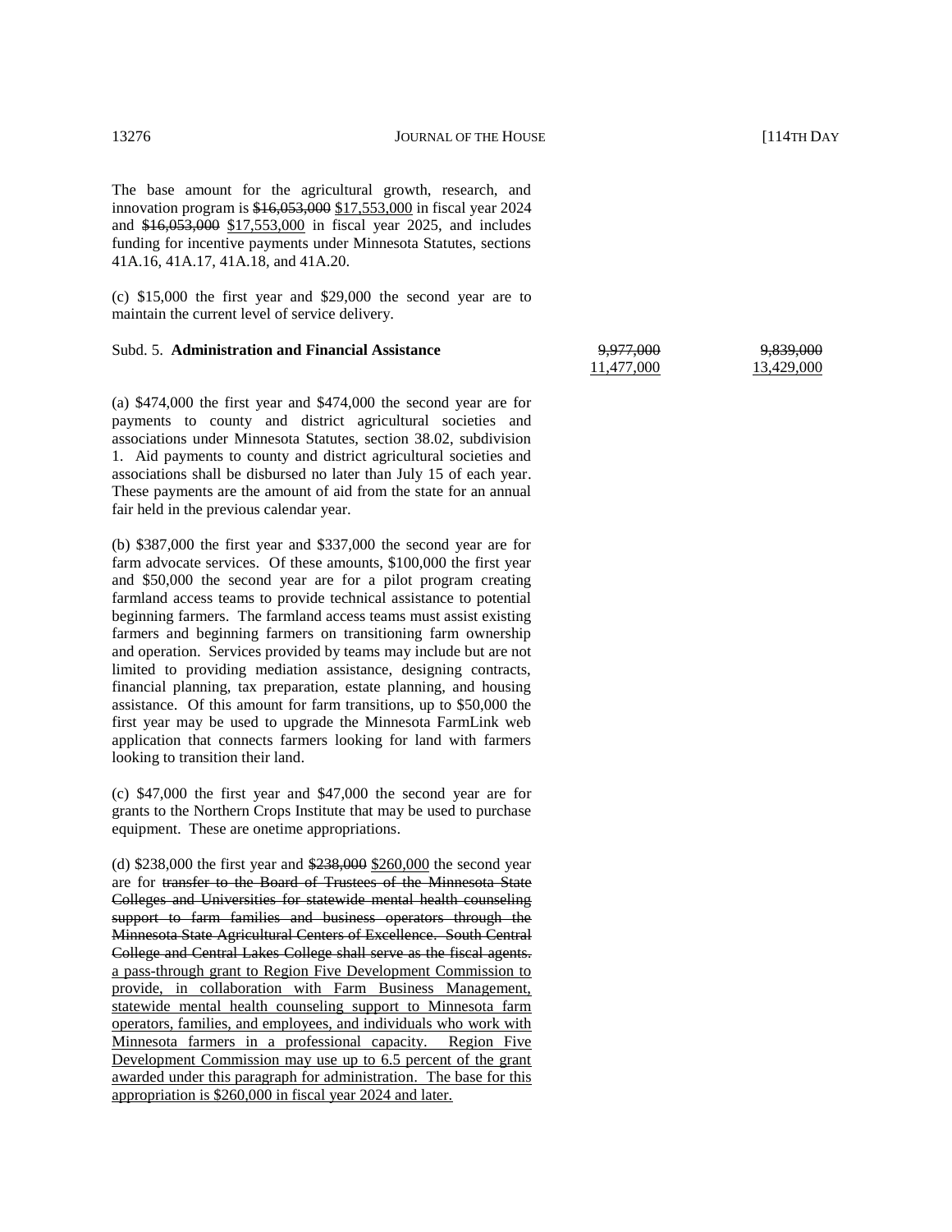The base amount for the agricultural growth, research, and innovation program is ~~$16,053,000~~ <u>$17,553,000</u> in fiscal year 2024 and ~~$16,053,000~~ <u>$17,553,000</u> in fiscal year 2025, and includes funding for incentive payments under Minnesota Statutes, sections 41A.16, 41A.17, 41A.18, and 41A.20.

(c) $15,000 the first year and $29,000 the second year are to maintain the current level of service delivery.

| Subd. 5. **Administration and Financial Assistance** | ~~9,977,000~~ <u>11,477,000</u> | ~~9,839,000~~ <u>13,429,000</u> |
|---|---|---|

(a) $474,000 the first year and $474,000 the second year are for payments to county and district agricultural societies and associations under Minnesota Statutes, section 38.02, subdivision 1. Aid payments to county and district agricultural societies and associations shall be disbursed no later than July 15 of each year. These payments are the amount of aid from the state for an annual fair held in the previous calendar year.

(b) $387,000 the first year and $337,000 the second year are for farm advocate services. Of these amounts, $100,000 the first year and $50,000 the second year are for a pilot program creating farmland access teams to provide technical assistance to potential beginning farmers. The farmland access teams must assist existing farmers and beginning farmers on transitioning farm ownership and operation. Services provided by teams may include but are not limited to providing mediation assistance, designing contracts, financial planning, tax preparation, estate planning, and housing assistance. Of this amount for farm transitions, up to $50,000 the first year may be used to upgrade the Minnesota FarmLink web application that connects farmers looking for land with farmers looking to transition their land.

(c) $47,000 the first year and $47,000 the second year are for grants to the Northern Crops Institute that may be used to purchase equipment. These are onetime appropriations.

(d) $238,000 the first year and ~~$238,000~~ <u>$260,000</u> the second year are for ~~transfer to the Board of Trustees of the Minnesota State Colleges and Universities for statewide mental health counseling support to farm families and business operators through the Minnesota State Agricultural Centers of Excellence. South Central College and Central Lakes College shall serve as the fiscal agents.~~ <u>a pass-through grant to Region Five Development Commission to provide, in collaboration with Farm Business Management, statewide mental health counseling support to Minnesota farm operators, families, and employees, and individuals who work with Minnesota farmers in a professional capacity. Region Five Development Commission may use up to 6.5 percent of the grant awarded under this paragraph for administration. The base for this appropriation is $260,000 in fiscal year 2024 and later.</u>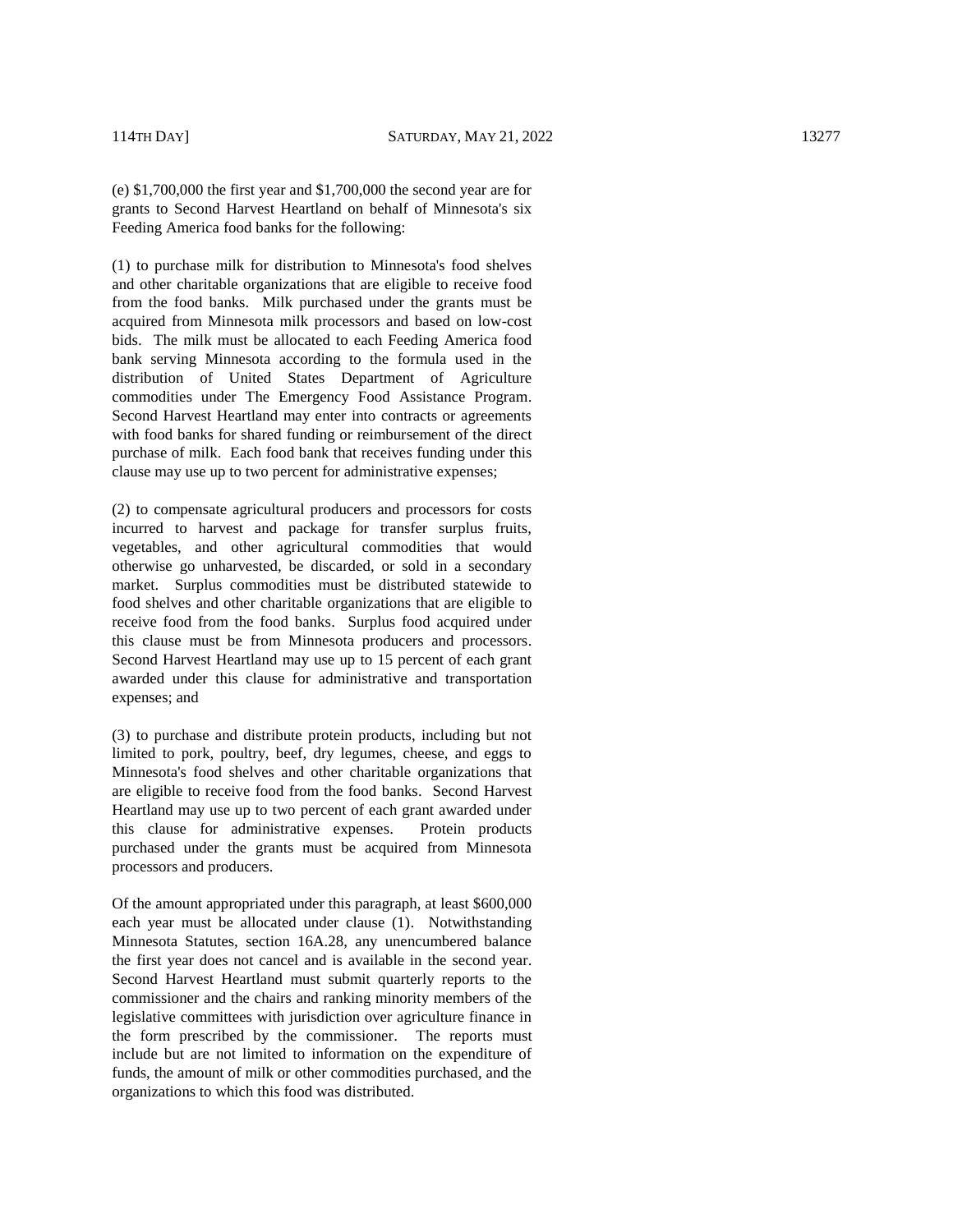(e) $1,700,000 the first year and $1,700,000 the second year are for grants to Second Harvest Heartland on behalf of Minnesota's six Feeding America food banks for the following:

(1) to purchase milk for distribution to Minnesota's food shelves and other charitable organizations that are eligible to receive food from the food banks. Milk purchased under the grants must be acquired from Minnesota milk processors and based on low-cost bids. The milk must be allocated to each Feeding America food bank serving Minnesota according to the formula used in the distribution of United States Department of Agriculture commodities under The Emergency Food Assistance Program. Second Harvest Heartland may enter into contracts or agreements with food banks for shared funding or reimbursement of the direct purchase of milk. Each food bank that receives funding under this clause may use up to two percent for administrative expenses;

(2) to compensate agricultural producers and processors for costs incurred to harvest and package for transfer surplus fruits, vegetables, and other agricultural commodities that would otherwise go unharvested, be discarded, or sold in a secondary market. Surplus commodities must be distributed statewide to food shelves and other charitable organizations that are eligible to receive food from the food banks. Surplus food acquired under this clause must be from Minnesota producers and processors. Second Harvest Heartland may use up to 15 percent of each grant awarded under this clause for administrative and transportation expenses; and

(3) to purchase and distribute protein products, including but not limited to pork, poultry, beef, dry legumes, cheese, and eggs to Minnesota's food shelves and other charitable organizations that are eligible to receive food from the food banks. Second Harvest Heartland may use up to two percent of each grant awarded under this clause for administrative expenses. Protein products purchased under the grants must be acquired from Minnesota processors and producers.

Of the amount appropriated under this paragraph, at least $600,000 each year must be allocated under clause (1). Notwithstanding Minnesota Statutes, section 16A.28, any unencumbered balance the first year does not cancel and is available in the second year. Second Harvest Heartland must submit quarterly reports to the commissioner and the chairs and ranking minority members of the legislative committees with jurisdiction over agriculture finance in the form prescribed by the commissioner. The reports must include but are not limited to information on the expenditure of funds, the amount of milk or other commodities purchased, and the organizations to which this food was distributed.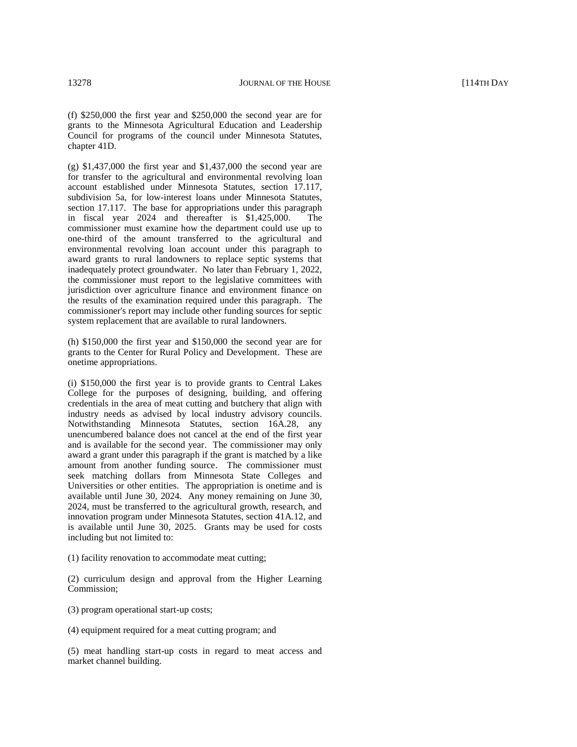(f) $250,000 the first year and $250,000 the second year are for grants to the Minnesota Agricultural Education and Leadership Council for programs of the council under Minnesota Statutes, chapter 41D.

(g) $1,437,000 the first year and $1,437,000 the second year are for transfer to the agricultural and environmental revolving loan account established under Minnesota Statutes, section 17.117, subdivision 5a, for low-interest loans under Minnesota Statutes, section 17.117. The base for appropriations under this paragraph in fiscal year 2024 and thereafter is $1,425,000. The commissioner must examine how the department could use up to one-third of the amount transferred to the agricultural and environmental revolving loan account under this paragraph to award grants to rural landowners to replace septic systems that inadequately protect groundwater. No later than February 1, 2022, the commissioner must report to the legislative committees with jurisdiction over agriculture finance and environment finance on the results of the examination required under this paragraph. The commissioner's report may include other funding sources for septic system replacement that are available to rural landowners.

(h) $150,000 the first year and $150,000 the second year are for grants to the Center for Rural Policy and Development. These are onetime appropriations.

(i) $150,000 the first year is to provide grants to Central Lakes College for the purposes of designing, building, and offering credentials in the area of meat cutting and butchery that align with industry needs as advised by local industry advisory councils. Notwithstanding Minnesota Statutes, section 16A.28, any unencumbered balance does not cancel at the end of the first year and is available for the second year. The commissioner may only award a grant under this paragraph if the grant is matched by a like amount from another funding source. The commissioner must seek matching dollars from Minnesota State Colleges and Universities or other entities. The appropriation is onetime and is available until June 30, 2024. Any money remaining on June 30, 2024, must be transferred to the agricultural growth, research, and innovation program under Minnesota Statutes, section 41A.12, and is available until June 30, 2025. Grants may be used for costs including but not limited to:

(1) facility renovation to accommodate meat cutting;

(2) curriculum design and approval from the Higher Learning Commission;

(3) program operational start-up costs;

(4) equipment required for a meat cutting program; and

(5) meat handling start-up costs in regard to meat access and market channel building.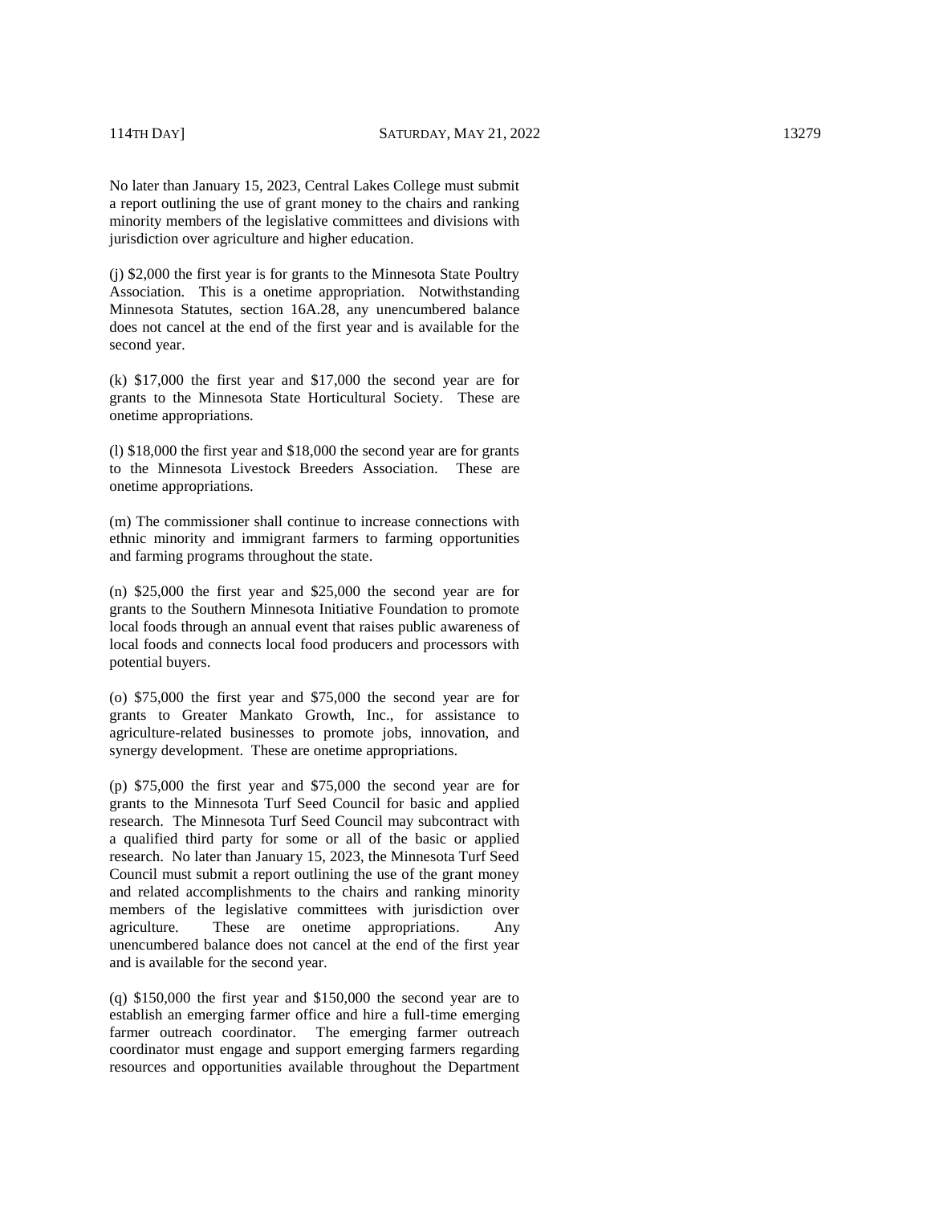No later than January 15, 2023, Central Lakes College must submit a report outlining the use of grant money to the chairs and ranking minority members of the legislative committees and divisions with jurisdiction over agriculture and higher education.

(j) $2,000 the first year is for grants to the Minnesota State Poultry Association. This is a onetime appropriation. Notwithstanding Minnesota Statutes, section 16A.28, any unencumbered balance does not cancel at the end of the first year and is available for the second year.

(k) $17,000 the first year and $17,000 the second year are for grants to the Minnesota State Horticultural Society. These are onetime appropriations.

(l) $18,000 the first year and $18,000 the second year are for grants to the Minnesota Livestock Breeders Association. These are onetime appropriations.

(m) The commissioner shall continue to increase connections with ethnic minority and immigrant farmers to farming opportunities and farming programs throughout the state.

(n) $25,000 the first year and $25,000 the second year are for grants to the Southern Minnesota Initiative Foundation to promote local foods through an annual event that raises public awareness of local foods and connects local food producers and processors with potential buyers.

(o) $75,000 the first year and $75,000 the second year are for grants to Greater Mankato Growth, Inc., for assistance to agriculture-related businesses to promote jobs, innovation, and synergy development. These are onetime appropriations.

(p) $75,000 the first year and $75,000 the second year are for grants to the Minnesota Turf Seed Council for basic and applied research. The Minnesota Turf Seed Council may subcontract with a qualified third party for some or all of the basic or applied research. No later than January 15, 2023, the Minnesota Turf Seed Council must submit a report outlining the use of the grant money and related accomplishments to the chairs and ranking minority members of the legislative committees with jurisdiction over agriculture. These are onetime appropriations. Any unencumbered balance does not cancel at the end of the first year and is available for the second year.

(q) $150,000 the first year and $150,000 the second year are to establish an emerging farmer office and hire a full-time emerging farmer outreach coordinator. The emerging farmer outreach coordinator must engage and support emerging farmers regarding resources and opportunities available throughout the Department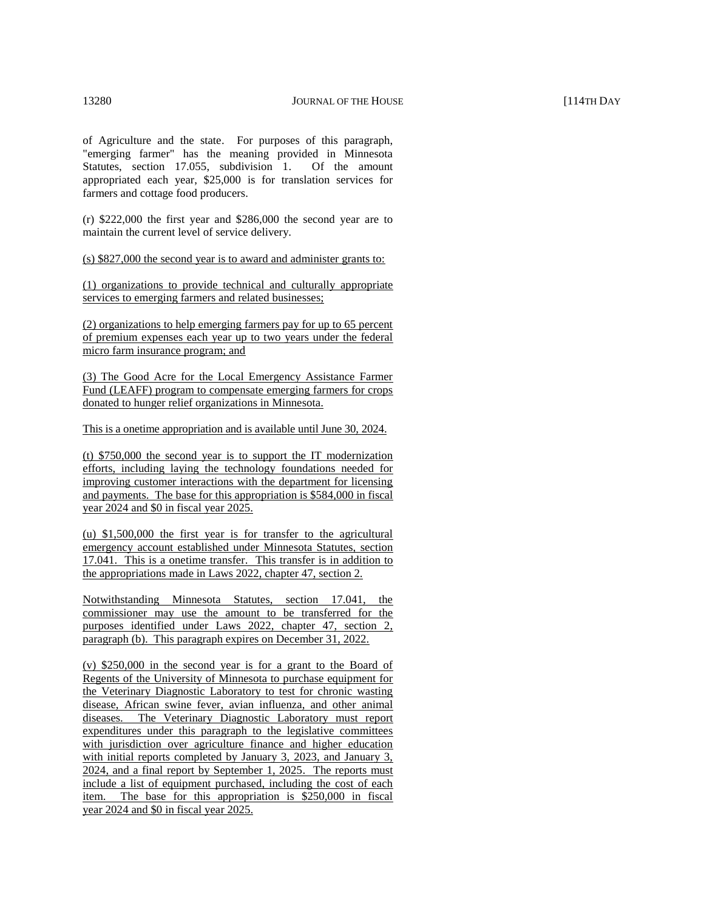of Agriculture and the state. For purposes of this paragraph, "emerging farmer" has the meaning provided in Minnesota Statutes, section 17.055, subdivision 1. Of the amount appropriated each year, $25,000 is for translation services for farmers and cottage food producers.

(r) $222,000 the first year and $286,000 the second year are to maintain the current level of service delivery.

(s) $827,000 the second year is to award and administer grants to:

(1) organizations to provide technical and culturally appropriate services to emerging farmers and related businesses;

(2) organizations to help emerging farmers pay for up to 65 percent of premium expenses each year up to two years under the federal micro farm insurance program; and

(3) The Good Acre for the Local Emergency Assistance Farmer Fund (LEAFF) program to compensate emerging farmers for crops donated to hunger relief organizations in Minnesota.

This is a onetime appropriation and is available until June 30, 2024.

(t) $750,000 the second year is to support the IT modernization efforts, including laying the technology foundations needed for improving customer interactions with the department for licensing and payments. The base for this appropriation is $584,000 in fiscal year 2024 and $0 in fiscal year 2025.

(u) $1,500,000 the first year is for transfer to the agricultural emergency account established under Minnesota Statutes, section 17.041. This is a onetime transfer. This transfer is in addition to the appropriations made in Laws 2022, chapter 47, section 2.

Notwithstanding Minnesota Statutes, section 17.041, the commissioner may use the amount to be transferred for the purposes identified under Laws 2022, chapter 47, section 2, paragraph (b). This paragraph expires on December 31, 2022.

(v) $250,000 in the second year is for a grant to the Board of Regents of the University of Minnesota to purchase equipment for the Veterinary Diagnostic Laboratory to test for chronic wasting disease, African swine fever, avian influenza, and other animal diseases. The Veterinary Diagnostic Laboratory must report expenditures under this paragraph to the legislative committees with jurisdiction over agriculture finance and higher education with initial reports completed by January 3, 2023, and January 3, 2024, and a final report by September 1, 2025. The reports must include a list of equipment purchased, including the cost of each item. The base for this appropriation is $250,000 in fiscal year 2024 and $0 in fiscal year 2025.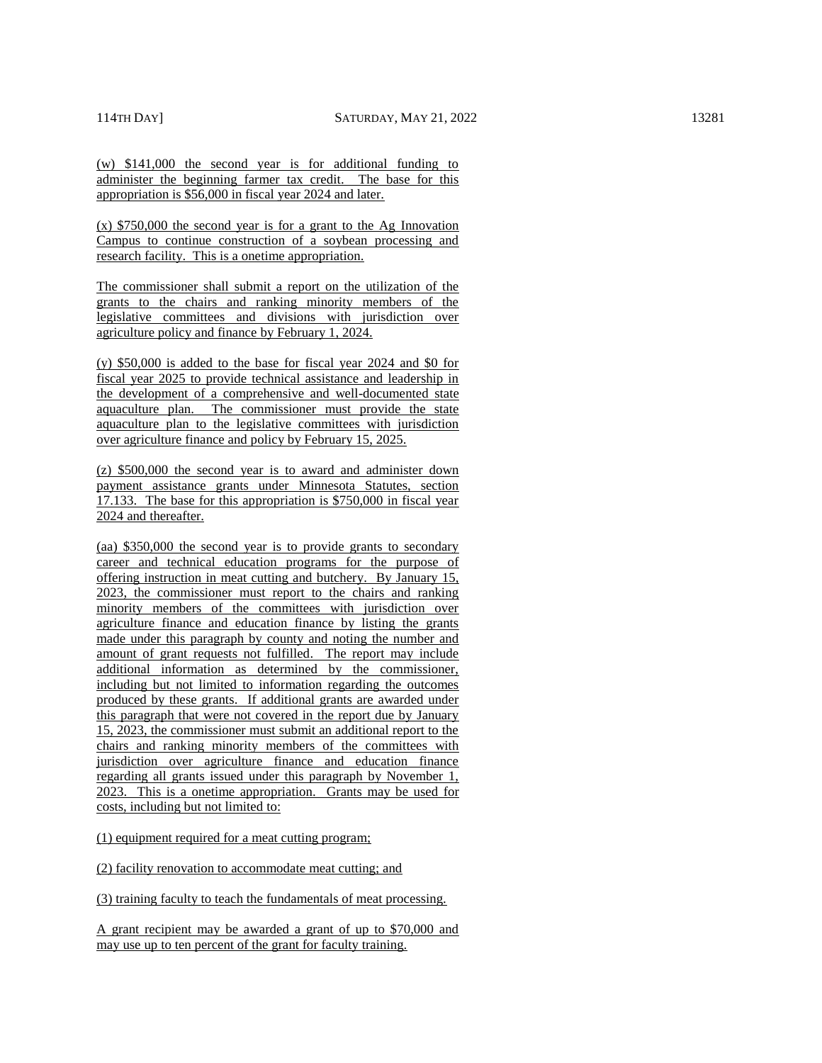(w) $141,000 the second year is for additional funding to administer the beginning farmer tax credit. The base for this appropriation is $56,000 in fiscal year 2024 and later.

(x) $750,000 the second year is for a grant to the Ag Innovation Campus to continue construction of a soybean processing and research facility. This is a onetime appropriation.

The commissioner shall submit a report on the utilization of the grants to the chairs and ranking minority members of the legislative committees and divisions with jurisdiction over agriculture policy and finance by February 1, 2024.

(y) $50,000 is added to the base for fiscal year 2024 and $0 for fiscal year 2025 to provide technical assistance and leadership in the development of a comprehensive and well-documented state aquaculture plan. The commissioner must provide the state aquaculture plan to the legislative committees with jurisdiction over agriculture finance and policy by February 15, 2025.

(z) $500,000 the second year is to award and administer down payment assistance grants under Minnesota Statutes, section 17.133. The base for this appropriation is $750,000 in fiscal year 2024 and thereafter.

(aa) $350,000 the second year is to provide grants to secondary career and technical education programs for the purpose of offering instruction in meat cutting and butchery. By January 15, 2023, the commissioner must report to the chairs and ranking minority members of the committees with jurisdiction over agriculture finance and education finance by listing the grants made under this paragraph by county and noting the number and amount of grant requests not fulfilled. The report may include additional information as determined by the commissioner, including but not limited to information regarding the outcomes produced by these grants. If additional grants are awarded under this paragraph that were not covered in the report due by January 15, 2023, the commissioner must submit an additional report to the chairs and ranking minority members of the committees with jurisdiction over agriculture finance and education finance regarding all grants issued under this paragraph by November 1, 2023. This is a onetime appropriation. Grants may be used for costs, including but not limited to:

(1) equipment required for a meat cutting program;

(2) facility renovation to accommodate meat cutting; and

(3) training faculty to teach the fundamentals of meat processing.

A grant recipient may be awarded a grant of up to $70,000 and may use up to ten percent of the grant for faculty training.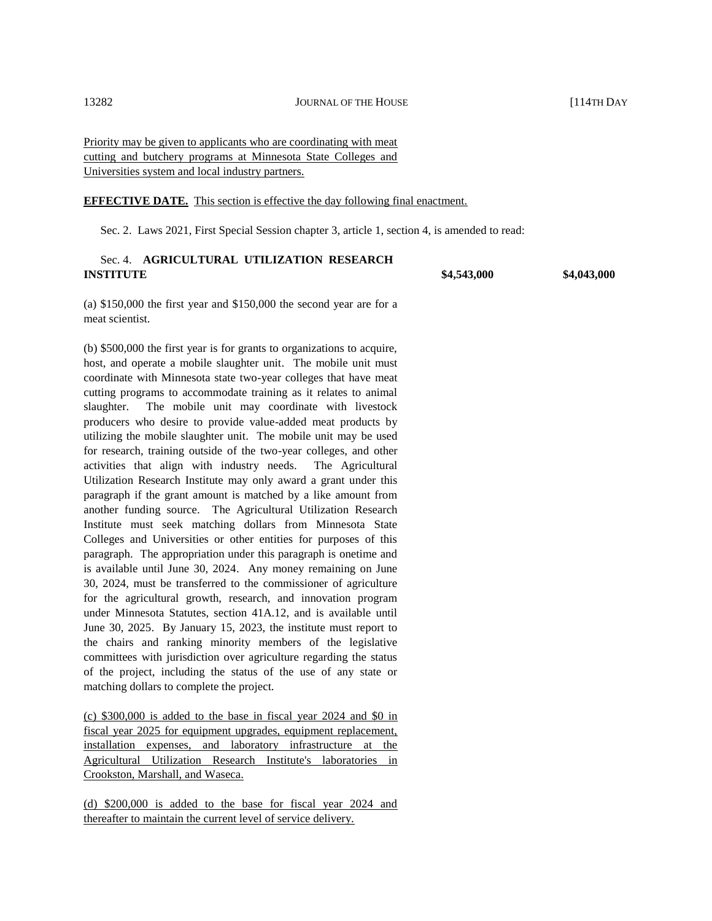Priority may be given to applicants who are coordinating with meat cutting and butchery programs at Minnesota State Colleges and Universities system and local industry partners.

**EFFECTIVE DATE.** This section is effective the day following final enactment.

Sec. 2. Laws 2021, First Special Session chapter 3, article 1, section 4, is amended to read:

| Sec. 4. **AGRICULTURAL UTILIZATION RESEARCH INSTITUTE** | **$4,543,000** | **$4,043,000** |
| --- | --- | --- |

(a) $150,000 the first year and $150,000 the second year are for a meat scientist.

(b) $500,000 the first year is for grants to organizations to acquire, host, and operate a mobile slaughter unit. The mobile unit must coordinate with Minnesota state two-year colleges that have meat cutting programs to accommodate training as it relates to animal slaughter. The mobile unit may coordinate with livestock producers who desire to provide value-added meat products by utilizing the mobile slaughter unit. The mobile unit may be used for research, training outside of the two-year colleges, and other activities that align with industry needs. The Agricultural Utilization Research Institute may only award a grant under this paragraph if the grant amount is matched by a like amount from another funding source. The Agricultural Utilization Research Institute must seek matching dollars from Minnesota State Colleges and Universities or other entities for purposes of this paragraph. The appropriation under this paragraph is onetime and is available until June 30, 2024. Any money remaining on June 30, 2024, must be transferred to the commissioner of agriculture for the agricultural growth, research, and innovation program under Minnesota Statutes, section 41A.12, and is available until June 30, 2025. By January 15, 2023, the institute must report to the chairs and ranking minority members of the legislative committees with jurisdiction over agriculture regarding the status of the project, including the status of the use of any state or matching dollars to complete the project.

(c) $300,000 is added to the base in fiscal year 2024 and $0 in fiscal year 2025 for equipment upgrades, equipment replacement, installation expenses, and laboratory infrastructure at the Agricultural Utilization Research Institute's laboratories in Crookston, Marshall, and Waseca.

(d) $200,000 is added to the base for fiscal year 2024 and thereafter to maintain the current level of service delivery.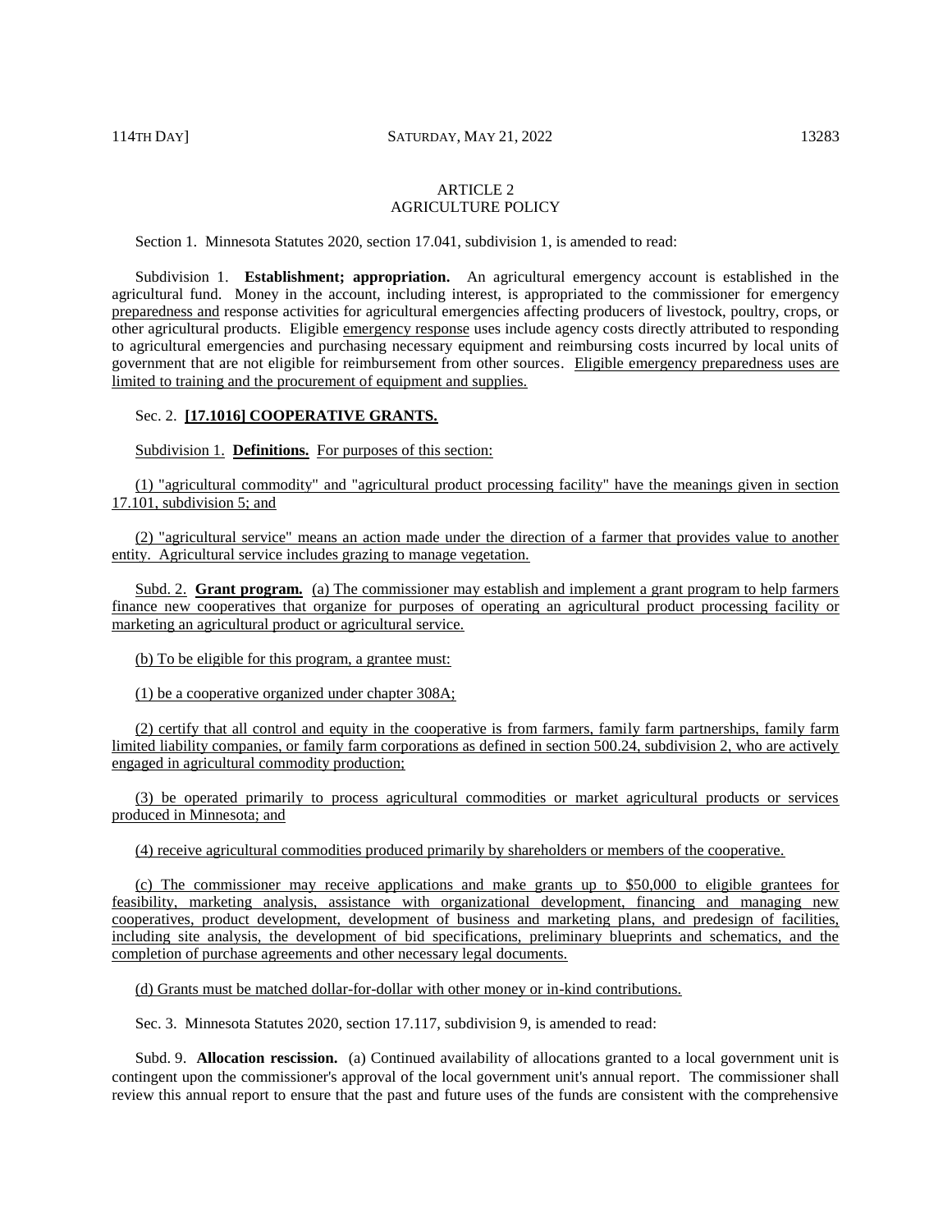ARTICLE 2
AGRICULTURE POLICY

Section 1. Minnesota Statutes 2020, section 17.041, subdivision 1, is amended to read:

Subdivision 1. **Establishment; appropriation.** An agricultural emergency account is established in the agricultural fund. Money in the account, including interest, is appropriated to the commissioner for emergency preparedness and response activities for agricultural emergencies affecting producers of livestock, poultry, crops, or other agricultural products. Eligible emergency response uses include agency costs directly attributed to responding to agricultural emergencies and purchasing necessary equipment and reimbursing costs incurred by local units of government that are not eligible for reimbursement from other sources. Eligible emergency preparedness uses are limited to training and the procurement of equipment and supplies.

Sec. 2. **[17.1016] COOPERATIVE GRANTS.**

Subdivision 1. **Definitions.** For purposes of this section:

(1) "agricultural commodity" and "agricultural product processing facility" have the meanings given in section 17.101, subdivision 5; and

(2) "agricultural service" means an action made under the direction of a farmer that provides value to another entity. Agricultural service includes grazing to manage vegetation.

Subd. 2. **Grant program.** (a) The commissioner may establish and implement a grant program to help farmers finance new cooperatives that organize for purposes of operating an agricultural product processing facility or marketing an agricultural product or agricultural service.

(b) To be eligible for this program, a grantee must:

(1) be a cooperative organized under chapter 308A;

(2) certify that all control and equity in the cooperative is from farmers, family farm partnerships, family farm limited liability companies, or family farm corporations as defined in section 500.24, subdivision 2, who are actively engaged in agricultural commodity production;

(3) be operated primarily to process agricultural commodities or market agricultural products or services produced in Minnesota; and

(4) receive agricultural commodities produced primarily by shareholders or members of the cooperative.

(c) The commissioner may receive applications and make grants up to $50,000 to eligible grantees for feasibility, marketing analysis, assistance with organizational development, financing and managing new cooperatives, product development, development of business and marketing plans, and predesign of facilities, including site analysis, the development of bid specifications, preliminary blueprints and schematics, and the completion of purchase agreements and other necessary legal documents.

(d) Grants must be matched dollar-for-dollar with other money or in-kind contributions.

Sec. 3. Minnesota Statutes 2020, section 17.117, subdivision 9, is amended to read:

Subd. 9. **Allocation rescission.** (a) Continued availability of allocations granted to a local government unit is contingent upon the commissioner's approval of the local government unit's annual report. The commissioner shall review this annual report to ensure that the past and future uses of the funds are consistent with the comprehensive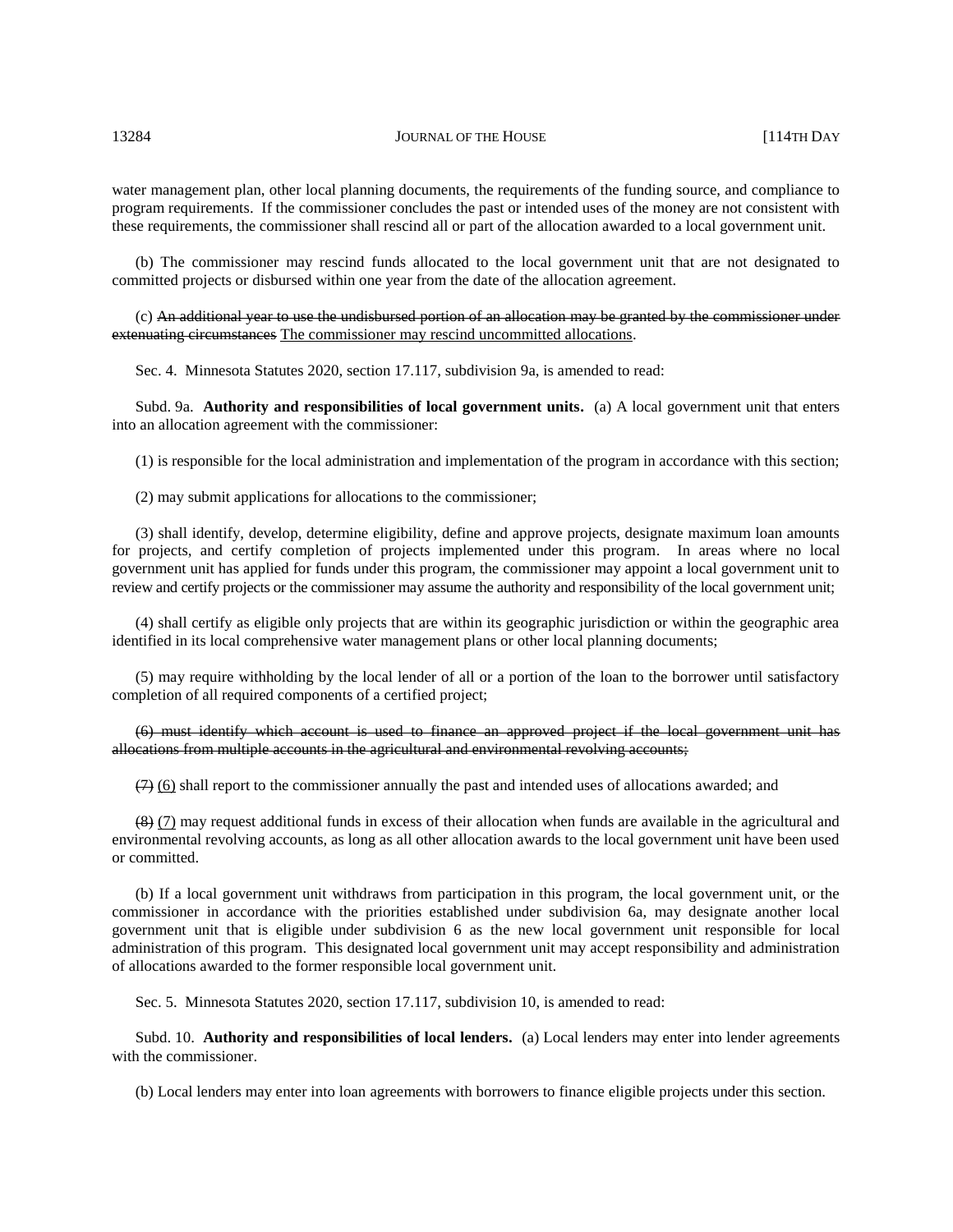water management plan, other local planning documents, the requirements of the funding source, and compliance to program requirements. If the commissioner concludes the past or intended uses of the money are not consistent with these requirements, the commissioner shall rescind all or part of the allocation awarded to a local government unit.

(b) The commissioner may rescind funds allocated to the local government unit that are not designated to committed projects or disbursed within one year from the date of the allocation agreement.

(c) ~~An additional year to use the undisbursed portion of an allocation may be granted by the commissioner under extenuating circumstances~~ <u>The commissioner may rescind uncommitted allocations</u>.

Sec. 4. Minnesota Statutes 2020, section 17.117, subdivision 9a, is amended to read:

Subd. 9a. **Authority and responsibilities of local government units.** (a) A local government unit that enters into an allocation agreement with the commissioner:

(1) is responsible for the local administration and implementation of the program in accordance with this section;

(2) may submit applications for allocations to the commissioner;

(3) shall identify, develop, determine eligibility, define and approve projects, designate maximum loan amounts for projects, and certify completion of projects implemented under this program. In areas where no local government unit has applied for funds under this program, the commissioner may appoint a local government unit to review and certify projects or the commissioner may assume the authority and responsibility of the local government unit;

(4) shall certify as eligible only projects that are within its geographic jurisdiction or within the geographic area identified in its local comprehensive water management plans or other local planning documents;

(5) may require withholding by the local lender of all or a portion of the loan to the borrower until satisfactory completion of all required components of a certified project;

~~(6) must identify which account is used to finance an approved project if the local government unit has allocations from multiple accounts in the agricultural and environmental revolving accounts;~~

~~(7)~~ <u>(6)</u> shall report to the commissioner annually the past and intended uses of allocations awarded; and

~~(8)~~ <u>(7)</u> may request additional funds in excess of their allocation when funds are available in the agricultural and environmental revolving accounts, as long as all other allocation awards to the local government unit have been used or committed.

(b) If a local government unit withdraws from participation in this program, the local government unit, or the commissioner in accordance with the priorities established under subdivision 6a, may designate another local government unit that is eligible under subdivision 6 as the new local government unit responsible for local administration of this program. This designated local government unit may accept responsibility and administration of allocations awarded to the former responsible local government unit.

Sec. 5. Minnesota Statutes 2020, section 17.117, subdivision 10, is amended to read:

Subd. 10. **Authority and responsibilities of local lenders.** (a) Local lenders may enter into lender agreements with the commissioner.

(b) Local lenders may enter into loan agreements with borrowers to finance eligible projects under this section.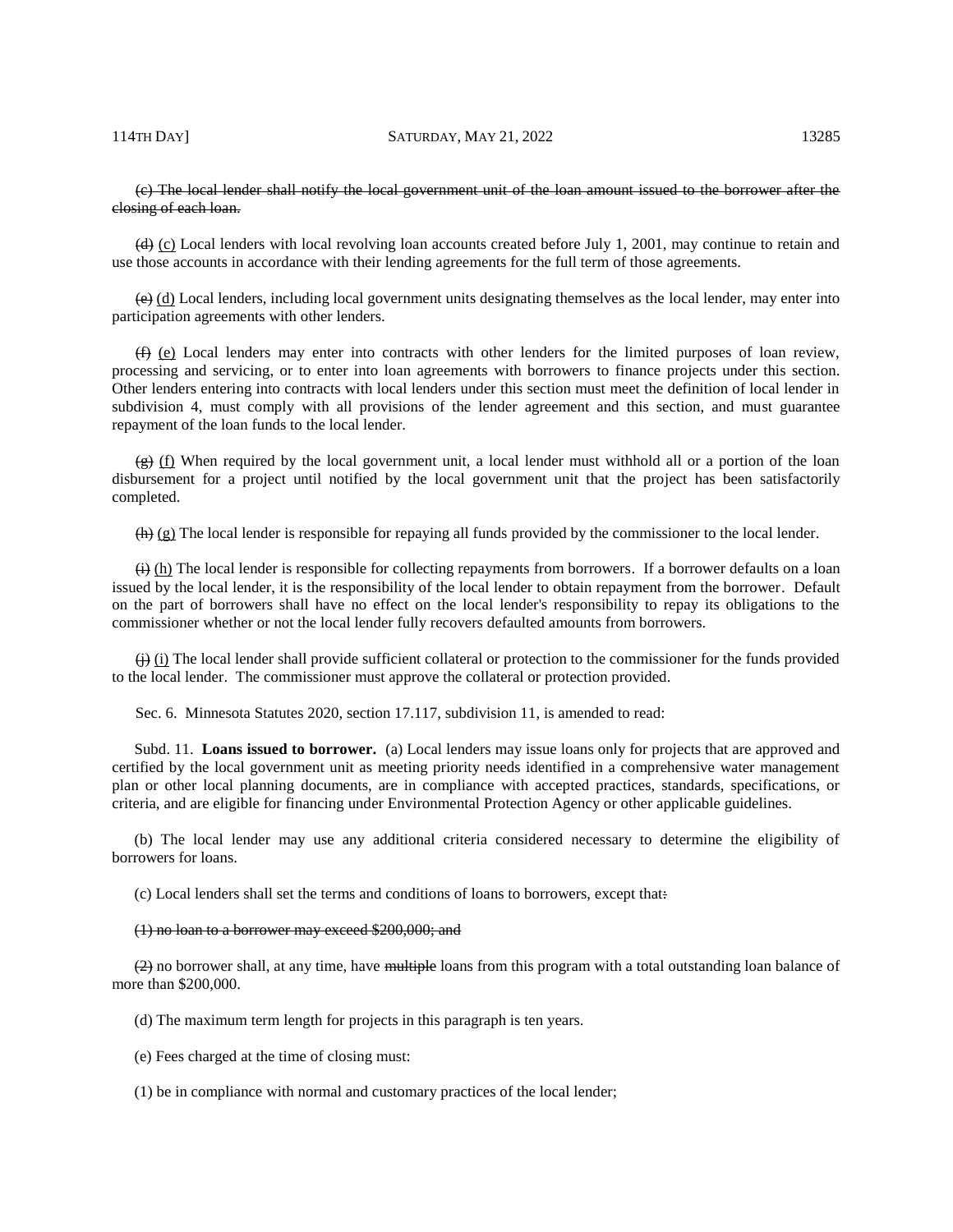~~(c) The local lender shall notify the local government unit of the loan amount issued to the borrower after the closing of each loan.~~

~~(d)~~ <u>(c)</u> Local lenders with local revolving loan accounts created before July 1, 2001, may continue to retain and use those accounts in accordance with their lending agreements for the full term of those agreements.

~~(e)~~ <u>(d)</u> Local lenders, including local government units designating themselves as the local lender, may enter into participation agreements with other lenders.

~~(f)~~ <u>(e)</u> Local lenders may enter into contracts with other lenders for the limited purposes of loan review, processing and servicing, or to enter into loan agreements with borrowers to finance projects under this section. Other lenders entering into contracts with local lenders under this section must meet the definition of local lender in subdivision 4, must comply with all provisions of the lender agreement and this section, and must guarantee repayment of the loan funds to the local lender.

~~(g)~~ <u>(f)</u> When required by the local government unit, a local lender must withhold all or a portion of the loan disbursement for a project until notified by the local government unit that the project has been satisfactorily completed.

~~(h)~~ <u>(g)</u> The local lender is responsible for repaying all funds provided by the commissioner to the local lender.

~~(i)~~ <u>(h)</u> The local lender is responsible for collecting repayments from borrowers. If a borrower defaults on a loan issued by the local lender, it is the responsibility of the local lender to obtain repayment from the borrower. Default on the part of borrowers shall have no effect on the local lender's responsibility to repay its obligations to the commissioner whether or not the local lender fully recovers defaulted amounts from borrowers.

~~(j)~~ <u>(i)</u> The local lender shall provide sufficient collateral or protection to the commissioner for the funds provided to the local lender. The commissioner must approve the collateral or protection provided.

Sec. 6. Minnesota Statutes 2020, section 17.117, subdivision 11, is amended to read:

Subd. 11. **Loans issued to borrower.** (a) Local lenders may issue loans only for projects that are approved and certified by the local government unit as meeting priority needs identified in a comprehensive water management plan or other local planning documents, are in compliance with accepted practices, standards, specifications, or criteria, and are eligible for financing under Environmental Protection Agency or other applicable guidelines.

(b) The local lender may use any additional criteria considered necessary to determine the eligibility of borrowers for loans.

(c) Local lenders shall set the terms and conditions of loans to borrowers, except that~~:~~

~~(1) no loan to a borrower may exceed $200,000; and~~

~~(2)~~ no borrower shall, at any time, have ~~multiple~~ loans from this program with a total outstanding loan balance of more than $200,000.

(d) The maximum term length for projects in this paragraph is ten years.

(e) Fees charged at the time of closing must:

(1) be in compliance with normal and customary practices of the local lender;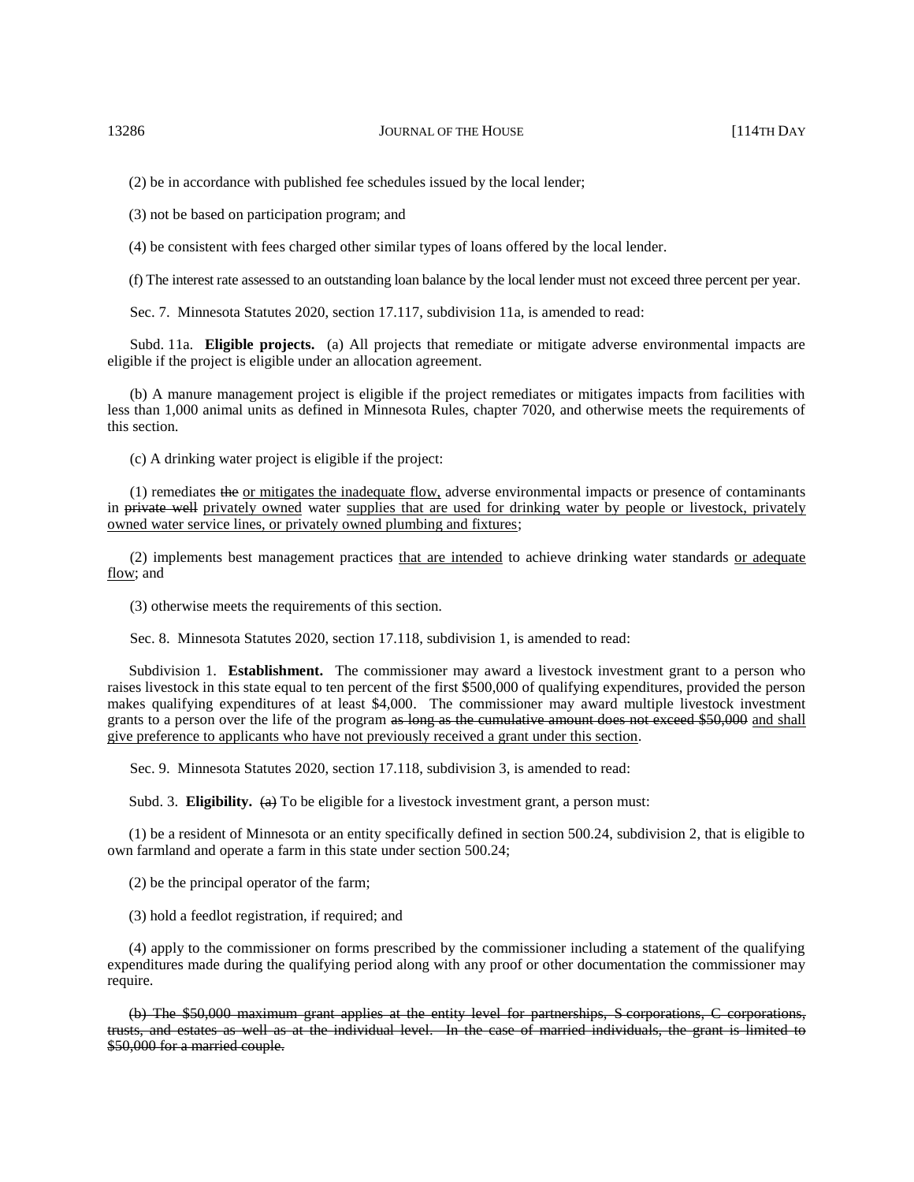(2) be in accordance with published fee schedules issued by the local lender;

(3) not be based on participation program; and

(4) be consistent with fees charged other similar types of loans offered by the local lender.

(f) The interest rate assessed to an outstanding loan balance by the local lender must not exceed three percent per year.

Sec. 7. Minnesota Statutes 2020, section 17.117, subdivision 11a, is amended to read:

Subd. 11a. **Eligible projects.** (a) All projects that remediate or mitigate adverse environmental impacts are eligible if the project is eligible under an allocation agreement.

(b) A manure management project is eligible if the project remediates or mitigates impacts from facilities with less than 1,000 animal units as defined in Minnesota Rules, chapter 7020, and otherwise meets the requirements of this section.

(c) A drinking water project is eligible if the project:

(1) remediates ~~the~~ <u>or mitigates the inadequate flow,</u> adverse environmental impacts or presence of contaminants in ~~private well~~ <u>privately owned</u> water <u>supplies that are used for drinking water by people or livestock, privately owned water service lines, or privately owned plumbing and fixtures</u>;

(2) implements best management practices <u>that are intended</u> to achieve drinking water standards <u>or adequate flow</u>; and

(3) otherwise meets the requirements of this section.

Sec. 8. Minnesota Statutes 2020, section 17.118, subdivision 1, is amended to read:

Subdivision 1. **Establishment.** The commissioner may award a livestock investment grant to a person who raises livestock in this state equal to ten percent of the first $500,000 of qualifying expenditures, provided the person makes qualifying expenditures of at least $4,000. The commissioner may award multiple livestock investment grants to a person over the life of the program ~~as long as the cumulative amount does not exceed $50,000~~ <u>and shall give preference to applicants who have not previously received a grant under this section</u>.

Sec. 9. Minnesota Statutes 2020, section 17.118, subdivision 3, is amended to read:

Subd. 3. **Eligibility.** ~~(a)~~ To be eligible for a livestock investment grant, a person must:

(1) be a resident of Minnesota or an entity specifically defined in section 500.24, subdivision 2, that is eligible to own farmland and operate a farm in this state under section 500.24;

(2) be the principal operator of the farm;

(3) hold a feedlot registration, if required; and

(4) apply to the commissioner on forms prescribed by the commissioner including a statement of the qualifying expenditures made during the qualifying period along with any proof or other documentation the commissioner may require.

~~(b) The $50,000 maximum grant applies at the entity level for partnerships, S corporations, C corporations, trusts, and estates as well as at the individual level. In the case of married individuals, the grant is limited to $50,000 for a married couple.~~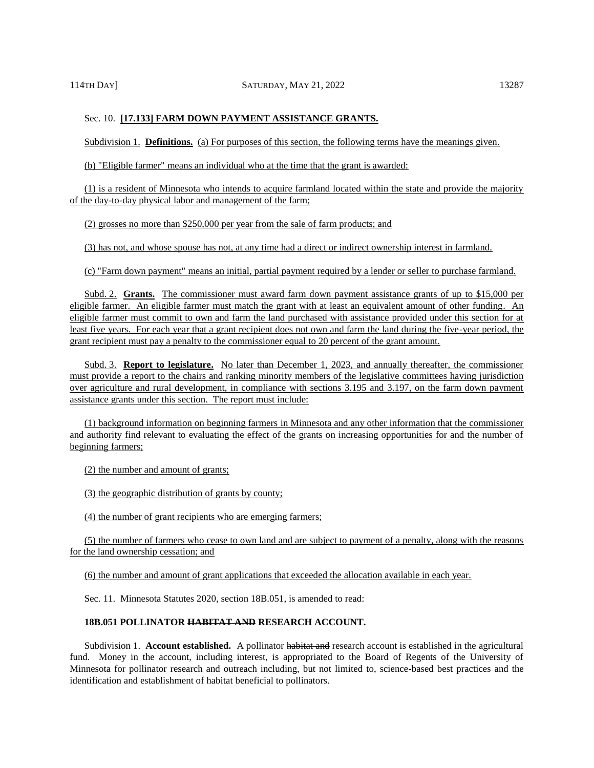Sec. 10. **[17.133] FARM DOWN PAYMENT ASSISTANCE GRANTS.**

Subdivision 1. **Definitions.** (a) For purposes of this section, the following terms have the meanings given.

(b) "Eligible farmer" means an individual who at the time that the grant is awarded:

(1) is a resident of Minnesota who intends to acquire farmland located within the state and provide the majority of the day-to-day physical labor and management of the farm;

(2) grosses no more than $250,000 per year from the sale of farm products; and

(3) has not, and whose spouse has not, at any time had a direct or indirect ownership interest in farmland.

(c) "Farm down payment" means an initial, partial payment required by a lender or seller to purchase farmland.

Subd. 2. **Grants.** The commissioner must award farm down payment assistance grants of up to $15,000 per eligible farmer. An eligible farmer must match the grant with at least an equivalent amount of other funding. An eligible farmer must commit to own and farm the land purchased with assistance provided under this section for at least five years. For each year that a grant recipient does not own and farm the land during the five-year period, the grant recipient must pay a penalty to the commissioner equal to 20 percent of the grant amount.

Subd. 3. **Report to legislature.** No later than December 1, 2023, and annually thereafter, the commissioner must provide a report to the chairs and ranking minority members of the legislative committees having jurisdiction over agriculture and rural development, in compliance with sections 3.195 and 3.197, on the farm down payment assistance grants under this section. The report must include:

(1) background information on beginning farmers in Minnesota and any other information that the commissioner and authority find relevant to evaluating the effect of the grants on increasing opportunities for and the number of beginning farmers;

(2) the number and amount of grants;

(3) the geographic distribution of grants by county;

(4) the number of grant recipients who are emerging farmers;

(5) the number of farmers who cease to own land and are subject to payment of a penalty, along with the reasons for the land ownership cessation; and

(6) the number and amount of grant applications that exceeded the allocation available in each year.

Sec. 11. Minnesota Statutes 2020, section 18B.051, is amended to read:

**18B.051 POLLINATOR ~~HABITAT AND~~ RESEARCH ACCOUNT.**

Subdivision 1. **Account established.** A pollinator ~~habitat and~~ research account is established in the agricultural fund. Money in the account, including interest, is appropriated to the Board of Regents of the University of Minnesota for pollinator research and outreach including, but not limited to, science-based best practices and the identification and establishment of habitat beneficial to pollinators.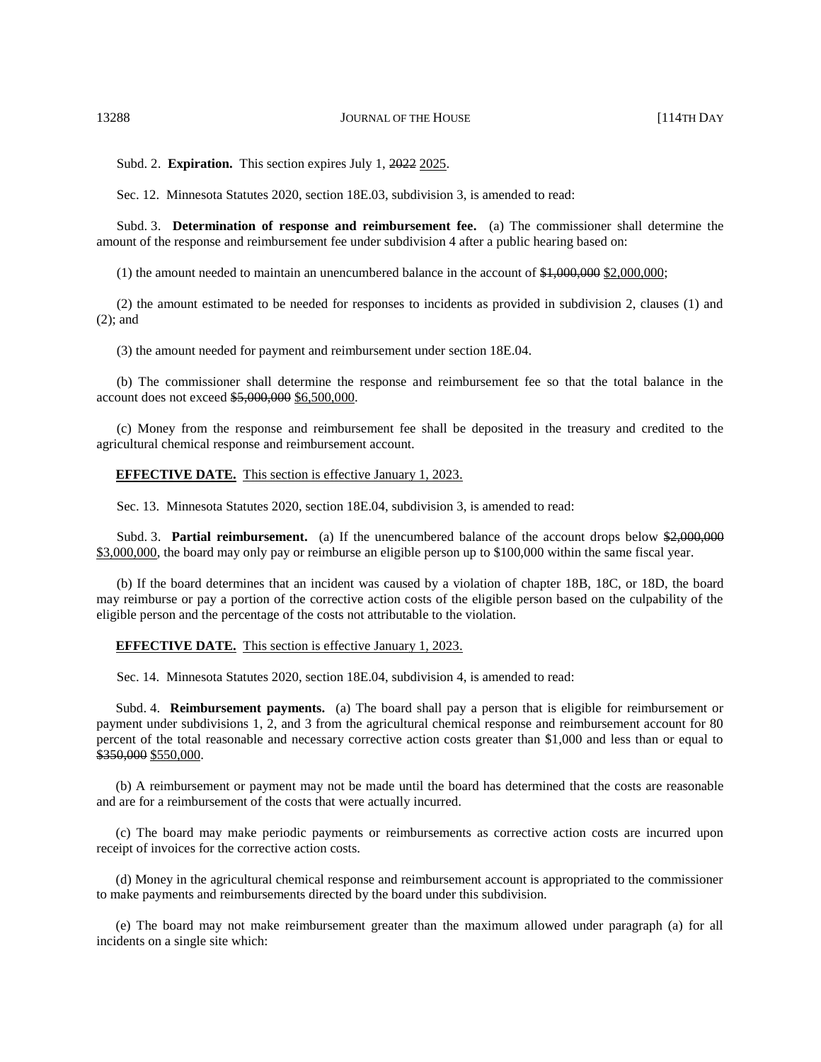Subd. 2. **Expiration.** This section expires July 1, ~~2022~~ 2025.

Sec. 12. Minnesota Statutes 2020, section 18E.03, subdivision 3, is amended to read:

Subd. 3. **Determination of response and reimbursement fee.** (a) The commissioner shall determine the amount of the response and reimbursement fee under subdivision 4 after a public hearing based on:

(1) the amount needed to maintain an unencumbered balance in the account of ~~$1,000,000~~ $2,000,000;

(2) the amount estimated to be needed for responses to incidents as provided in subdivision 2, clauses (1) and (2); and

(3) the amount needed for payment and reimbursement under section 18E.04.

(b) The commissioner shall determine the response and reimbursement fee so that the total balance in the account does not exceed ~~$5,000,000~~ $6,500,000.

(c) Money from the response and reimbursement fee shall be deposited in the treasury and credited to the agricultural chemical response and reimbursement account.

**EFFECTIVE DATE.** This section is effective January 1, 2023.

Sec. 13. Minnesota Statutes 2020, section 18E.04, subdivision 3, is amended to read:

Subd. 3. **Partial reimbursement.** (a) If the unencumbered balance of the account drops below ~~$2,000,000~~ $3,000,000, the board may only pay or reimburse an eligible person up to $100,000 within the same fiscal year.

(b) If the board determines that an incident was caused by a violation of chapter 18B, 18C, or 18D, the board may reimburse or pay a portion of the corrective action costs of the eligible person based on the culpability of the eligible person and the percentage of the costs not attributable to the violation.

**EFFECTIVE DATE.** This section is effective January 1, 2023.

Sec. 14. Minnesota Statutes 2020, section 18E.04, subdivision 4, is amended to read:

Subd. 4. **Reimbursement payments.** (a) The board shall pay a person that is eligible for reimbursement or payment under subdivisions 1, 2, and 3 from the agricultural chemical response and reimbursement account for 80 percent of the total reasonable and necessary corrective action costs greater than $1,000 and less than or equal to ~~$350,000~~ $550,000.

(b) A reimbursement or payment may not be made until the board has determined that the costs are reasonable and are for a reimbursement of the costs that were actually incurred.

(c) The board may make periodic payments or reimbursements as corrective action costs are incurred upon receipt of invoices for the corrective action costs.

(d) Money in the agricultural chemical response and reimbursement account is appropriated to the commissioner to make payments and reimbursements directed by the board under this subdivision.

(e) The board may not make reimbursement greater than the maximum allowed under paragraph (a) for all incidents on a single site which: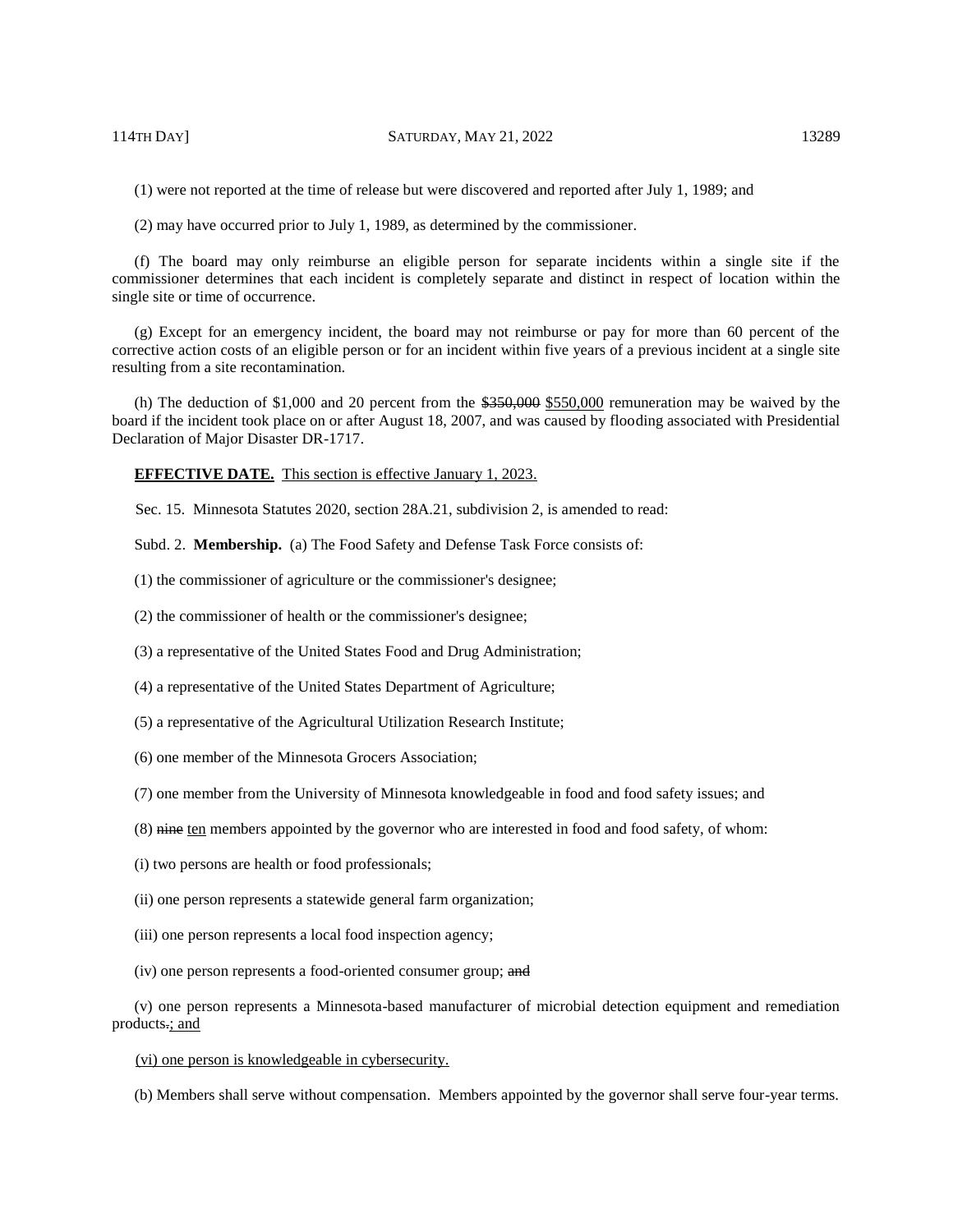(1) were not reported at the time of release but were discovered and reported after July 1, 1989; and

(2) may have occurred prior to July 1, 1989, as determined by the commissioner.

(f) The board may only reimburse an eligible person for separate incidents within a single site if the commissioner determines that each incident is completely separate and distinct in respect of location within the single site or time of occurrence.

(g) Except for an emergency incident, the board may not reimburse or pay for more than 60 percent of the corrective action costs of an eligible person or for an incident within five years of a previous incident at a single site resulting from a site recontamination.

(h) The deduction of $1,000 and 20 percent from the ~~$350,000~~ $550,000 remuneration may be waived by the board if the incident took place on or after August 18, 2007, and was caused by flooding associated with Presidential Declaration of Major Disaster DR-1717.

**EFFECTIVE DATE.** This section is effective January 1, 2023.

Sec. 15. Minnesota Statutes 2020, section 28A.21, subdivision 2, is amended to read:

Subd. 2. **Membership.** (a) The Food Safety and Defense Task Force consists of:

(1) the commissioner of agriculture or the commissioner's designee;

(2) the commissioner of health or the commissioner's designee;

(3) a representative of the United States Food and Drug Administration;

(4) a representative of the United States Department of Agriculture;

(5) a representative of the Agricultural Utilization Research Institute;

(6) one member of the Minnesota Grocers Association;

(7) one member from the University of Minnesota knowledgeable in food and food safety issues; and

(8) ~~nine~~ ten members appointed by the governor who are interested in food and food safety, of whom:

(i) two persons are health or food professionals;

(ii) one person represents a statewide general farm organization;

(iii) one person represents a local food inspection agency;

(iv) one person represents a food-oriented consumer group; ~~and~~

(v) one person represents a Minnesota-based manufacturer of microbial detection equipment and remediation products~~.~~; and

(vi) one person is knowledgeable in cybersecurity.

(b) Members shall serve without compensation. Members appointed by the governor shall serve four-year terms.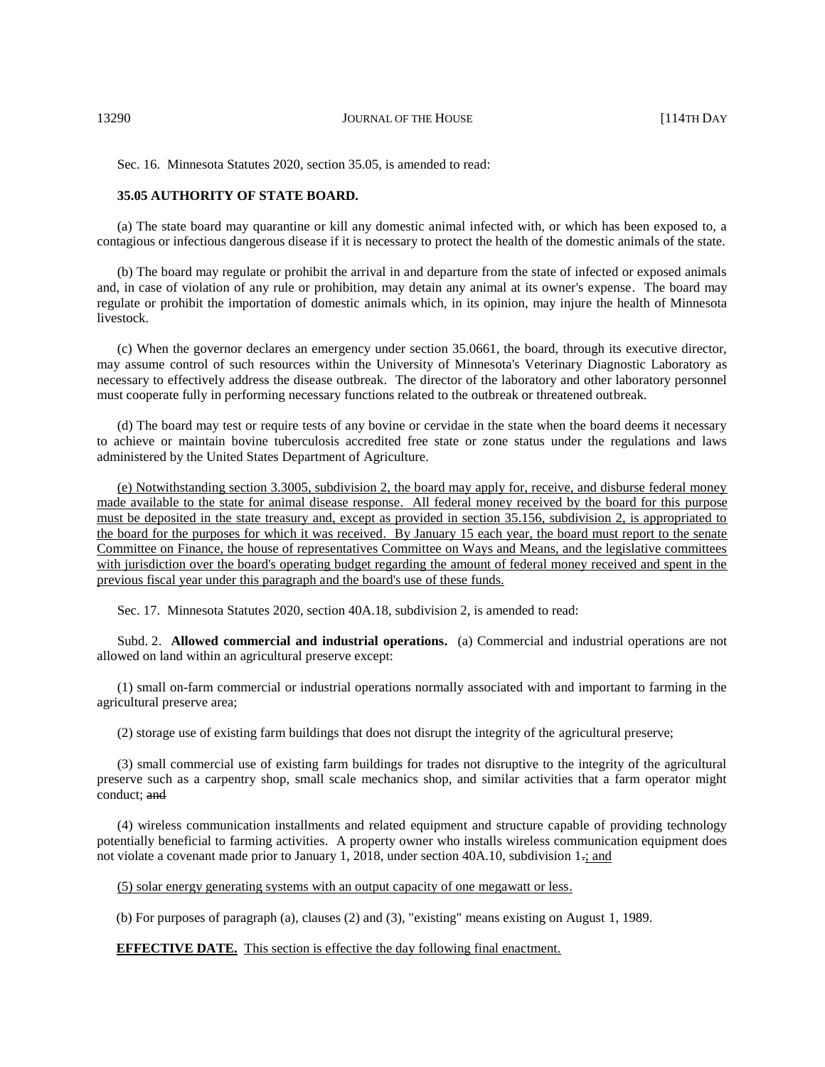Sec. 16. Minnesota Statutes 2020, section 35.05, is amended to read:

**35.05 AUTHORITY OF STATE BOARD.**

(a) The state board may quarantine or kill any domestic animal infected with, or which has been exposed to, a contagious or infectious dangerous disease if it is necessary to protect the health of the domestic animals of the state.

(b) The board may regulate or prohibit the arrival in and departure from the state of infected or exposed animals and, in case of violation of any rule or prohibition, may detain any animal at its owner's expense. The board may regulate or prohibit the importation of domestic animals which, in its opinion, may injure the health of Minnesota livestock.

(c) When the governor declares an emergency under section 35.0661, the board, through its executive director, may assume control of such resources within the University of Minnesota's Veterinary Diagnostic Laboratory as necessary to effectively address the disease outbreak. The director of the laboratory and other laboratory personnel must cooperate fully in performing necessary functions related to the outbreak or threatened outbreak.

(d) The board may test or require tests of any bovine or cervidae in the state when the board deems it necessary to achieve or maintain bovine tuberculosis accredited free state or zone status under the regulations and laws administered by the United States Department of Agriculture.

<u>(e) Notwithstanding section 3.3005, subdivision 2, the board may apply for, receive, and disburse federal money made available to the state for animal disease response. All federal money received by the board for this purpose must be deposited in the state treasury and, except as provided in section 35.156, subdivision 2, is appropriated to the board for the purposes for which it was received. By January 15 each year, the board must report to the senate Committee on Finance, the house of representatives Committee on Ways and Means, and the legislative committees with jurisdiction over the board's operating budget regarding the amount of federal money received and spent in the previous fiscal year under this paragraph and the board's use of these funds.</u>

Sec. 17. Minnesota Statutes 2020, section 40A.18, subdivision 2, is amended to read:

Subd. 2. **Allowed commercial and industrial operations.** (a) Commercial and industrial operations are not allowed on land within an agricultural preserve except:

(1) small on-farm commercial or industrial operations normally associated with and important to farming in the agricultural preserve area;

(2) storage use of existing farm buildings that does not disrupt the integrity of the agricultural preserve;

(3) small commercial use of existing farm buildings for trades not disruptive to the integrity of the agricultural preserve such as a carpentry shop, small scale mechanics shop, and similar activities that a farm operator might conduct; ~~and~~

(4) wireless communication installments and related equipment and structure capable of providing technology potentially beneficial to farming activities. A property owner who installs wireless communication equipment does not violate a covenant made prior to January 1, 2018, under section 40A.10, subdivision 1~~.~~<u>; and</u>

<u>(5) solar energy generating systems with an output capacity of one megawatt or less.</u>

(b) For purposes of paragraph (a), clauses (2) and (3), "existing" means existing on August 1, 1989.

**<u>EFFECTIVE DATE.</u>** <u>This section is effective the day following final enactment.</u>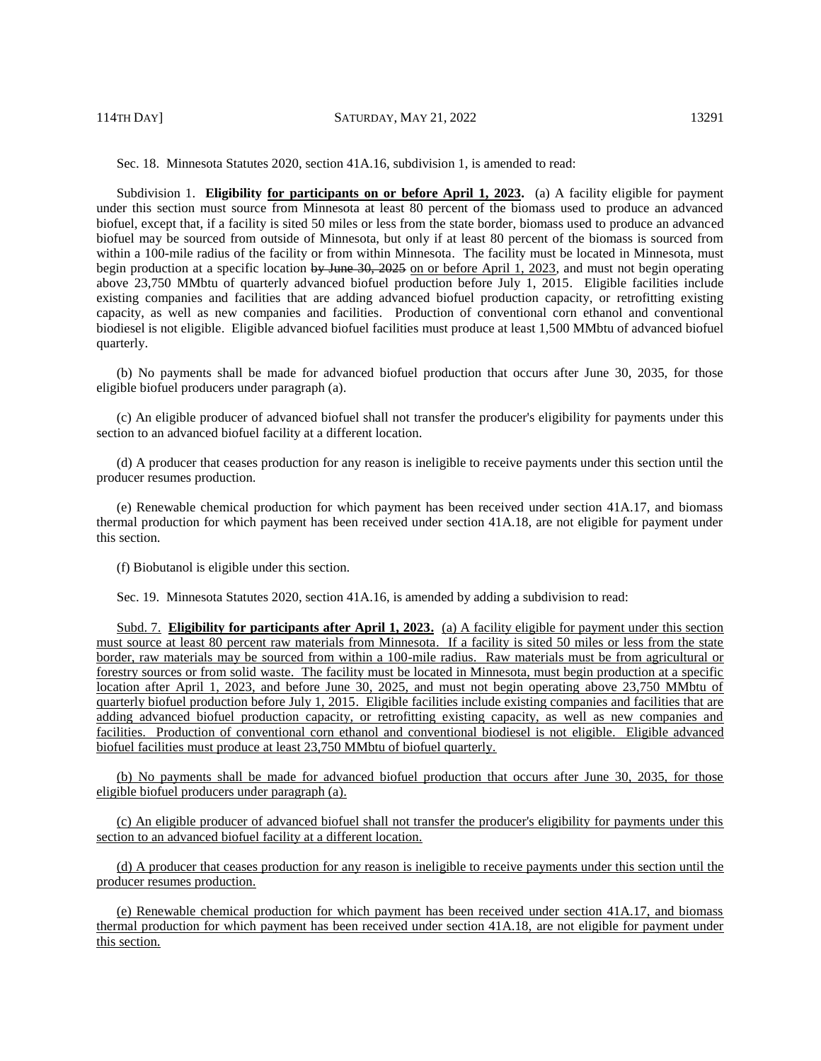Sec. 18. Minnesota Statutes 2020, section 41A.16, subdivision 1, is amended to read:

Subdivision 1. **Eligibility <u>for participants on or before April 1, 2023</u>.** (a) A facility eligible for payment under this section must source from Minnesota at least 80 percent of the biomass used to produce an advanced biofuel, except that, if a facility is sited 50 miles or less from the state border, biomass used to produce an advanced biofuel may be sourced from outside of Minnesota, but only if at least 80 percent of the biomass is sourced from within a 100-mile radius of the facility or from within Minnesota. The facility must be located in Minnesota, must begin production at a specific location ~~by June 30, 2025~~ <u>on or before April 1, 2023</u>, and must not begin operating above 23,750 MMbtu of quarterly advanced biofuel production before July 1, 2015. Eligible facilities include existing companies and facilities that are adding advanced biofuel production capacity, or retrofitting existing capacity, as well as new companies and facilities. Production of conventional corn ethanol and conventional biodiesel is not eligible. Eligible advanced biofuel facilities must produce at least 1,500 MMbtu of advanced biofuel quarterly.

(b) No payments shall be made for advanced biofuel production that occurs after June 30, 2035, for those eligible biofuel producers under paragraph (a).

(c) An eligible producer of advanced biofuel shall not transfer the producer's eligibility for payments under this section to an advanced biofuel facility at a different location.

(d) A producer that ceases production for any reason is ineligible to receive payments under this section until the producer resumes production.

(e) Renewable chemical production for which payment has been received under section 41A.17, and biomass thermal production for which payment has been received under section 41A.18, are not eligible for payment under this section.

(f) Biobutanol is eligible under this section.

Sec. 19. Minnesota Statutes 2020, section 41A.16, is amended by adding a subdivision to read:

<u>Subd. 7.</u> **<u>Eligibility for participants after April 1, 2023.</u>** <u>(a) A facility eligible for payment under this section must source at least 80 percent raw materials from Minnesota. If a facility is sited 50 miles or less from the state border, raw materials may be sourced from within a 100-mile radius. Raw materials must be from agricultural or forestry sources or from solid waste. The facility must be located in Minnesota, must begin production at a specific location after April 1, 2023, and before June 30, 2025, and must not begin operating above 23,750 MMbtu of quarterly biofuel production before July 1, 2015. Eligible facilities include existing companies and facilities that are adding advanced biofuel production capacity, or retrofitting existing capacity, as well as new companies and facilities. Production of conventional corn ethanol and conventional biodiesel is not eligible. Eligible advanced biofuel facilities must produce at least 23,750 MMbtu of biofuel quarterly.</u>

<u>(b) No payments shall be made for advanced biofuel production that occurs after June 30, 2035, for those eligible biofuel producers under paragraph (a).</u>

<u>(c) An eligible producer of advanced biofuel shall not transfer the producer's eligibility for payments under this section to an advanced biofuel facility at a different location.</u>

<u>(d) A producer that ceases production for any reason is ineligible to receive payments under this section until the producer resumes production.</u>

<u>(e) Renewable chemical production for which payment has been received under section 41A.17, and biomass thermal production for which payment has been received under section 41A.18, are not eligible for payment under this section.</u>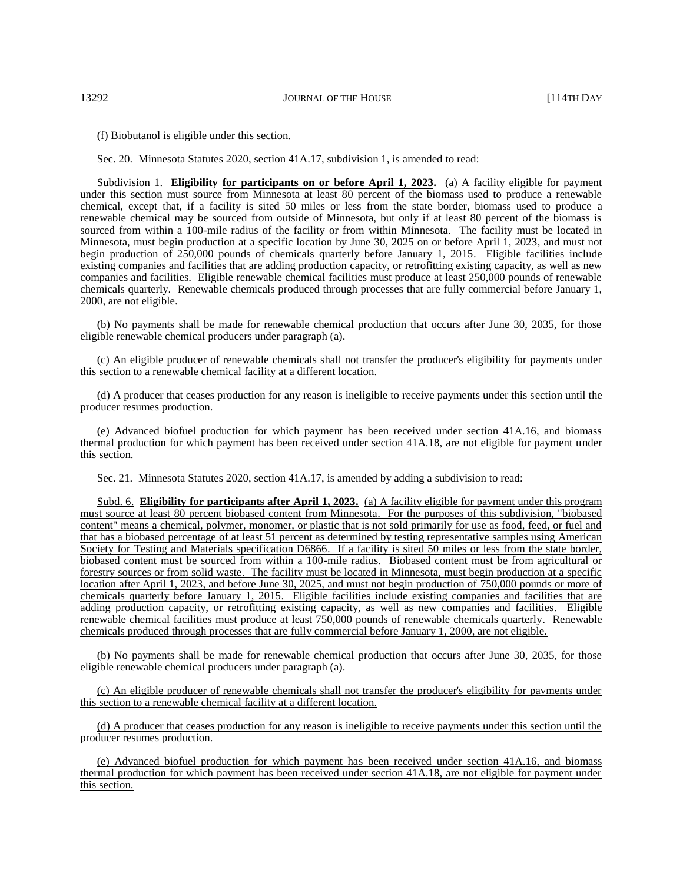(f) Biobutanol is eligible under this section.

Sec. 20. Minnesota Statutes 2020, section 41A.17, subdivision 1, is amended to read:

Subdivision 1. **Eligibility for participants on or before April 1, 2023.** (a) A facility eligible for payment under this section must source from Minnesota at least 80 percent of the biomass used to produce a renewable chemical, except that, if a facility is sited 50 miles or less from the state border, biomass used to produce a renewable chemical may be sourced from outside of Minnesota, but only if at least 80 percent of the biomass is sourced from within a 100-mile radius of the facility or from within Minnesota. The facility must be located in Minnesota, must begin production at a specific location ~~by June 30, 2025~~ on or before April 1, 2023, and must not begin production of 250,000 pounds of chemicals quarterly before January 1, 2015. Eligible facilities include existing companies and facilities that are adding production capacity, or retrofitting existing capacity, as well as new companies and facilities. Eligible renewable chemical facilities must produce at least 250,000 pounds of renewable chemicals quarterly. Renewable chemicals produced through processes that are fully commercial before January 1, 2000, are not eligible.

(b) No payments shall be made for renewable chemical production that occurs after June 30, 2035, for those eligible renewable chemical producers under paragraph (a).

(c) An eligible producer of renewable chemicals shall not transfer the producer's eligibility for payments under this section to a renewable chemical facility at a different location.

(d) A producer that ceases production for any reason is ineligible to receive payments under this section until the producer resumes production.

(e) Advanced biofuel production for which payment has been received under section 41A.16, and biomass thermal production for which payment has been received under section 41A.18, are not eligible for payment under this section.

Sec. 21. Minnesota Statutes 2020, section 41A.17, is amended by adding a subdivision to read:

Subd. 6. **Eligibility for participants after April 1, 2023.** (a) A facility eligible for payment under this program must source at least 80 percent biobased content from Minnesota. For the purposes of this subdivision, "biobased content" means a chemical, polymer, monomer, or plastic that is not sold primarily for use as food, feed, or fuel and that has a biobased percentage of at least 51 percent as determined by testing representative samples using American Society for Testing and Materials specification D6866. If a facility is sited 50 miles or less from the state border, biobased content must be sourced from within a 100-mile radius. Biobased content must be from agricultural or forestry sources or from solid waste. The facility must be located in Minnesota, must begin production at a specific location after April 1, 2023, and before June 30, 2025, and must not begin production of 750,000 pounds or more of chemicals quarterly before January 1, 2015. Eligible facilities include existing companies and facilities that are adding production capacity, or retrofitting existing capacity, as well as new companies and facilities. Eligible renewable chemical facilities must produce at least 750,000 pounds of renewable chemicals quarterly. Renewable chemicals produced through processes that are fully commercial before January 1, 2000, are not eligible.

(b) No payments shall be made for renewable chemical production that occurs after June 30, 2035, for those eligible renewable chemical producers under paragraph (a).

(c) An eligible producer of renewable chemicals shall not transfer the producer's eligibility for payments under this section to a renewable chemical facility at a different location.

(d) A producer that ceases production for any reason is ineligible to receive payments under this section until the producer resumes production.

(e) Advanced biofuel production for which payment has been received under section 41A.16, and biomass thermal production for which payment has been received under section 41A.18, are not eligible for payment under this section.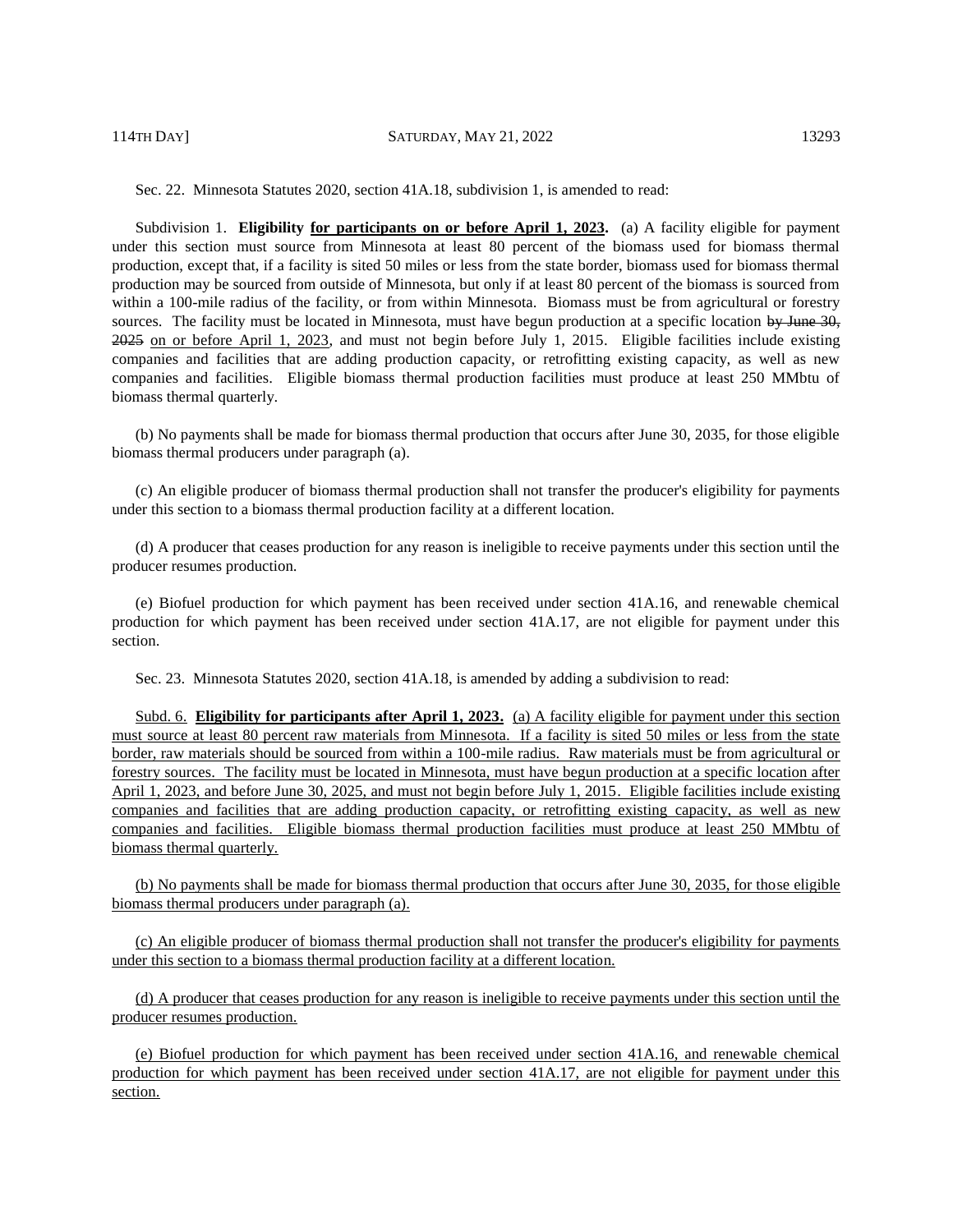Sec. 22. Minnesota Statutes 2020, section 41A.18, subdivision 1, is amended to read:

Subdivision 1. **Eligibility for participants on or before April 1, 2023.** (a) A facility eligible for payment under this section must source from Minnesota at least 80 percent of the biomass used for biomass thermal production, except that, if a facility is sited 50 miles or less from the state border, biomass used for biomass thermal production may be sourced from outside of Minnesota, but only if at least 80 percent of the biomass is sourced from within a 100-mile radius of the facility, or from within Minnesota. Biomass must be from agricultural or forestry sources. The facility must be located in Minnesota, must have begun production at a specific location ~~by June 30, 2025~~ on or before April 1, 2023, and must not begin before July 1, 2015. Eligible facilities include existing companies and facilities that are adding production capacity, or retrofitting existing capacity, as well as new companies and facilities. Eligible biomass thermal production facilities must produce at least 250 MMbtu of biomass thermal quarterly.

(b) No payments shall be made for biomass thermal production that occurs after June 30, 2035, for those eligible biomass thermal producers under paragraph (a).

(c) An eligible producer of biomass thermal production shall not transfer the producer's eligibility for payments under this section to a biomass thermal production facility at a different location.

(d) A producer that ceases production for any reason is ineligible to receive payments under this section until the producer resumes production.

(e) Biofuel production for which payment has been received under section 41A.16, and renewable chemical production for which payment has been received under section 41A.17, are not eligible for payment under this section.

Sec. 23. Minnesota Statutes 2020, section 41A.18, is amended by adding a subdivision to read:

Subd. 6. **Eligibility for participants after April 1, 2023.** (a) A facility eligible for payment under this section must source at least 80 percent raw materials from Minnesota. If a facility is sited 50 miles or less from the state border, raw materials should be sourced from within a 100-mile radius. Raw materials must be from agricultural or forestry sources. The facility must be located in Minnesota, must have begun production at a specific location after April 1, 2023, and before June 30, 2025, and must not begin before July 1, 2015. Eligible facilities include existing companies and facilities that are adding production capacity, or retrofitting existing capacity, as well as new companies and facilities. Eligible biomass thermal production facilities must produce at least 250 MMbtu of biomass thermal quarterly.

(b) No payments shall be made for biomass thermal production that occurs after June 30, 2035, for those eligible biomass thermal producers under paragraph (a).

(c) An eligible producer of biomass thermal production shall not transfer the producer's eligibility for payments under this section to a biomass thermal production facility at a different location.

(d) A producer that ceases production for any reason is ineligible to receive payments under this section until the producer resumes production.

(e) Biofuel production for which payment has been received under section 41A.16, and renewable chemical production for which payment has been received under section 41A.17, are not eligible for payment under this section.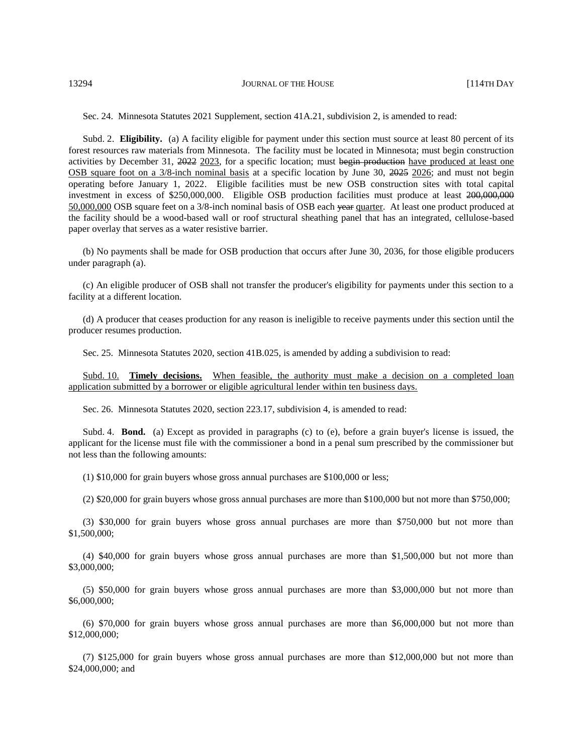Sec. 24. Minnesota Statutes 2021 Supplement, section 41A.21, subdivision 2, is amended to read:

Subd. 2. **Eligibility.** (a) A facility eligible for payment under this section must source at least 80 percent of its forest resources raw materials from Minnesota. The facility must be located in Minnesota; must begin construction activities by December 31, ~~2022~~ <u>2023</u>, for a specific location; must ~~begin production~~ <u>have produced at least one OSB square foot on a 3/8-inch nominal basis</u> at a specific location by June 30, ~~2025~~ <u>2026</u>; and must not begin operating before January 1, 2022. Eligible facilities must be new OSB construction sites with total capital investment in excess of $250,000,000. Eligible OSB production facilities must produce at least ~~200,000,000~~ <u>50,000,000</u> OSB square feet on a 3/8-inch nominal basis of OSB each ~~year~~ <u>quarter</u>. At least one product produced at the facility should be a wood-based wall or roof structural sheathing panel that has an integrated, cellulose-based paper overlay that serves as a water resistive barrier.

(b) No payments shall be made for OSB production that occurs after June 30, 2036, for those eligible producers under paragraph (a).

(c) An eligible producer of OSB shall not transfer the producer's eligibility for payments under this section to a facility at a different location.

(d) A producer that ceases production for any reason is ineligible to receive payments under this section until the producer resumes production.

Sec. 25. Minnesota Statutes 2020, section 41B.025, is amended by adding a subdivision to read:

<u>Subd. 10.</u> <u>**Timely decisions.**</u> <u>When feasible, the authority must make a decision on a completed loan application submitted by a borrower or eligible agricultural lender within ten business days.</u>

Sec. 26. Minnesota Statutes 2020, section 223.17, subdivision 4, is amended to read:

Subd. 4. **Bond.** (a) Except as provided in paragraphs (c) to (e), before a grain buyer's license is issued, the applicant for the license must file with the commissioner a bond in a penal sum prescribed by the commissioner but not less than the following amounts:

(1) $10,000 for grain buyers whose gross annual purchases are $100,000 or less;

(2) $20,000 for grain buyers whose gross annual purchases are more than $100,000 but not more than $750,000;

(3) $30,000 for grain buyers whose gross annual purchases are more than $750,000 but not more than $1,500,000;

(4) $40,000 for grain buyers whose gross annual purchases are more than $1,500,000 but not more than $3,000,000;

(5) $50,000 for grain buyers whose gross annual purchases are more than $3,000,000 but not more than $6,000,000;

(6) $70,000 for grain buyers whose gross annual purchases are more than $6,000,000 but not more than $12,000,000;

(7) $125,000 for grain buyers whose gross annual purchases are more than $12,000,000 but not more than $24,000,000; and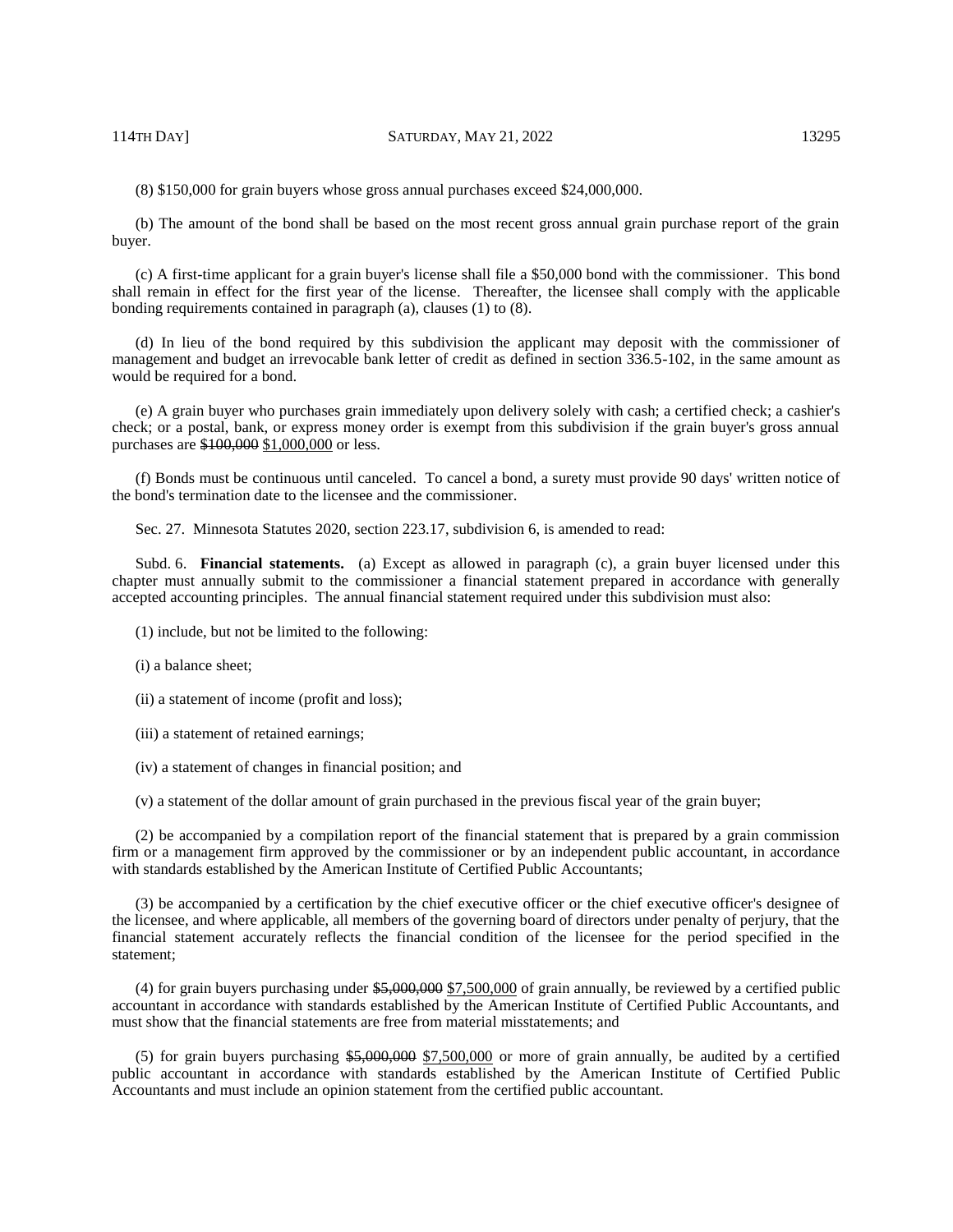(8) $150,000 for grain buyers whose gross annual purchases exceed $24,000,000.

(b) The amount of the bond shall be based on the most recent gross annual grain purchase report of the grain buyer.

(c) A first-time applicant for a grain buyer's license shall file a $50,000 bond with the commissioner. This bond shall remain in effect for the first year of the license. Thereafter, the licensee shall comply with the applicable bonding requirements contained in paragraph (a), clauses (1) to (8).

(d) In lieu of the bond required by this subdivision the applicant may deposit with the commissioner of management and budget an irrevocable bank letter of credit as defined in section 336.5-102, in the same amount as would be required for a bond.

(e) A grain buyer who purchases grain immediately upon delivery solely with cash; a certified check; a cashier's check; or a postal, bank, or express money order is exempt from this subdivision if the grain buyer's gross annual purchases are ~~$100,000~~ <u>$1,000,000</u> or less.

(f) Bonds must be continuous until canceled. To cancel a bond, a surety must provide 90 days' written notice of the bond's termination date to the licensee and the commissioner.

Sec. 27. Minnesota Statutes 2020, section 223.17, subdivision 6, is amended to read:

Subd. 6. **Financial statements.** (a) Except as allowed in paragraph (c), a grain buyer licensed under this chapter must annually submit to the commissioner a financial statement prepared in accordance with generally accepted accounting principles. The annual financial statement required under this subdivision must also:

(1) include, but not be limited to the following:

(i) a balance sheet;

(ii) a statement of income (profit and loss);

(iii) a statement of retained earnings;

(iv) a statement of changes in financial position; and

(v) a statement of the dollar amount of grain purchased in the previous fiscal year of the grain buyer;

(2) be accompanied by a compilation report of the financial statement that is prepared by a grain commission firm or a management firm approved by the commissioner or by an independent public accountant, in accordance with standards established by the American Institute of Certified Public Accountants;

(3) be accompanied by a certification by the chief executive officer or the chief executive officer's designee of the licensee, and where applicable, all members of the governing board of directors under penalty of perjury, that the financial statement accurately reflects the financial condition of the licensee for the period specified in the statement;

(4) for grain buyers purchasing under ~~$5,000,000~~ <u>$7,500,000</u> of grain annually, be reviewed by a certified public accountant in accordance with standards established by the American Institute of Certified Public Accountants, and must show that the financial statements are free from material misstatements; and

(5) for grain buyers purchasing ~~$5,000,000~~ <u>$7,500,000</u> or more of grain annually, be audited by a certified public accountant in accordance with standards established by the American Institute of Certified Public Accountants and must include an opinion statement from the certified public accountant.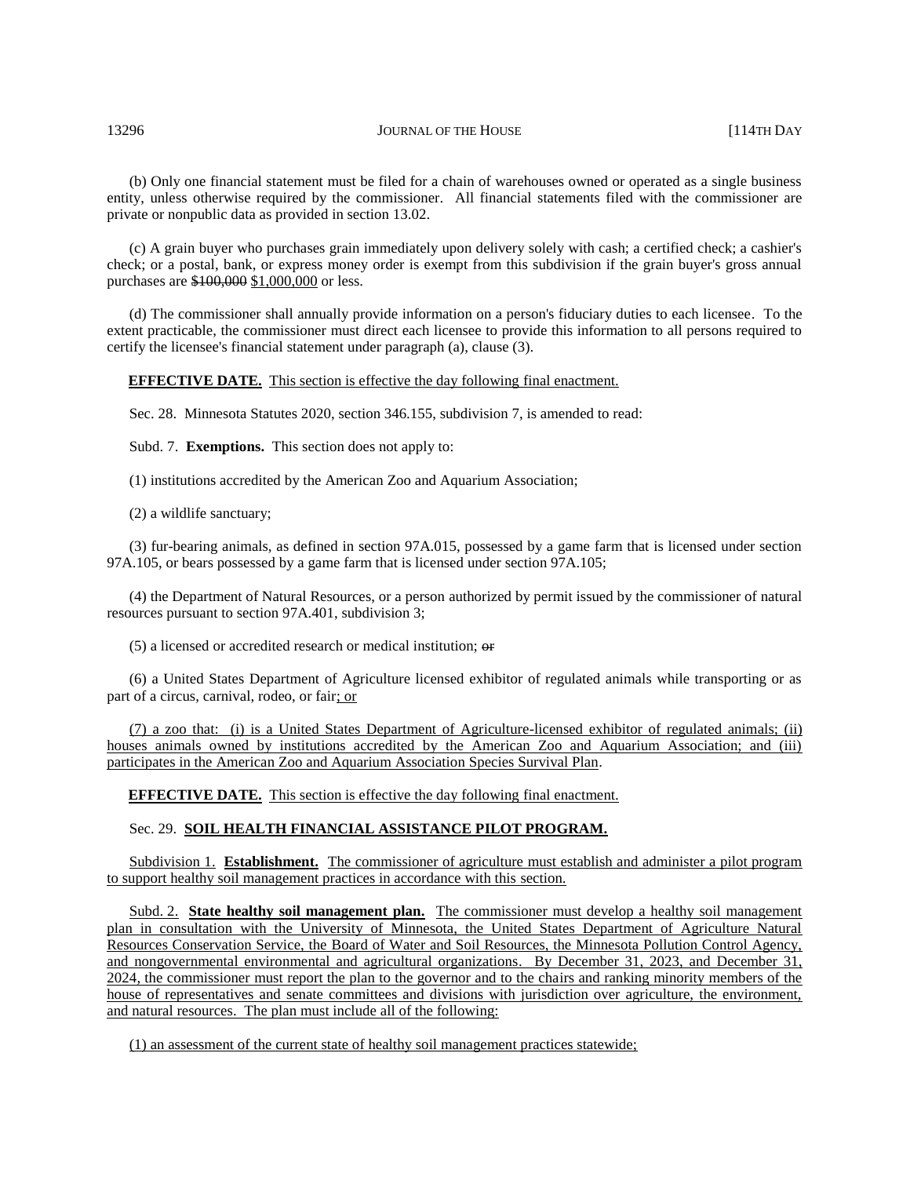(b) Only one financial statement must be filed for a chain of warehouses owned or operated as a single business entity, unless otherwise required by the commissioner. All financial statements filed with the commissioner are private or nonpublic data as provided in section 13.02.

(c) A grain buyer who purchases grain immediately upon delivery solely with cash; a certified check; a cashier's check; or a postal, bank, or express money order is exempt from this subdivision if the grain buyer's gross annual purchases are ~~$100,000~~ $1,000,000 or less.

(d) The commissioner shall annually provide information on a person's fiduciary duties to each licensee. To the extent practicable, the commissioner must direct each licensee to provide this information to all persons required to certify the licensee's financial statement under paragraph (a), clause (3).

**EFFECTIVE DATE.** This section is effective the day following final enactment.

Sec. 28. Minnesota Statutes 2020, section 346.155, subdivision 7, is amended to read:

Subd. 7. **Exemptions.** This section does not apply to:

(1) institutions accredited by the American Zoo and Aquarium Association;

(2) a wildlife sanctuary;

(3) fur-bearing animals, as defined in section 97A.015, possessed by a game farm that is licensed under section 97A.105, or bears possessed by a game farm that is licensed under section 97A.105;

(4) the Department of Natural Resources, or a person authorized by permit issued by the commissioner of natural resources pursuant to section 97A.401, subdivision 3;

(5) a licensed or accredited research or medical institution; ~~or~~

(6) a United States Department of Agriculture licensed exhibitor of regulated animals while transporting or as part of a circus, carnival, rodeo, or fair; or

(7) a zoo that: (i) is a United States Department of Agriculture-licensed exhibitor of regulated animals; (ii) houses animals owned by institutions accredited by the American Zoo and Aquarium Association; and (iii) participates in the American Zoo and Aquarium Association Species Survival Plan.

**EFFECTIVE DATE.** This section is effective the day following final enactment.

Sec. 29. **SOIL HEALTH FINANCIAL ASSISTANCE PILOT PROGRAM.**

Subdivision 1. **Establishment.** The commissioner of agriculture must establish and administer a pilot program to support healthy soil management practices in accordance with this section.

Subd. 2. **State healthy soil management plan.** The commissioner must develop a healthy soil management plan in consultation with the University of Minnesota, the United States Department of Agriculture Natural Resources Conservation Service, the Board of Water and Soil Resources, the Minnesota Pollution Control Agency, and nongovernmental environmental and agricultural organizations. By December 31, 2023, and December 31, 2024, the commissioner must report the plan to the governor and to the chairs and ranking minority members of the house of representatives and senate committees and divisions with jurisdiction over agriculture, the environment, and natural resources. The plan must include all of the following:

(1) an assessment of the current state of healthy soil management practices statewide;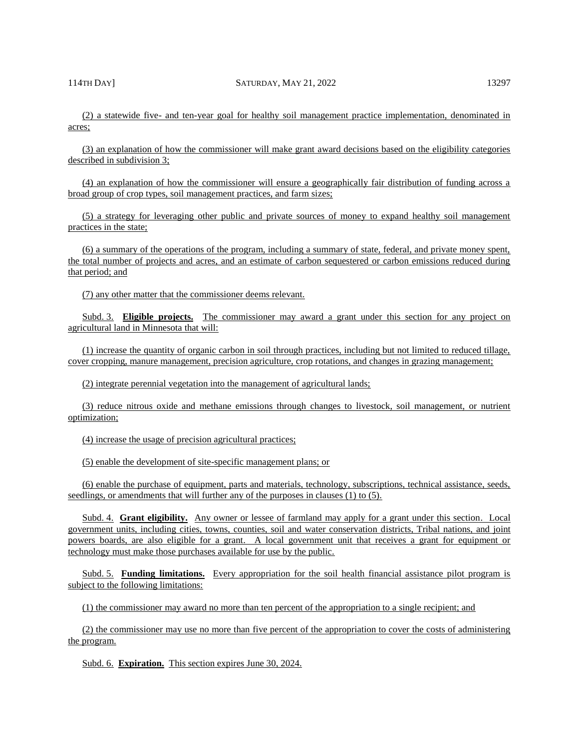(2) a statewide five- and ten-year goal for healthy soil management practice implementation, denominated in acres;

(3) an explanation of how the commissioner will make grant award decisions based on the eligibility categories described in subdivision 3;

(4) an explanation of how the commissioner will ensure a geographically fair distribution of funding across a broad group of crop types, soil management practices, and farm sizes;

(5) a strategy for leveraging other public and private sources of money to expand healthy soil management practices in the state;

(6) a summary of the operations of the program, including a summary of state, federal, and private money spent, the total number of projects and acres, and an estimate of carbon sequestered or carbon emissions reduced during that period; and

(7) any other matter that the commissioner deems relevant.

Subd. 3. **Eligible projects.** The commissioner may award a grant under this section for any project on agricultural land in Minnesota that will:

(1) increase the quantity of organic carbon in soil through practices, including but not limited to reduced tillage, cover cropping, manure management, precision agriculture, crop rotations, and changes in grazing management;

(2) integrate perennial vegetation into the management of agricultural lands;

(3) reduce nitrous oxide and methane emissions through changes to livestock, soil management, or nutrient optimization;

(4) increase the usage of precision agricultural practices;

(5) enable the development of site-specific management plans; or

(6) enable the purchase of equipment, parts and materials, technology, subscriptions, technical assistance, seeds, seedlings, or amendments that will further any of the purposes in clauses (1) to (5).

Subd. 4. **Grant eligibility.** Any owner or lessee of farmland may apply for a grant under this section. Local government units, including cities, towns, counties, soil and water conservation districts, Tribal nations, and joint powers boards, are also eligible for a grant. A local government unit that receives a grant for equipment or technology must make those purchases available for use by the public.

Subd. 5. **Funding limitations.** Every appropriation for the soil health financial assistance pilot program is subject to the following limitations:

(1) the commissioner may award no more than ten percent of the appropriation to a single recipient; and

(2) the commissioner may use no more than five percent of the appropriation to cover the costs of administering the program.

Subd. 6. **Expiration.** This section expires June 30, 2024.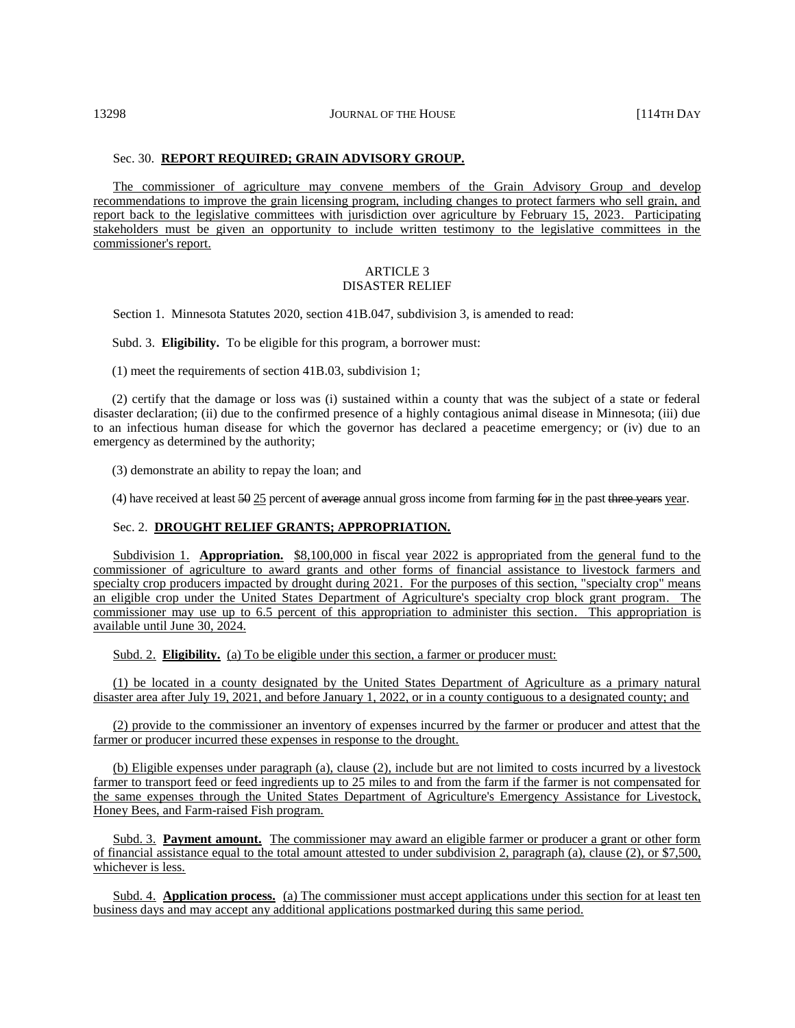Sec. 30. **REPORT REQUIRED; GRAIN ADVISORY GROUP.**

The commissioner of agriculture may convene members of the Grain Advisory Group and develop recommendations to improve the grain licensing program, including changes to protect farmers who sell grain, and report back to the legislative committees with jurisdiction over agriculture by February 15, 2023. Participating stakeholders must be given an opportunity to include written testimony to the legislative committees in the commissioner's report.

ARTICLE 3
DISASTER RELIEF

Section 1. Minnesota Statutes 2020, section 41B.047, subdivision 3, is amended to read:

Subd. 3. **Eligibility.** To be eligible for this program, a borrower must:

(1) meet the requirements of section 41B.03, subdivision 1;

(2) certify that the damage or loss was (i) sustained within a county that was the subject of a state or federal disaster declaration; (ii) due to the confirmed presence of a highly contagious animal disease in Minnesota; (iii) due to an infectious human disease for which the governor has declared a peacetime emergency; or (iv) due to an emergency as determined by the authority;

(3) demonstrate an ability to repay the loan; and

(4) have received at least ~~50~~ 25 percent of ~~average~~ annual gross income from farming ~~for~~ in the past ~~three years~~ year.

Sec. 2. **DROUGHT RELIEF GRANTS; APPROPRIATION.**

Subdivision 1. **Appropriation.** $8,100,000 in fiscal year 2022 is appropriated from the general fund to the commissioner of agriculture to award grants and other forms of financial assistance to livestock farmers and specialty crop producers impacted by drought during 2021. For the purposes of this section, "specialty crop" means an eligible crop under the United States Department of Agriculture's specialty crop block grant program. The commissioner may use up to 6.5 percent of this appropriation to administer this section. This appropriation is available until June 30, 2024.

Subd. 2. **Eligibility.** (a) To be eligible under this section, a farmer or producer must:

(1) be located in a county designated by the United States Department of Agriculture as a primary natural disaster area after July 19, 2021, and before January 1, 2022, or in a county contiguous to a designated county; and

(2) provide to the commissioner an inventory of expenses incurred by the farmer or producer and attest that the farmer or producer incurred these expenses in response to the drought.

(b) Eligible expenses under paragraph (a), clause (2), include but are not limited to costs incurred by a livestock farmer to transport feed or feed ingredients up to 25 miles to and from the farm if the farmer is not compensated for the same expenses through the United States Department of Agriculture's Emergency Assistance for Livestock, Honey Bees, and Farm-raised Fish program.

Subd. 3. **Payment amount.** The commissioner may award an eligible farmer or producer a grant or other form of financial assistance equal to the total amount attested to under subdivision 2, paragraph (a), clause (2), or $7,500, whichever is less.

Subd. 4. **Application process.** (a) The commissioner must accept applications under this section for at least ten business days and may accept any additional applications postmarked during this same period.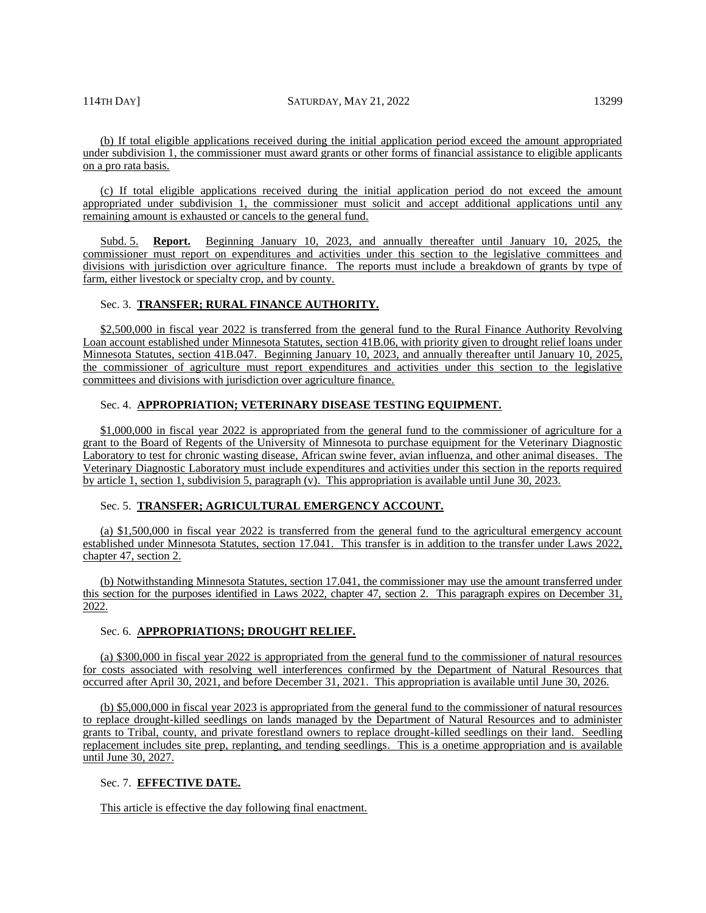(b) If total eligible applications received during the initial application period exceed the amount appropriated under subdivision 1, the commissioner must award grants or other forms of financial assistance to eligible applicants on a pro rata basis.

(c) If total eligible applications received during the initial application period do not exceed the amount appropriated under subdivision 1, the commissioner must solicit and accept additional applications until any remaining amount is exhausted or cancels to the general fund.

Subd. 5. **Report.** Beginning January 10, 2023, and annually thereafter until January 10, 2025, the commissioner must report on expenditures and activities under this section to the legislative committees and divisions with jurisdiction over agriculture finance. The reports must include a breakdown of grants by type of farm, either livestock or specialty crop, and by county.

Sec. 3. **TRANSFER; RURAL FINANCE AUTHORITY.**

$2,500,000 in fiscal year 2022 is transferred from the general fund to the Rural Finance Authority Revolving Loan account established under Minnesota Statutes, section 41B.06, with priority given to drought relief loans under Minnesota Statutes, section 41B.047. Beginning January 10, 2023, and annually thereafter until January 10, 2025, the commissioner of agriculture must report expenditures and activities under this section to the legislative committees and divisions with jurisdiction over agriculture finance.

Sec. 4. **APPROPRIATION; VETERINARY DISEASE TESTING EQUIPMENT.**

$1,000,000 in fiscal year 2022 is appropriated from the general fund to the commissioner of agriculture for a grant to the Board of Regents of the University of Minnesota to purchase equipment for the Veterinary Diagnostic Laboratory to test for chronic wasting disease, African swine fever, avian influenza, and other animal diseases. The Veterinary Diagnostic Laboratory must include expenditures and activities under this section in the reports required by article 1, section 1, subdivision 5, paragraph (v). This appropriation is available until June 30, 2023.

Sec. 5. **TRANSFER; AGRICULTURAL EMERGENCY ACCOUNT.**

(a) $1,500,000 in fiscal year 2022 is transferred from the general fund to the agricultural emergency account established under Minnesota Statutes, section 17.041. This transfer is in addition to the transfer under Laws 2022, chapter 47, section 2.

(b) Notwithstanding Minnesota Statutes, section 17.041, the commissioner may use the amount transferred under this section for the purposes identified in Laws 2022, chapter 47, section 2. This paragraph expires on December 31, 2022.

Sec. 6. **APPROPRIATIONS; DROUGHT RELIEF.**

(a) $300,000 in fiscal year 2022 is appropriated from the general fund to the commissioner of natural resources for costs associated with resolving well interferences confirmed by the Department of Natural Resources that occurred after April 30, 2021, and before December 31, 2021. This appropriation is available until June 30, 2026.

(b) $5,000,000 in fiscal year 2023 is appropriated from the general fund to the commissioner of natural resources to replace drought-killed seedlings on lands managed by the Department of Natural Resources and to administer grants to Tribal, county, and private forestland owners to replace drought-killed seedlings on their land. Seedling replacement includes site prep, replanting, and tending seedlings. This is a onetime appropriation and is available until June 30, 2027.

Sec. 7. **EFFECTIVE DATE.**

This article is effective the day following final enactment.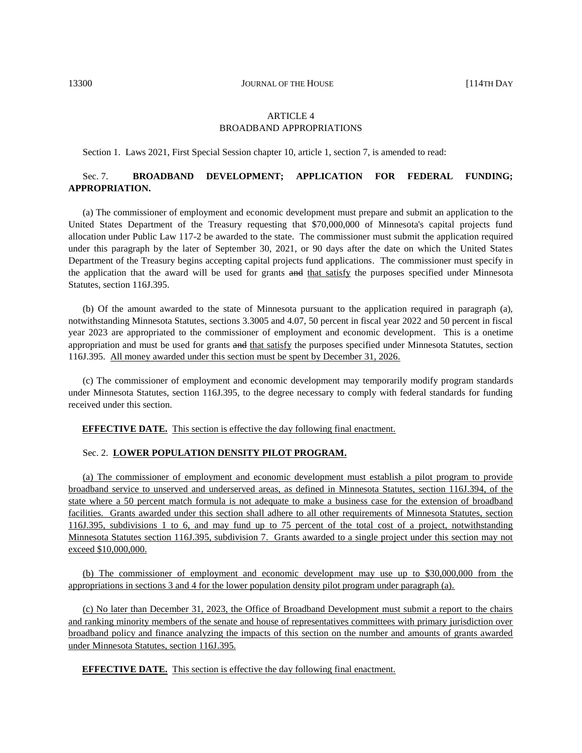## ARTICLE 4
## BROADBAND APPROPRIATIONS

Section 1. Laws 2021, First Special Session chapter 10, article 1, section 7, is amended to read:

Sec. 7. **BROADBAND DEVELOPMENT; APPLICATION FOR FEDERAL FUNDING; APPROPRIATION.**

(a) The commissioner of employment and economic development must prepare and submit an application to the United States Department of the Treasury requesting that $70,000,000 of Minnesota's capital projects fund allocation under Public Law 117-2 be awarded to the state. The commissioner must submit the application required under this paragraph by the later of September 30, 2021, or 90 days after the date on which the United States Department of the Treasury begins accepting capital projects fund applications. The commissioner must specify in the application that the award will be used for grants ~~and~~ <u>that satisfy</u> the purposes specified under Minnesota Statutes, section 116J.395.

(b) Of the amount awarded to the state of Minnesota pursuant to the application required in paragraph (a), notwithstanding Minnesota Statutes, sections 3.3005 and 4.07, 50 percent in fiscal year 2022 and 50 percent in fiscal year 2023 are appropriated to the commissioner of employment and economic development. This is a onetime appropriation and must be used for grants ~~and~~ <u>that satisfy</u> the purposes specified under Minnesota Statutes, section 116J.395. <u>All money awarded under this section must be spent by December 31, 2026.</u>

(c) The commissioner of employment and economic development may temporarily modify program standards under Minnesota Statutes, section 116J.395, to the degree necessary to comply with federal standards for funding received under this section.

**<u>EFFECTIVE DATE.</u>** <u>This section is effective the day following final enactment.</u>

Sec. 2. **<u>LOWER POPULATION DENSITY PILOT PROGRAM.</u>**

<u>(a) The commissioner of employment and economic development must establish a pilot program to provide broadband service to unserved and underserved areas, as defined in Minnesota Statutes, section 116J.394, of the state where a 50 percent match formula is not adequate to make a business case for the extension of broadband facilities. Grants awarded under this section shall adhere to all other requirements of Minnesota Statutes, section 116J.395, subdivisions 1 to 6, and may fund up to 75 percent of the total cost of a project, notwithstanding Minnesota Statutes section 116J.395, subdivision 7. Grants awarded to a single project under this section may not exceed $10,000,000.</u>

<u>(b) The commissioner of employment and economic development may use up to $30,000,000 from the appropriations in sections 3 and 4 for the lower population density pilot program under paragraph (a).</u>

<u>(c) No later than December 31, 2023, the Office of Broadband Development must submit a report to the chairs and ranking minority members of the senate and house of representatives committees with primary jurisdiction over broadband policy and finance analyzing the impacts of this section on the number and amounts of grants awarded under Minnesota Statutes, section 116J.395.</u>

**<u>EFFECTIVE DATE.</u>** <u>This section is effective the day following final enactment.</u>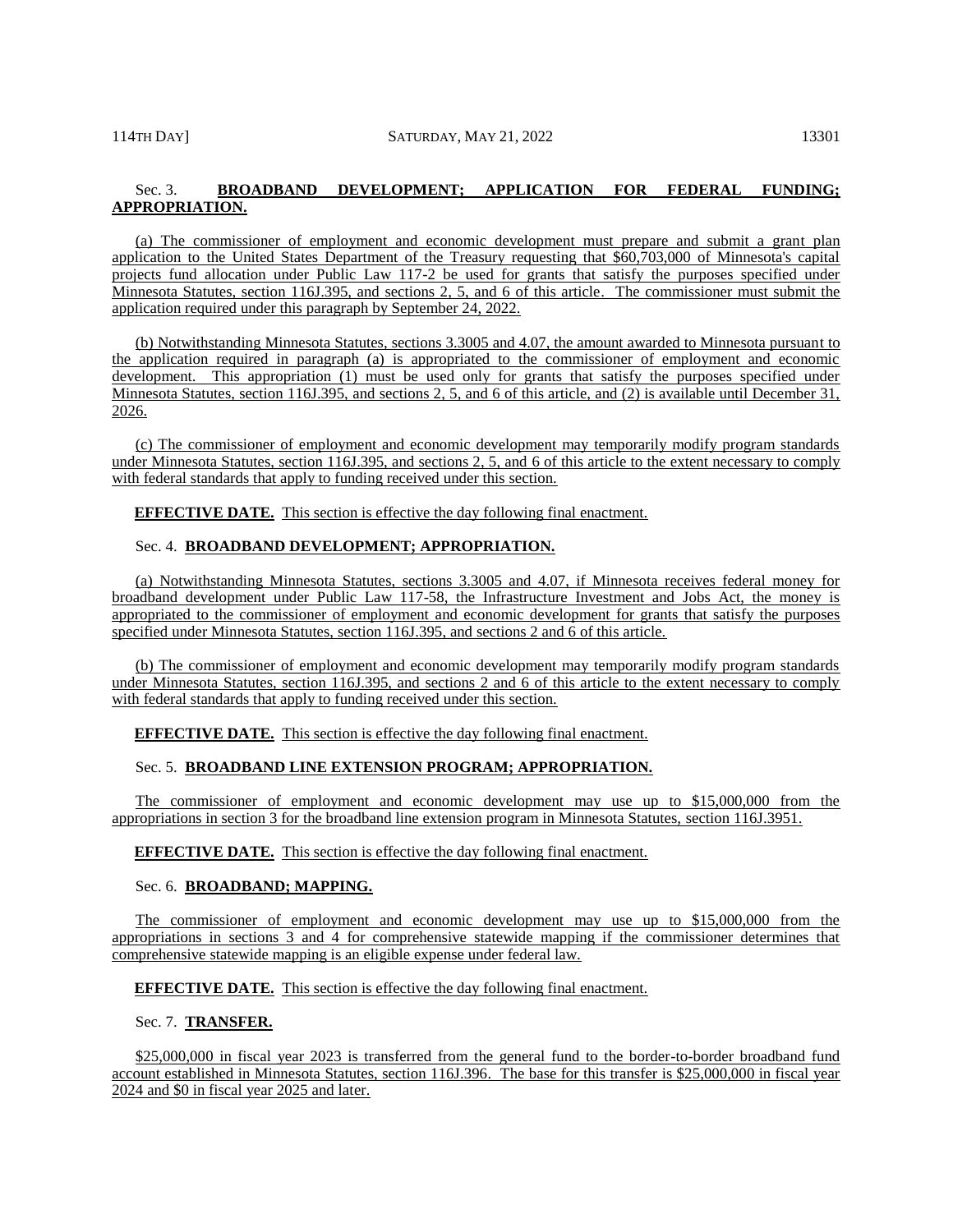Sec. 3. **BROADBAND DEVELOPMENT; APPLICATION FOR FEDERAL FUNDING; APPROPRIATION.**

(a) The commissioner of employment and economic development must prepare and submit a grant plan application to the United States Department of the Treasury requesting that $60,703,000 of Minnesota's capital projects fund allocation under Public Law 117-2 be used for grants that satisfy the purposes specified under Minnesota Statutes, section 116J.395, and sections 2, 5, and 6 of this article. The commissioner must submit the application required under this paragraph by September 24, 2022.

(b) Notwithstanding Minnesota Statutes, sections 3.3005 and 4.07, the amount awarded to Minnesota pursuant to the application required in paragraph (a) is appropriated to the commissioner of employment and economic development. This appropriation (1) must be used only for grants that satisfy the purposes specified under Minnesota Statutes, section 116J.395, and sections 2, 5, and 6 of this article, and (2) is available until December 31, 2026.

(c) The commissioner of employment and economic development may temporarily modify program standards under Minnesota Statutes, section 116J.395, and sections 2, 5, and 6 of this article to the extent necessary to comply with federal standards that apply to funding received under this section.

**EFFECTIVE DATE.** This section is effective the day following final enactment.

Sec. 4. **BROADBAND DEVELOPMENT; APPROPRIATION.**

(a) Notwithstanding Minnesota Statutes, sections 3.3005 and 4.07, if Minnesota receives federal money for broadband development under Public Law 117-58, the Infrastructure Investment and Jobs Act, the money is appropriated to the commissioner of employment and economic development for grants that satisfy the purposes specified under Minnesota Statutes, section 116J.395, and sections 2 and 6 of this article.

(b) The commissioner of employment and economic development may temporarily modify program standards under Minnesota Statutes, section 116J.395, and sections 2 and 6 of this article to the extent necessary to comply with federal standards that apply to funding received under this section.

**EFFECTIVE DATE.** This section is effective the day following final enactment.

Sec. 5. **BROADBAND LINE EXTENSION PROGRAM; APPROPRIATION.**

The commissioner of employment and economic development may use up to $15,000,000 from the appropriations in section 3 for the broadband line extension program in Minnesota Statutes, section 116J.3951.

**EFFECTIVE DATE.** This section is effective the day following final enactment.

Sec. 6. **BROADBAND; MAPPING.**

The commissioner of employment and economic development may use up to $15,000,000 from the appropriations in sections 3 and 4 for comprehensive statewide mapping if the commissioner determines that comprehensive statewide mapping is an eligible expense under federal law.

**EFFECTIVE DATE.** This section is effective the day following final enactment.

Sec. 7. **TRANSFER.**

$25,000,000 in fiscal year 2023 is transferred from the general fund to the border-to-border broadband fund account established in Minnesota Statutes, section 116J.396. The base for this transfer is $25,000,000 in fiscal year 2024 and $0 in fiscal year 2025 and later.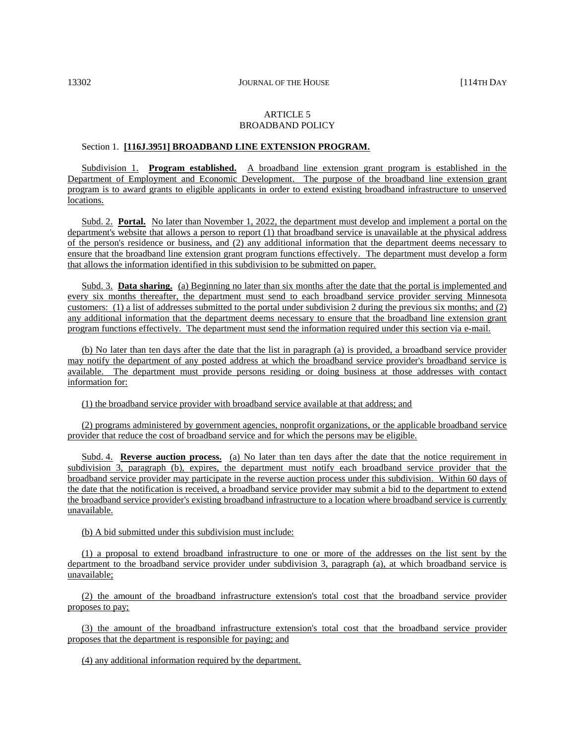ARTICLE 5
BROADBAND POLICY

Section 1. **[116J.3951] BROADBAND LINE EXTENSION PROGRAM.**

Subdivision 1. **Program established.** A broadband line extension grant program is established in the Department of Employment and Economic Development. The purpose of the broadband line extension grant program is to award grants to eligible applicants in order to extend existing broadband infrastructure to unserved locations.

Subd. 2. **Portal.** No later than November 1, 2022, the department must develop and implement a portal on the department's website that allows a person to report (1) that broadband service is unavailable at the physical address of the person's residence or business, and (2) any additional information that the department deems necessary to ensure that the broadband line extension grant program functions effectively. The department must develop a form that allows the information identified in this subdivision to be submitted on paper.

Subd. 3. **Data sharing.** (a) Beginning no later than six months after the date that the portal is implemented and every six months thereafter, the department must send to each broadband service provider serving Minnesota customers: (1) a list of addresses submitted to the portal under subdivision 2 during the previous six months; and (2) any additional information that the department deems necessary to ensure that the broadband line extension grant program functions effectively. The department must send the information required under this section via e-mail.

(b) No later than ten days after the date that the list in paragraph (a) is provided, a broadband service provider may notify the department of any posted address at which the broadband service provider's broadband service is available. The department must provide persons residing or doing business at those addresses with contact information for:

(1) the broadband service provider with broadband service available at that address; and

(2) programs administered by government agencies, nonprofit organizations, or the applicable broadband service provider that reduce the cost of broadband service and for which the persons may be eligible.

Subd. 4. **Reverse auction process.** (a) No later than ten days after the date that the notice requirement in subdivision 3, paragraph (b), expires, the department must notify each broadband service provider that the broadband service provider may participate in the reverse auction process under this subdivision. Within 60 days of the date that the notification is received, a broadband service provider may submit a bid to the department to extend the broadband service provider's existing broadband infrastructure to a location where broadband service is currently unavailable.

(b) A bid submitted under this subdivision must include:

(1) a proposal to extend broadband infrastructure to one or more of the addresses on the list sent by the department to the broadband service provider under subdivision 3, paragraph (a), at which broadband service is unavailable;

(2) the amount of the broadband infrastructure extension's total cost that the broadband service provider proposes to pay;

(3) the amount of the broadband infrastructure extension's total cost that the broadband service provider proposes that the department is responsible for paying; and

(4) any additional information required by the department.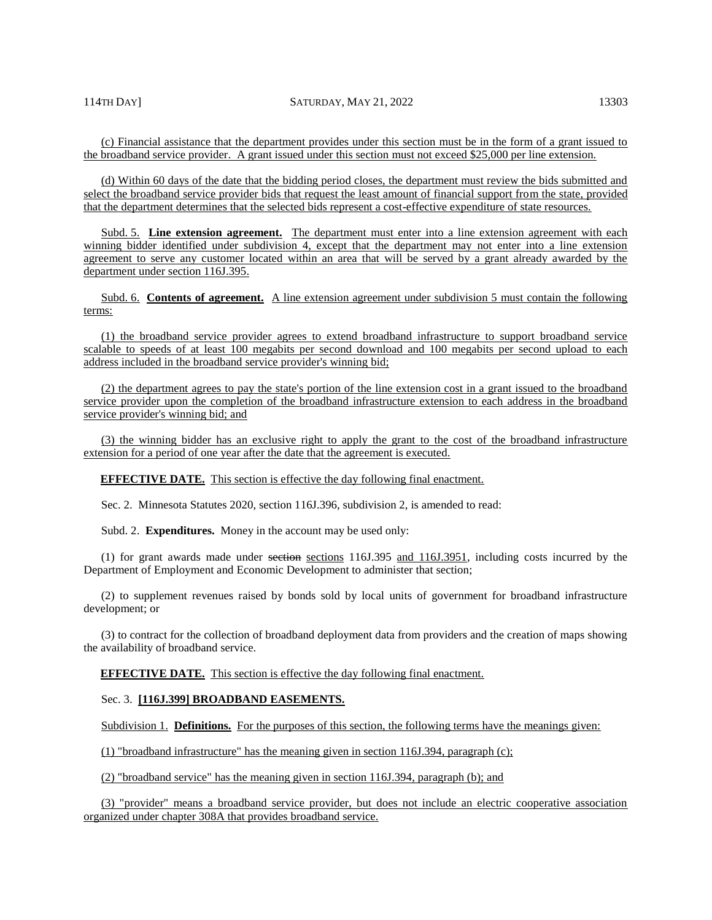(c) Financial assistance that the department provides under this section must be in the form of a grant issued to the broadband service provider. A grant issued under this section must not exceed $25,000 per line extension.

(d) Within 60 days of the date that the bidding period closes, the department must review the bids submitted and select the broadband service provider bids that request the least amount of financial support from the state, provided that the department determines that the selected bids represent a cost-effective expenditure of state resources.

Subd. 5. **Line extension agreement.** The department must enter into a line extension agreement with each winning bidder identified under subdivision 4, except that the department may not enter into a line extension agreement to serve any customer located within an area that will be served by a grant already awarded by the department under section 116J.395.

Subd. 6. **Contents of agreement.** A line extension agreement under subdivision 5 must contain the following terms:

(1) the broadband service provider agrees to extend broadband infrastructure to support broadband service scalable to speeds of at least 100 megabits per second download and 100 megabits per second upload to each address included in the broadband service provider's winning bid;

(2) the department agrees to pay the state's portion of the line extension cost in a grant issued to the broadband service provider upon the completion of the broadband infrastructure extension to each address in the broadband service provider's winning bid; and

(3) the winning bidder has an exclusive right to apply the grant to the cost of the broadband infrastructure extension for a period of one year after the date that the agreement is executed.

**EFFECTIVE DATE.** This section is effective the day following final enactment.

Sec. 2. Minnesota Statutes 2020, section 116J.396, subdivision 2, is amended to read:

Subd. 2. **Expenditures.** Money in the account may be used only:

(1) for grant awards made under ~~section~~ sections 116J.395 and 116J.3951, including costs incurred by the Department of Employment and Economic Development to administer that section;

(2) to supplement revenues raised by bonds sold by local units of government for broadband infrastructure development; or

(3) to contract for the collection of broadband deployment data from providers and the creation of maps showing the availability of broadband service.

**EFFECTIVE DATE.** This section is effective the day following final enactment.

Sec. 3. **[116J.399] BROADBAND EASEMENTS.**

Subdivision 1. **Definitions.** For the purposes of this section, the following terms have the meanings given:

(1) "broadband infrastructure" has the meaning given in section 116J.394, paragraph (c);

(2) "broadband service" has the meaning given in section 116J.394, paragraph (b); and

(3) "provider" means a broadband service provider, but does not include an electric cooperative association organized under chapter 308A that provides broadband service.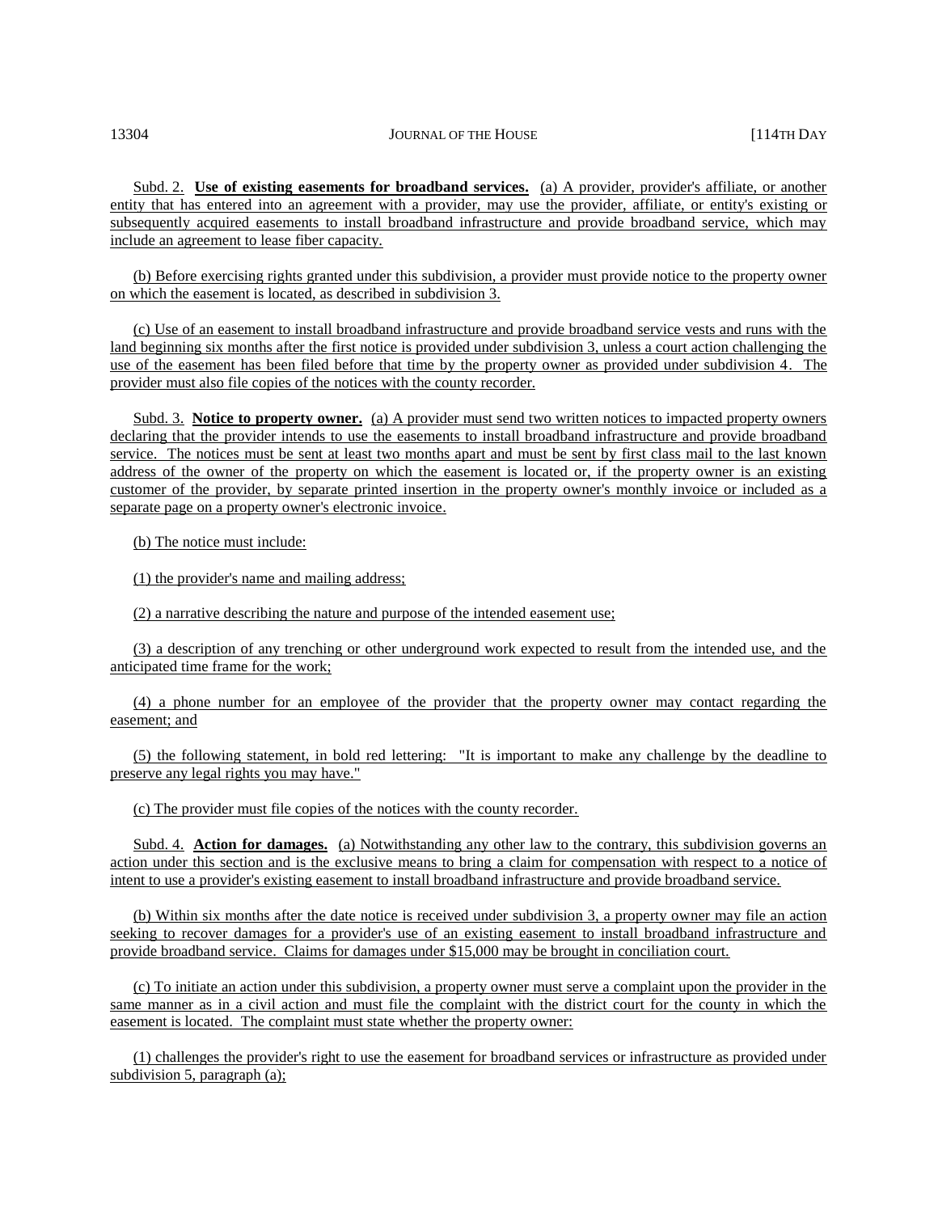Subd. 2. **Use of existing easements for broadband services.** (a) A provider, provider's affiliate, or another entity that has entered into an agreement with a provider, may use the provider, affiliate, or entity's existing or subsequently acquired easements to install broadband infrastructure and provide broadband service, which may include an agreement to lease fiber capacity.

(b) Before exercising rights granted under this subdivision, a provider must provide notice to the property owner on which the easement is located, as described in subdivision 3.

(c) Use of an easement to install broadband infrastructure and provide broadband service vests and runs with the land beginning six months after the first notice is provided under subdivision 3, unless a court action challenging the use of the easement has been filed before that time by the property owner as provided under subdivision 4. The provider must also file copies of the notices with the county recorder.

Subd. 3. **Notice to property owner.** (a) A provider must send two written notices to impacted property owners declaring that the provider intends to use the easements to install broadband infrastructure and provide broadband service. The notices must be sent at least two months apart and must be sent by first class mail to the last known address of the owner of the property on which the easement is located or, if the property owner is an existing customer of the provider, by separate printed insertion in the property owner's monthly invoice or included as a separate page on a property owner's electronic invoice.

(b) The notice must include:

(1) the provider's name and mailing address;

(2) a narrative describing the nature and purpose of the intended easement use;

(3) a description of any trenching or other underground work expected to result from the intended use, and the anticipated time frame for the work;

(4) a phone number for an employee of the provider that the property owner may contact regarding the easement; and

(5) the following statement, in bold red lettering: "It is important to make any challenge by the deadline to preserve any legal rights you may have."

(c) The provider must file copies of the notices with the county recorder.

Subd. 4. **Action for damages.** (a) Notwithstanding any other law to the contrary, this subdivision governs an action under this section and is the exclusive means to bring a claim for compensation with respect to a notice of intent to use a provider's existing easement to install broadband infrastructure and provide broadband service.

(b) Within six months after the date notice is received under subdivision 3, a property owner may file an action seeking to recover damages for a provider's use of an existing easement to install broadband infrastructure and provide broadband service. Claims for damages under $15,000 may be brought in conciliation court.

(c) To initiate an action under this subdivision, a property owner must serve a complaint upon the provider in the same manner as in a civil action and must file the complaint with the district court for the county in which the easement is located. The complaint must state whether the property owner:

(1) challenges the provider's right to use the easement for broadband services or infrastructure as provided under subdivision 5, paragraph (a);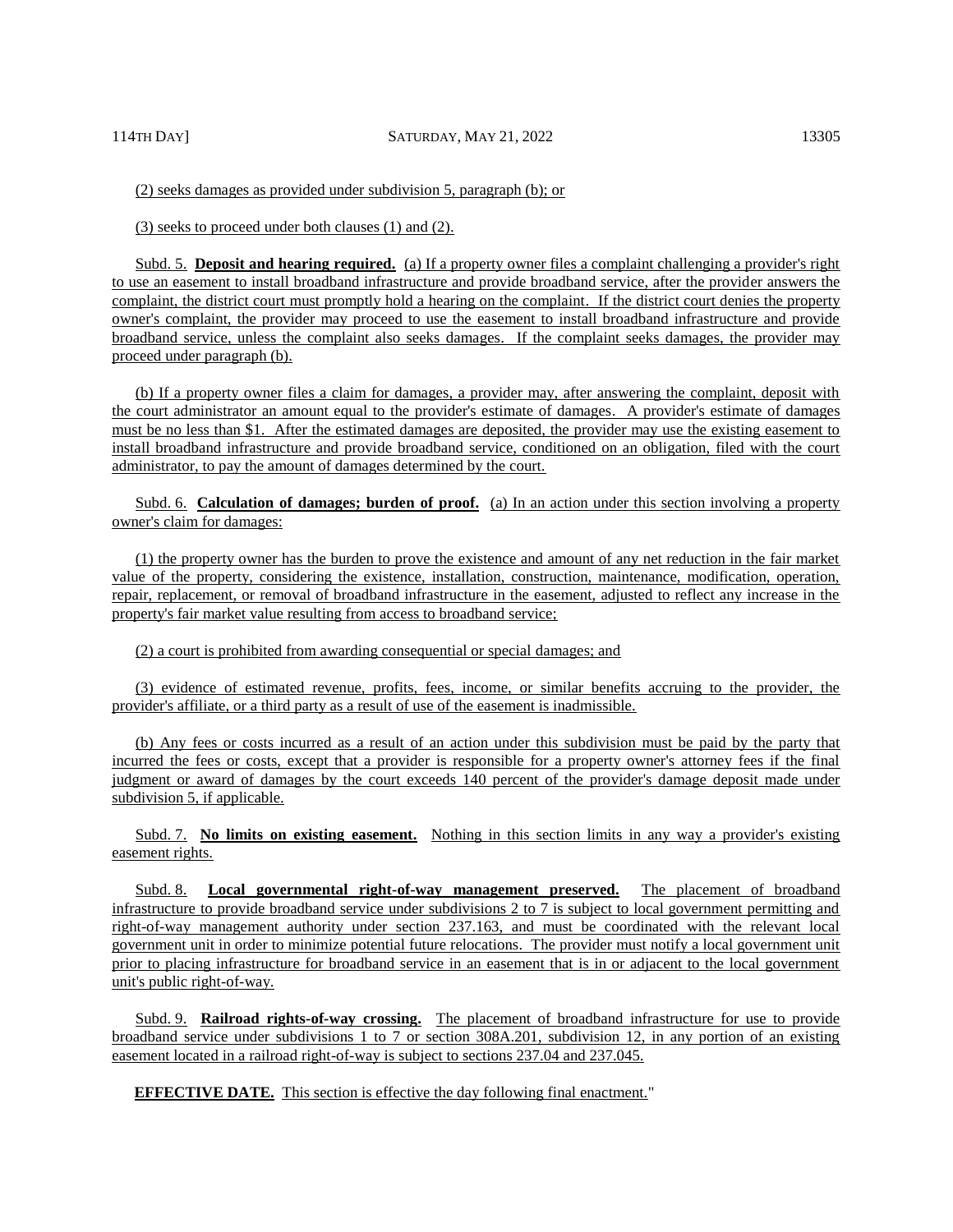(2) seeks damages as provided under subdivision 5, paragraph (b); or

(3) seeks to proceed under both clauses (1) and (2).

Subd. 5. **Deposit and hearing required.** (a) If a property owner files a complaint challenging a provider's right to use an easement to install broadband infrastructure and provide broadband service, after the provider answers the complaint, the district court must promptly hold a hearing on the complaint. If the district court denies the property owner's complaint, the provider may proceed to use the easement to install broadband infrastructure and provide broadband service, unless the complaint also seeks damages. If the complaint seeks damages, the provider may proceed under paragraph (b).

(b) If a property owner files a claim for damages, a provider may, after answering the complaint, deposit with the court administrator an amount equal to the provider's estimate of damages. A provider's estimate of damages must be no less than $1. After the estimated damages are deposited, the provider may use the existing easement to install broadband infrastructure and provide broadband service, conditioned on an obligation, filed with the court administrator, to pay the amount of damages determined by the court.

Subd. 6. **Calculation of damages; burden of proof.** (a) In an action under this section involving a property owner's claim for damages:

(1) the property owner has the burden to prove the existence and amount of any net reduction in the fair market value of the property, considering the existence, installation, construction, maintenance, modification, operation, repair, replacement, or removal of broadband infrastructure in the easement, adjusted to reflect any increase in the property's fair market value resulting from access to broadband service;

(2) a court is prohibited from awarding consequential or special damages; and

(3) evidence of estimated revenue, profits, fees, income, or similar benefits accruing to the provider, the provider's affiliate, or a third party as a result of use of the easement is inadmissible.

(b) Any fees or costs incurred as a result of an action under this subdivision must be paid by the party that incurred the fees or costs, except that a provider is responsible for a property owner's attorney fees if the final judgment or award of damages by the court exceeds 140 percent of the provider's damage deposit made under subdivision 5, if applicable.

Subd. 7. **No limits on existing easement.** Nothing in this section limits in any way a provider's existing easement rights.

Subd. 8. **Local governmental right-of-way management preserved.** The placement of broadband infrastructure to provide broadband service under subdivisions 2 to 7 is subject to local government permitting and right-of-way management authority under section 237.163, and must be coordinated with the relevant local government unit in order to minimize potential future relocations. The provider must notify a local government unit prior to placing infrastructure for broadband service in an easement that is in or adjacent to the local government unit's public right-of-way.

Subd. 9. **Railroad rights-of-way crossing.** The placement of broadband infrastructure for use to provide broadband service under subdivisions 1 to 7 or section 308A.201, subdivision 12, in any portion of an existing easement located in a railroad right-of-way is subject to sections 237.04 and 237.045.

**EFFECTIVE DATE.** This section is effective the day following final enactment."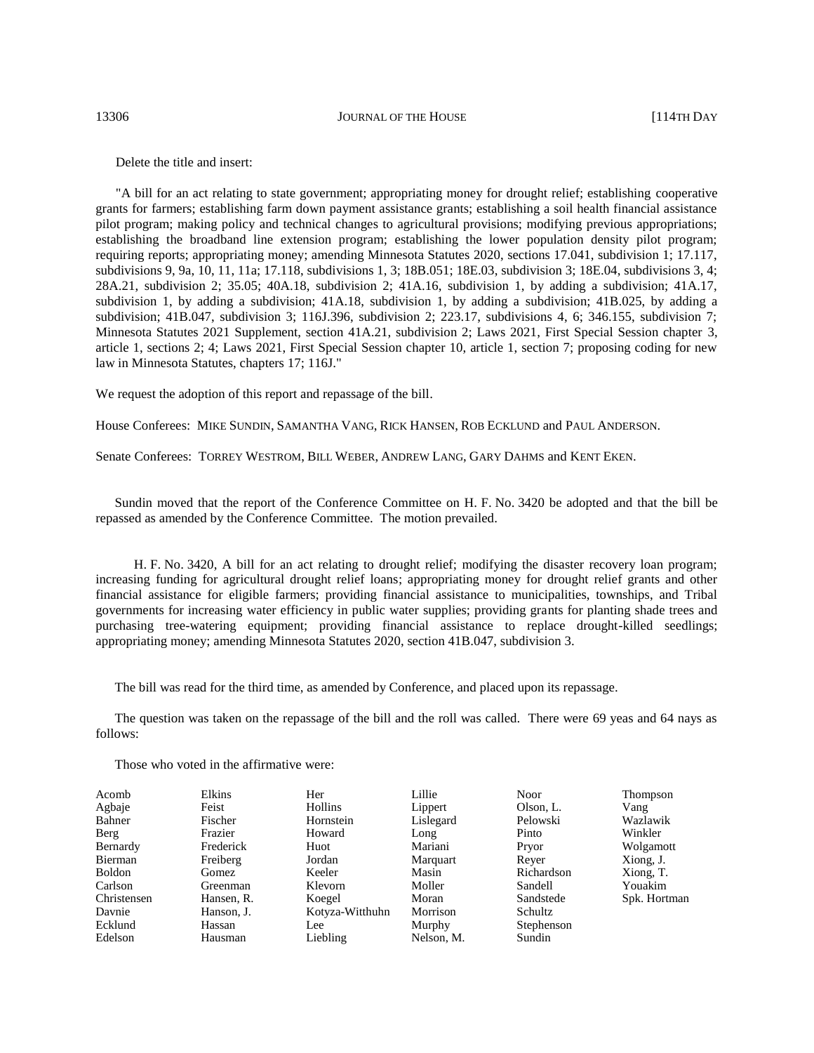Delete the title and insert:

"A bill for an act relating to state government; appropriating money for drought relief; establishing cooperative grants for farmers; establishing farm down payment assistance grants; establishing a soil health financial assistance pilot program; making policy and technical changes to agricultural provisions; modifying previous appropriations; establishing the broadband line extension program; establishing the lower population density pilot program; requiring reports; appropriating money; amending Minnesota Statutes 2020, sections 17.041, subdivision 1; 17.117, subdivisions 9, 9a, 10, 11, 11a; 17.118, subdivisions 1, 3; 18B.051; 18E.03, subdivision 3; 18E.04, subdivisions 3, 4; 28A.21, subdivision 2; 35.05; 40A.18, subdivision 2; 41A.16, subdivision 1, by adding a subdivision; 41A.17, subdivision 1, by adding a subdivision; 41A.18, subdivision 1, by adding a subdivision; 41B.025, by adding a subdivision; 41B.047, subdivision 3; 116J.396, subdivision 2; 223.17, subdivisions 4, 6; 346.155, subdivision 7; Minnesota Statutes 2021 Supplement, section 41A.21, subdivision 2; Laws 2021, First Special Session chapter 3, article 1, sections 2; 4; Laws 2021, First Special Session chapter 10, article 1, section 7; proposing coding for new law in Minnesota Statutes, chapters 17; 116J."

We request the adoption of this report and repassage of the bill.

House Conferees: MIKE SUNDIN, SAMANTHA VANG, RICK HANSEN, ROB ECKLUND and PAUL ANDERSON.

Senate Conferees: TORREY WESTROM, BILL WEBER, ANDREW LANG, GARY DAHMS and KENT EKEN.

Sundin moved that the report of the Conference Committee on H. F. No. 3420 be adopted and that the bill be repassed as amended by the Conference Committee. The motion prevailed.

H. F. No. 3420, A bill for an act relating to drought relief; modifying the disaster recovery loan program; increasing funding for agricultural drought relief loans; appropriating money for drought relief grants and other financial assistance for eligible farmers; providing financial assistance to municipalities, townships, and Tribal governments for increasing water efficiency in public water supplies; providing grants for planting shade trees and purchasing tree-watering equipment; providing financial assistance to replace drought-killed seedlings; appropriating money; amending Minnesota Statutes 2020, section 41B.047, subdivision 3.

The bill was read for the third time, as amended by Conference, and placed upon its repassage.

The question was taken on the repassage of the bill and the roll was called. There were 69 yeas and 64 nays as follows:

Those who voted in the affirmative were:

| | | | | | |
|---|---|---|---|---|---|
| Acomb | Elkins | Her | Lillie | Noor | Thompson |
| Agbaje | Feist | Hollins | Lippert | Olson, L. | Vang |
| Bahner | Fischer | Hornstein | Lislegard | Pelowski | Wazlawik |
| Berg | Frazier | Howard | Long | Pinto | Winkler |
| Bernardy | Frederick | Huot | Mariani | Pryor | Wolgamott |
| Bierman | Freiberg | Jordan | Marquart | Reyer | Xiong, J. |
| Boldon | Gomez | Keeler | Masin | Richardson | Xiong, T. |
| Carlson | Greenman | Klevorn | Moller | Sandell | Youakim |
| Christensen | Hansen, R. | Koegel | Moran | Sandstede | Spk. Hortman |
| Davnie | Hanson, J. | Kotyza-Witthuhn | Morrison | Schultz | |
| Ecklund | Hassan | Lee | Murphy | Stephenson | |
| Edelson | Hausman | Liebling | Nelson, M. | Sundin | |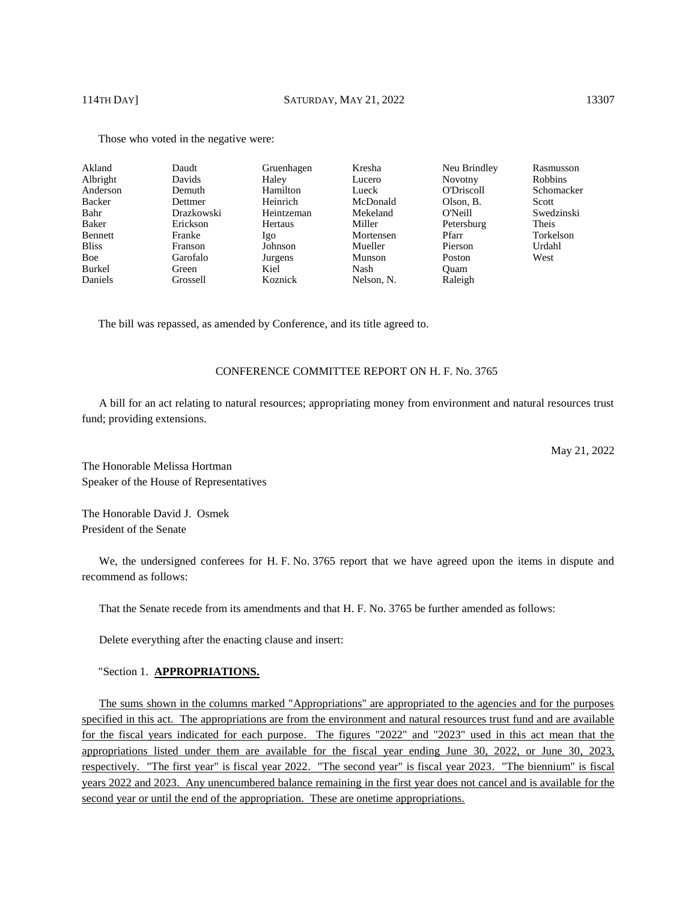Those who voted in the negative were:

| | | | | | |
|---|---|---|---|---|---|
| Akland | Daudt | Gruenhagen | Kresha | Neu Brindley | Rasmusson |
| Albright | Davids | Haley | Lucero | Novotny | Robbins |
| Anderson | Demuth | Hamilton | Lueck | O'Driscoll | Schomacker |
| Backer | Dettmer | Heinrich | McDonald | Olson, B. | Scott |
| Bahr | Drazkowski | Heintzeman | Mekeland | O'Neill | Swedzinski |
| Baker | Erickson | Hertaus | Miller | Petersburg | Theis |
| Bennett | Franke | Igo | Mortensen | Pfarr | Torkelson |
| Bliss | Franson | Johnson | Mueller | Pierson | Urdahl |
| Boe | Garofalo | Jurgens | Munson | Poston | West |
| Burkel | Green | Kiel | Nash | Quam | |
| Daniels | Grossell | Koznick | Nelson, N. | Raleigh | |

The bill was repassed, as amended by Conference, and its title agreed to.

CONFERENCE COMMITTEE REPORT ON H. F. No. 3765

A bill for an act relating to natural resources; appropriating money from environment and natural resources trust fund; providing extensions.

May 21, 2022

The Honorable Melissa Hortman
Speaker of the House of Representatives

The Honorable David J. Osmek
President of the Senate

We, the undersigned conferees for H. F. No. 3765 report that we have agreed upon the items in dispute and recommend as follows:

That the Senate recede from its amendments and that H. F. No. 3765 be further amended as follows:

Delete everything after the enacting clause and insert:

"Section 1. **APPROPRIATIONS.**

The sums shown in the columns marked "Appropriations" are appropriated to the agencies and for the purposes specified in this act. The appropriations are from the environment and natural resources trust fund and are available for the fiscal years indicated for each purpose. The figures "2022" and "2023" used in this act mean that the appropriations listed under them are available for the fiscal year ending June 30, 2022, or June 30, 2023, respectively. "The first year" is fiscal year 2022. "The second year" is fiscal year 2023. "The biennium" is fiscal years 2022 and 2023. Any unencumbered balance remaining in the first year does not cancel and is available for the second year or until the end of the appropriation. These are onetime appropriations.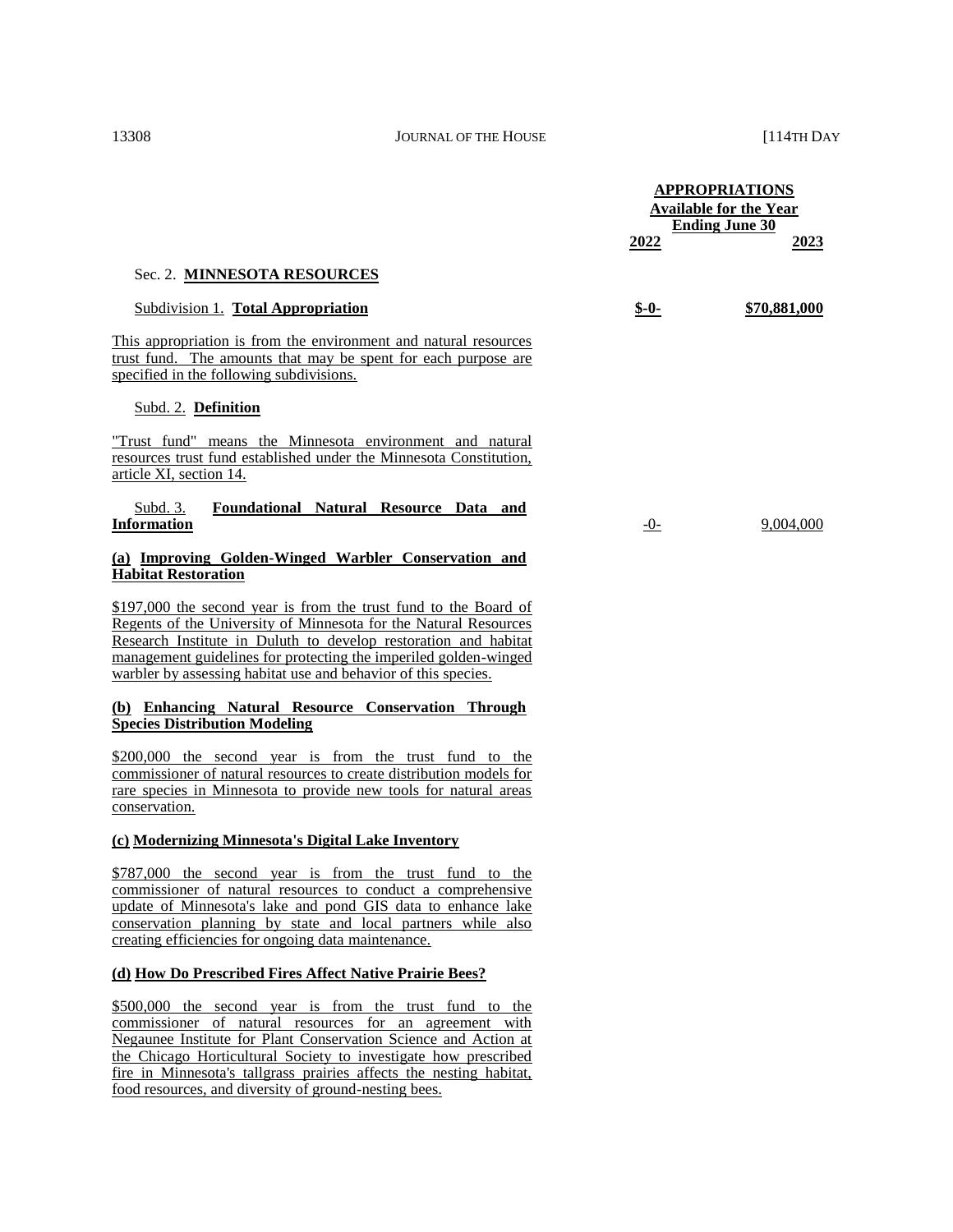| | APPROPRIATIONS Available for the Year Ending June 30 | |
|---|---|---|
| | 2022 | 2023 |

### Sec. 2. MINNESOTA RESOURCES

| | | |
|---|---|---|
| Subdivision 1. **Total Appropriation** | **$-0-** | **$70,881,000** |

This appropriation is from the environment and natural resources trust fund. The amounts that may be spent for each purpose are specified in the following subdivisions.

Subd. 2. **Definition**

"Trust fund" means the Minnesota environment and natural resources trust fund established under the Minnesota Constitution, article XI, section 14.

| | | |
|---|---|---|
| Subd. 3. **Foundational Natural Resource Data and Information** | -0- | 9,004,000 |

**(a) Improving Golden-Winged Warbler Conservation and Habitat Restoration**

$197,000 the second year is from the trust fund to the Board of Regents of the University of Minnesota for the Natural Resources Research Institute in Duluth to develop restoration and habitat management guidelines for protecting the imperiled golden-winged warbler by assessing habitat use and behavior of this species.

**(b) Enhancing Natural Resource Conservation Through Species Distribution Modeling**

$200,000 the second year is from the trust fund to the commissioner of natural resources to create distribution models for rare species in Minnesota to provide new tools for natural areas conservation.

**(c) Modernizing Minnesota's Digital Lake Inventory**

$787,000 the second year is from the trust fund to the commissioner of natural resources to conduct a comprehensive update of Minnesota's lake and pond GIS data to enhance lake conservation planning by state and local partners while also creating efficiencies for ongoing data maintenance.

**(d) How Do Prescribed Fires Affect Native Prairie Bees?**

$500,000 the second year is from the trust fund to the commissioner of natural resources for an agreement with Negaunee Institute for Plant Conservation Science and Action at the Chicago Horticultural Society to investigate how prescribed fire in Minnesota's tallgrass prairies affects the nesting habitat, food resources, and diversity of ground-nesting bees.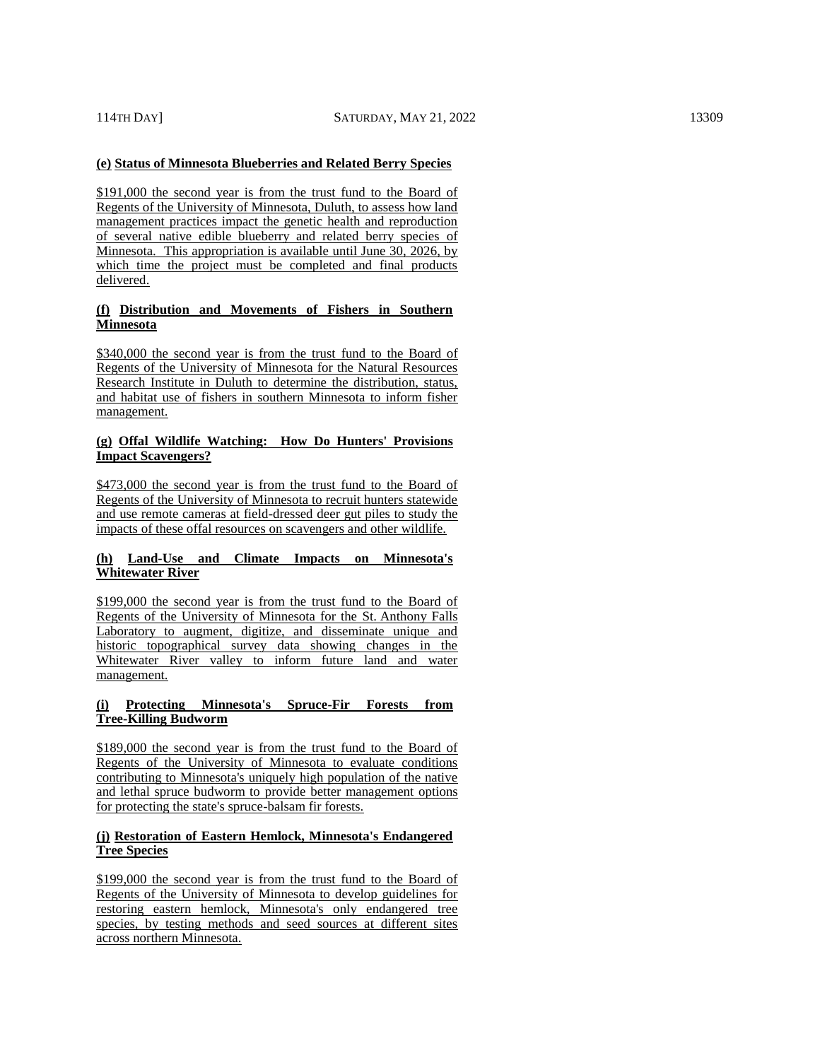**(e) Status of Minnesota Blueberries and Related Berry Species**

$191,000 the second year is from the trust fund to the Board of Regents of the University of Minnesota, Duluth, to assess how land management practices impact the genetic health and reproduction of several native edible blueberry and related berry species of Minnesota. This appropriation is available until June 30, 2026, by which time the project must be completed and final products delivered.

**(f) Distribution and Movements of Fishers in Southern Minnesota**

$340,000 the second year is from the trust fund to the Board of Regents of the University of Minnesota for the Natural Resources Research Institute in Duluth to determine the distribution, status, and habitat use of fishers in southern Minnesota to inform fisher management.

**(g) Offal Wildlife Watching: How Do Hunters' Provisions Impact Scavengers?**

$473,000 the second year is from the trust fund to the Board of Regents of the University of Minnesota to recruit hunters statewide and use remote cameras at field-dressed deer gut piles to study the impacts of these offal resources on scavengers and other wildlife.

**(h) Land-Use and Climate Impacts on Minnesota's Whitewater River**

$199,000 the second year is from the trust fund to the Board of Regents of the University of Minnesota for the St. Anthony Falls Laboratory to augment, digitize, and disseminate unique and historic topographical survey data showing changes in the Whitewater River valley to inform future land and water management.

**(i) Protecting Minnesota's Spruce-Fir Forests from Tree-Killing Budworm**

$189,000 the second year is from the trust fund to the Board of Regents of the University of Minnesota to evaluate conditions contributing to Minnesota's uniquely high population of the native and lethal spruce budworm to provide better management options for protecting the state's spruce-balsam fir forests.

**(j) Restoration of Eastern Hemlock, Minnesota's Endangered Tree Species**

$199,000 the second year is from the trust fund to the Board of Regents of the University of Minnesota to develop guidelines for restoring eastern hemlock, Minnesota's only endangered tree species, by testing methods and seed sources at different sites across northern Minnesota.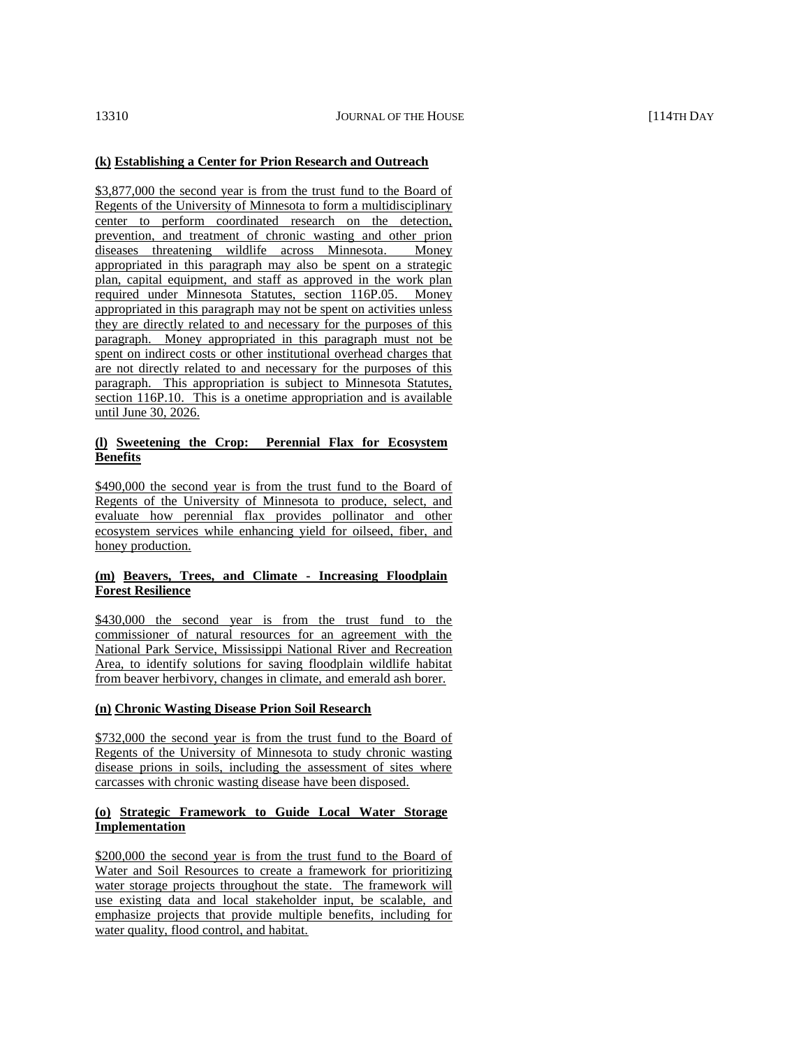**(k) Establishing a Center for Prion Research and Outreach**

$3,877,000 the second year is from the trust fund to the Board of Regents of the University of Minnesota to form a multidisciplinary center to perform coordinated research on the detection, prevention, and treatment of chronic wasting and other prion diseases threatening wildlife across Minnesota. Money appropriated in this paragraph may also be spent on a strategic plan, capital equipment, and staff as approved in the work plan required under Minnesota Statutes, section 116P.05. Money appropriated in this paragraph may not be spent on activities unless they are directly related to and necessary for the purposes of this paragraph. Money appropriated in this paragraph must not be spent on indirect costs or other institutional overhead charges that are not directly related to and necessary for the purposes of this paragraph. This appropriation is subject to Minnesota Statutes, section 116P.10. This is a onetime appropriation and is available until June 30, 2026.

**(l) Sweetening the Crop: Perennial Flax for Ecosystem Benefits**

$490,000 the second year is from the trust fund to the Board of Regents of the University of Minnesota to produce, select, and evaluate how perennial flax provides pollinator and other ecosystem services while enhancing yield for oilseed, fiber, and honey production.

**(m) Beavers, Trees, and Climate - Increasing Floodplain Forest Resilience**

$430,000 the second year is from the trust fund to the commissioner of natural resources for an agreement with the National Park Service, Mississippi National River and Recreation Area, to identify solutions for saving floodplain wildlife habitat from beaver herbivory, changes in climate, and emerald ash borer.

**(n) Chronic Wasting Disease Prion Soil Research**

$732,000 the second year is from the trust fund to the Board of Regents of the University of Minnesota to study chronic wasting disease prions in soils, including the assessment of sites where carcasses with chronic wasting disease have been disposed.

**(o) Strategic Framework to Guide Local Water Storage Implementation**

$200,000 the second year is from the trust fund to the Board of Water and Soil Resources to create a framework for prioritizing water storage projects throughout the state. The framework will use existing data and local stakeholder input, be scalable, and emphasize projects that provide multiple benefits, including for water quality, flood control, and habitat.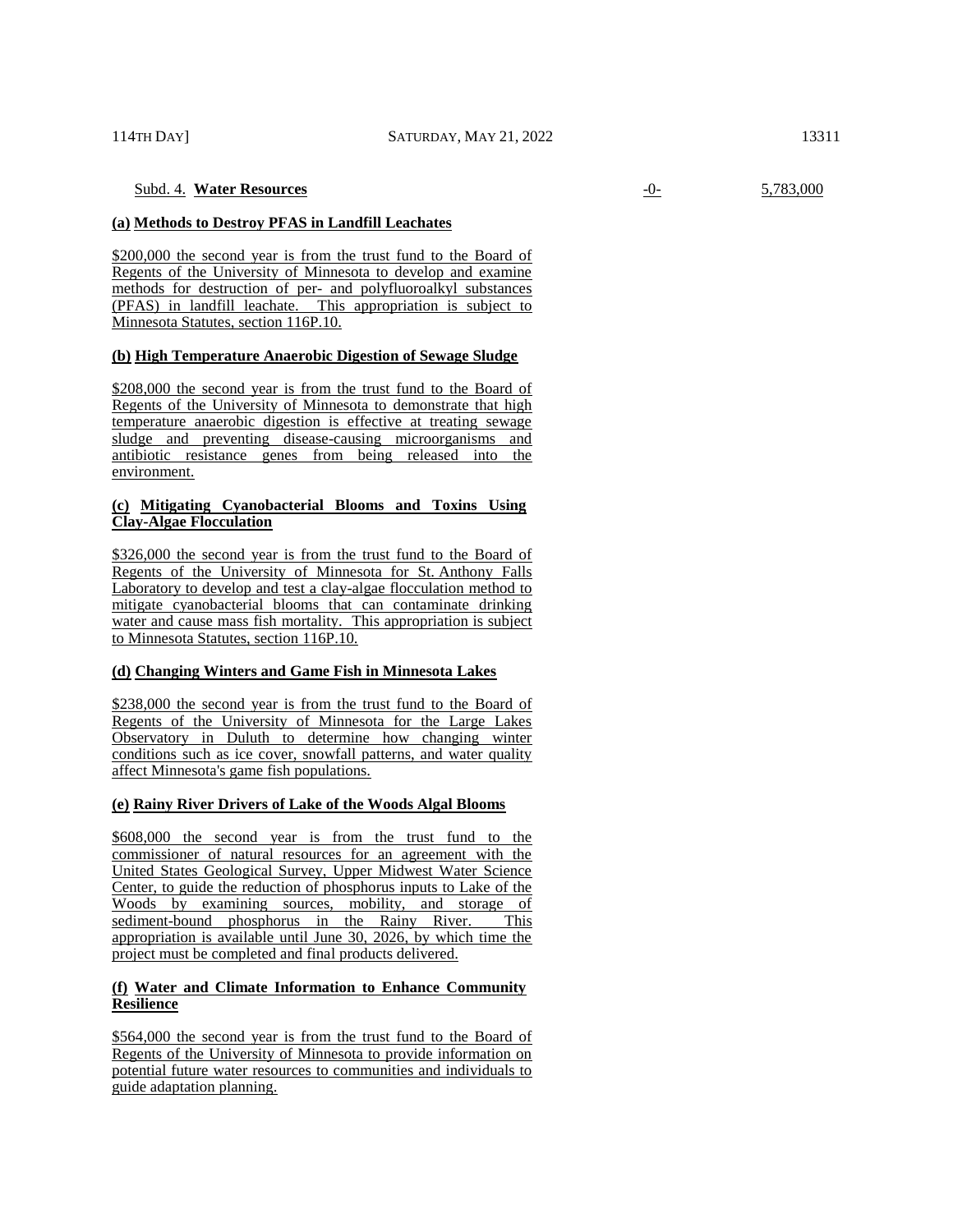Subd. 4. **Water Resources** -0- 5,783,000

**(a) Methods to Destroy PFAS in Landfill Leachates**

$200,000 the second year is from the trust fund to the Board of Regents of the University of Minnesota to develop and examine methods for destruction of per- and polyfluoroalkyl substances (PFAS) in landfill leachate. This appropriation is subject to Minnesota Statutes, section 116P.10.

**(b) High Temperature Anaerobic Digestion of Sewage Sludge**

$208,000 the second year is from the trust fund to the Board of Regents of the University of Minnesota to demonstrate that high temperature anaerobic digestion is effective at treating sewage sludge and preventing disease-causing microorganisms and antibiotic resistance genes from being released into the environment.

**(c) Mitigating Cyanobacterial Blooms and Toxins Using Clay-Algae Flocculation**

$326,000 the second year is from the trust fund to the Board of Regents of the University of Minnesota for St. Anthony Falls Laboratory to develop and test a clay-algae flocculation method to mitigate cyanobacterial blooms that can contaminate drinking water and cause mass fish mortality. This appropriation is subject to Minnesota Statutes, section 116P.10.

**(d) Changing Winters and Game Fish in Minnesota Lakes**

$238,000 the second year is from the trust fund to the Board of Regents of the University of Minnesota for the Large Lakes Observatory in Duluth to determine how changing winter conditions such as ice cover, snowfall patterns, and water quality affect Minnesota's game fish populations.

**(e) Rainy River Drivers of Lake of the Woods Algal Blooms**

$608,000 the second year is from the trust fund to the commissioner of natural resources for an agreement with the United States Geological Survey, Upper Midwest Water Science Center, to guide the reduction of phosphorus inputs to Lake of the Woods by examining sources, mobility, and storage of sediment-bound phosphorus in the Rainy River. This appropriation is available until June 30, 2026, by which time the project must be completed and final products delivered.

**(f) Water and Climate Information to Enhance Community Resilience**

$564,000 the second year is from the trust fund to the Board of Regents of the University of Minnesota to provide information on potential future water resources to communities and individuals to guide adaptation planning.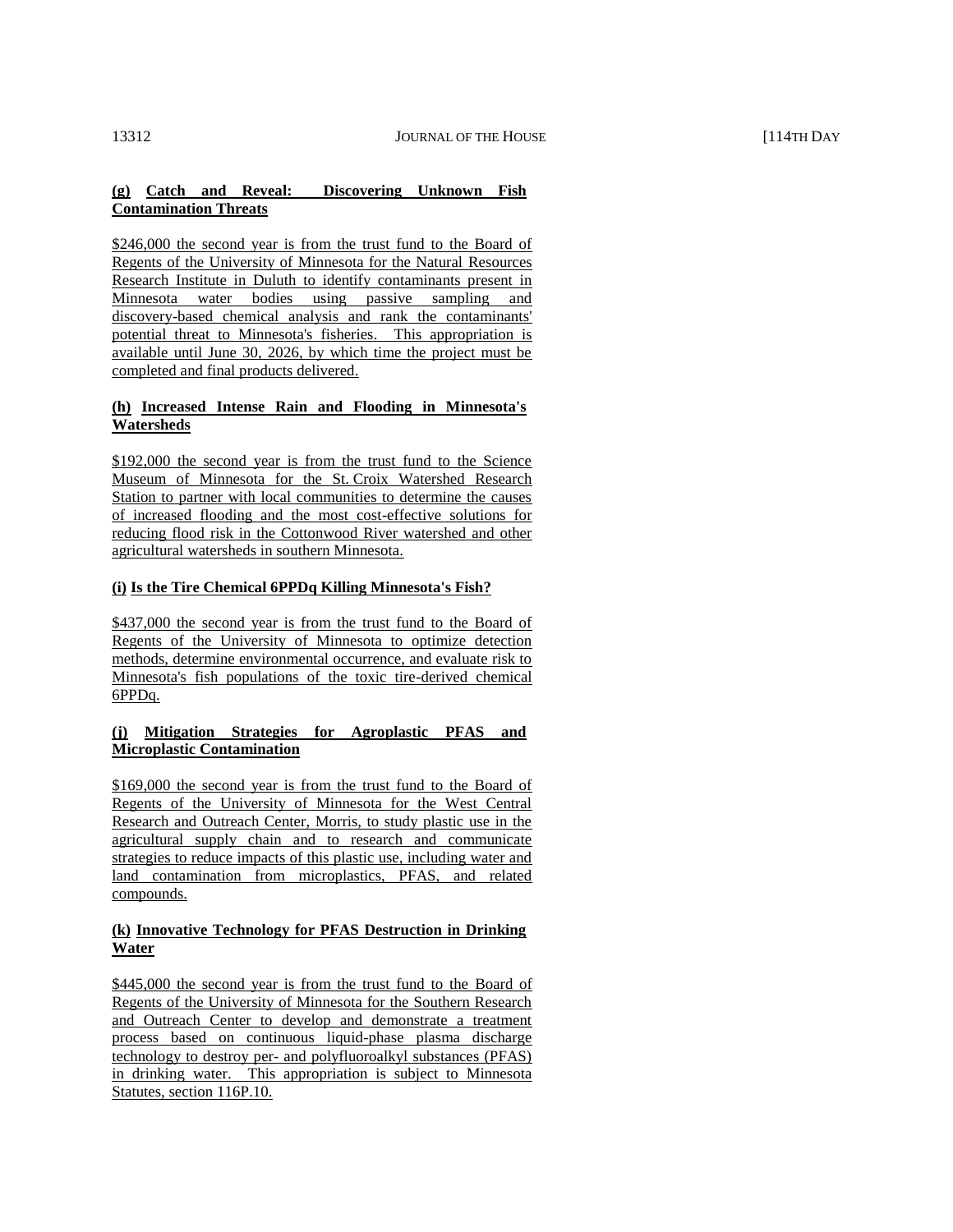**(g) Catch and Reveal: Discovering Unknown Fish Contamination Threats**

$246,000 the second year is from the trust fund to the Board of Regents of the University of Minnesota for the Natural Resources Research Institute in Duluth to identify contaminants present in Minnesota water bodies using passive sampling and discovery-based chemical analysis and rank the contaminants' potential threat to Minnesota's fisheries. This appropriation is available until June 30, 2026, by which time the project must be completed and final products delivered.

**(h) Increased Intense Rain and Flooding in Minnesota's Watersheds**

$192,000 the second year is from the trust fund to the Science Museum of Minnesota for the St. Croix Watershed Research Station to partner with local communities to determine the causes of increased flooding and the most cost-effective solutions for reducing flood risk in the Cottonwood River watershed and other agricultural watersheds in southern Minnesota.

**(i) Is the Tire Chemical 6PPDq Killing Minnesota's Fish?**

$437,000 the second year is from the trust fund to the Board of Regents of the University of Minnesota to optimize detection methods, determine environmental occurrence, and evaluate risk to Minnesota's fish populations of the toxic tire-derived chemical 6PPDq.

**(j) Mitigation Strategies for Agroplastic PFAS and Microplastic Contamination**

$169,000 the second year is from the trust fund to the Board of Regents of the University of Minnesota for the West Central Research and Outreach Center, Morris, to study plastic use in the agricultural supply chain and to research and communicate strategies to reduce impacts of this plastic use, including water and land contamination from microplastics, PFAS, and related compounds.

**(k) Innovative Technology for PFAS Destruction in Drinking Water**

$445,000 the second year is from the trust fund to the Board of Regents of the University of Minnesota for the Southern Research and Outreach Center to develop and demonstrate a treatment process based on continuous liquid-phase plasma discharge technology to destroy per- and polyfluoroalkyl substances (PFAS) in drinking water. This appropriation is subject to Minnesota Statutes, section 116P.10.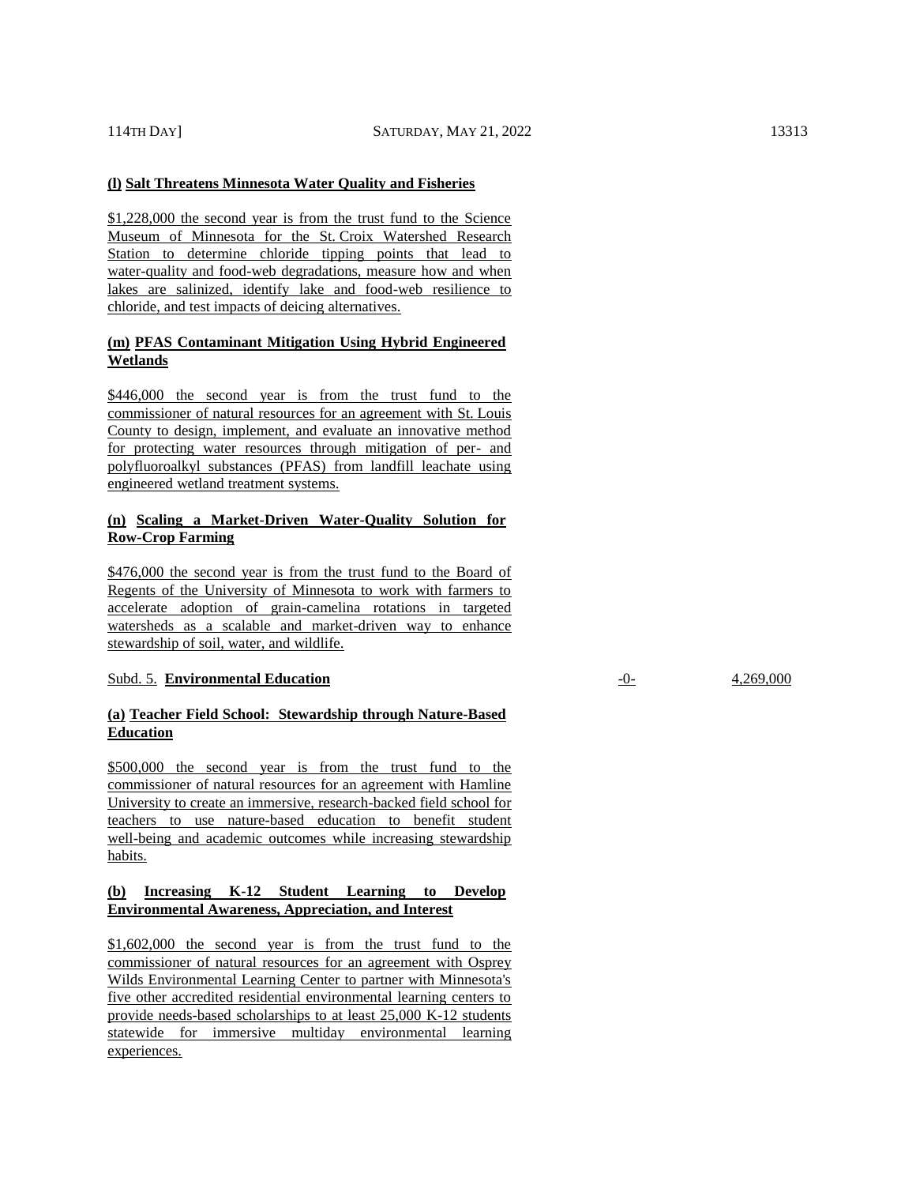**(l) Salt Threatens Minnesota Water Quality and Fisheries**

$1,228,000 the second year is from the trust fund to the Science Museum of Minnesota for the St. Croix Watershed Research Station to determine chloride tipping points that lead to water-quality and food-web degradations, measure how and when lakes are salinized, identify lake and food-web resilience to chloride, and test impacts of deicing alternatives.

**(m) PFAS Contaminant Mitigation Using Hybrid Engineered Wetlands**

$446,000 the second year is from the trust fund to the commissioner of natural resources for an agreement with St. Louis County to design, implement, and evaluate an innovative method for protecting water resources through mitigation of per- and polyfluoroalkyl substances (PFAS) from landfill leachate using engineered wetland treatment systems.

**(n) Scaling a Market-Driven Water-Quality Solution for Row-Crop Farming**

$476,000 the second year is from the trust fund to the Board of Regents of the University of Minnesota to work with farmers to accelerate adoption of grain-camelina rotations in targeted watersheds as a scalable and market-driven way to enhance stewardship of soil, water, and wildlife.

| Subd. 5. **Environmental Education** | -0- | 4,269,000 |
|---|---|---|

**(a) Teacher Field School: Stewardship through Nature-Based Education**

$500,000 the second year is from the trust fund to the commissioner of natural resources for an agreement with Hamline University to create an immersive, research-backed field school for teachers to use nature-based education to benefit student well-being and academic outcomes while increasing stewardship habits.

**(b) Increasing K-12 Student Learning to Develop Environmental Awareness, Appreciation, and Interest**

$1,602,000 the second year is from the trust fund to the commissioner of natural resources for an agreement with Osprey Wilds Environmental Learning Center to partner with Minnesota's five other accredited residential environmental learning centers to provide needs-based scholarships to at least 25,000 K-12 students statewide for immersive multiday environmental learning experiences.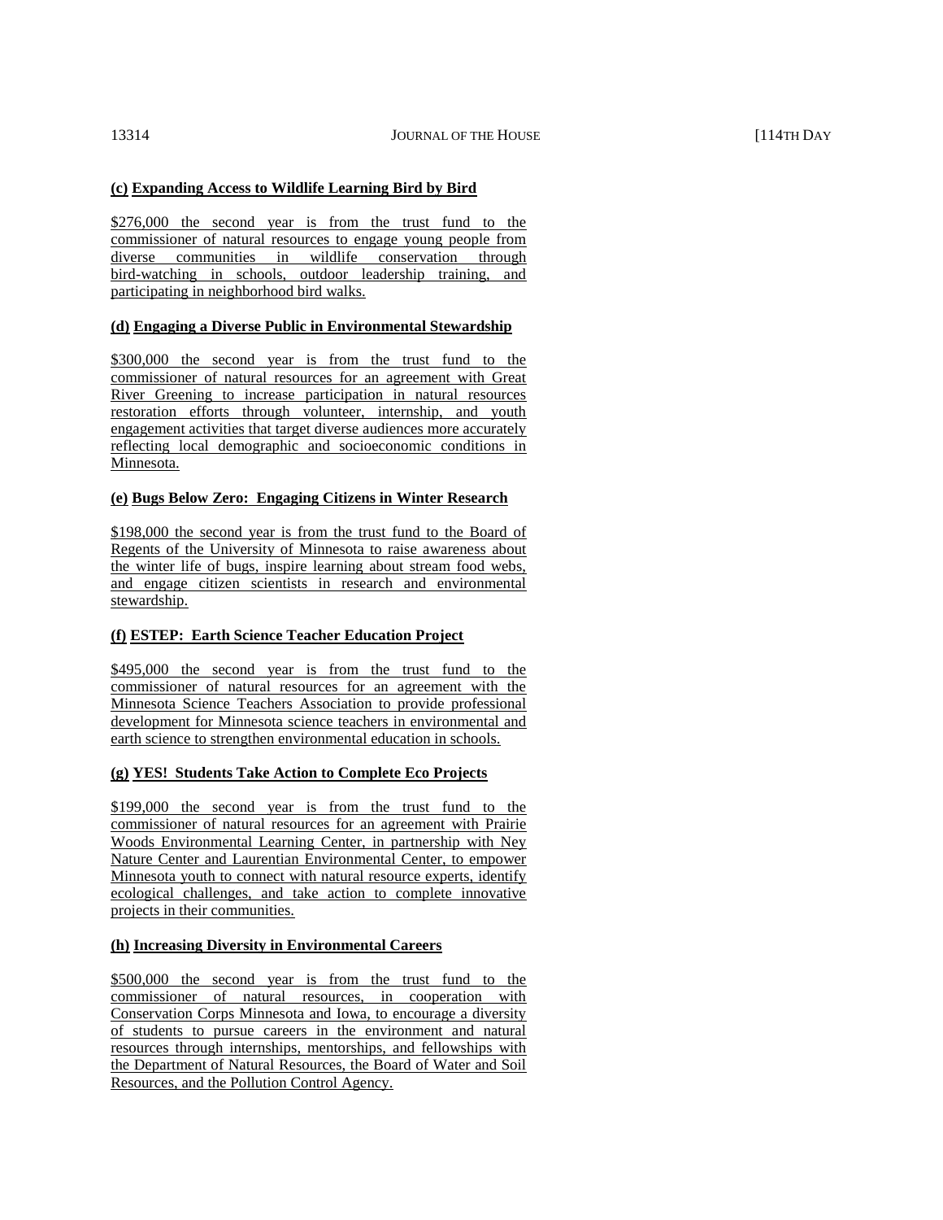**(c) Expanding Access to Wildlife Learning Bird by Bird**

$276,000 the second year is from the trust fund to the commissioner of natural resources to engage young people from diverse communities in wildlife conservation through bird-watching in schools, outdoor leadership training, and participating in neighborhood bird walks.

**(d) Engaging a Diverse Public in Environmental Stewardship**

$300,000 the second year is from the trust fund to the commissioner of natural resources for an agreement with Great River Greening to increase participation in natural resources restoration efforts through volunteer, internship, and youth engagement activities that target diverse audiences more accurately reflecting local demographic and socioeconomic conditions in Minnesota.

**(e) Bugs Below Zero: Engaging Citizens in Winter Research**

$198,000 the second year is from the trust fund to the Board of Regents of the University of Minnesota to raise awareness about the winter life of bugs, inspire learning about stream food webs, and engage citizen scientists in research and environmental stewardship.

**(f) ESTEP: Earth Science Teacher Education Project**

$495,000 the second year is from the trust fund to the commissioner of natural resources for an agreement with the Minnesota Science Teachers Association to provide professional development for Minnesota science teachers in environmental and earth science to strengthen environmental education in schools.

**(g) YES! Students Take Action to Complete Eco Projects**

$199,000 the second year is from the trust fund to the commissioner of natural resources for an agreement with Prairie Woods Environmental Learning Center, in partnership with Ney Nature Center and Laurentian Environmental Center, to empower Minnesota youth to connect with natural resource experts, identify ecological challenges, and take action to complete innovative projects in their communities.

**(h) Increasing Diversity in Environmental Careers**

$500,000 the second year is from the trust fund to the commissioner of natural resources, in cooperation with Conservation Corps Minnesota and Iowa, to encourage a diversity of students to pursue careers in the environment and natural resources through internships, mentorships, and fellowships with the Department of Natural Resources, the Board of Water and Soil Resources, and the Pollution Control Agency.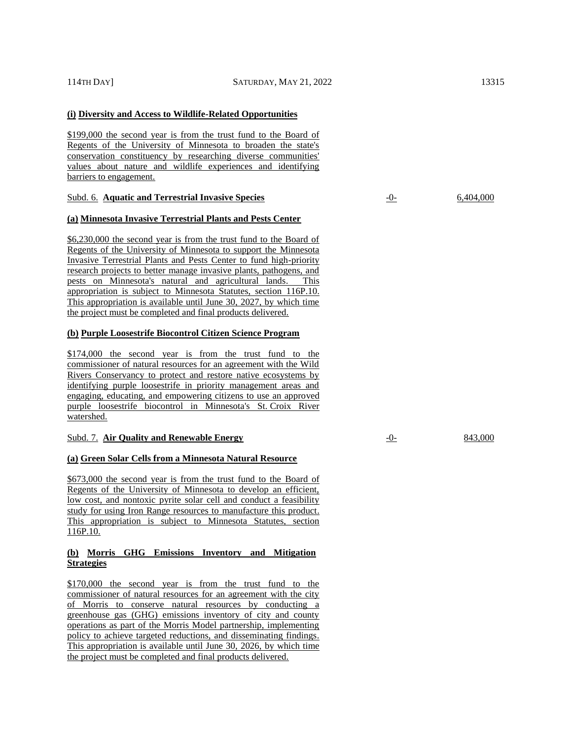**(i) Diversity and Access to Wildlife-Related Opportunities**

$199,000 the second year is from the trust fund to the Board of Regents of the University of Minnesota to broaden the state's conservation constituency by researching diverse communities' values about nature and wildlife experiences and identifying barriers to engagement.

Subd. 6. **Aquatic and Terrestrial Invasive Species** -0- 6,404,000

**(a) Minnesota Invasive Terrestrial Plants and Pests Center**

$6,230,000 the second year is from the trust fund to the Board of Regents of the University of Minnesota to support the Minnesota Invasive Terrestrial Plants and Pests Center to fund high-priority research projects to better manage invasive plants, pathogens, and pests on Minnesota's natural and agricultural lands. This appropriation is subject to Minnesota Statutes, section 116P.10. This appropriation is available until June 30, 2027, by which time the project must be completed and final products delivered.

**(b) Purple Loosestrife Biocontrol Citizen Science Program**

$174,000 the second year is from the trust fund to the commissioner of natural resources for an agreement with the Wild Rivers Conservancy to protect and restore native ecosystems by identifying purple loosestrife in priority management areas and engaging, educating, and empowering citizens to use an approved purple loosestrife biocontrol in Minnesota's St. Croix River watershed.

Subd. 7. **Air Quality and Renewable Energy** -0- 843,000

**(a) Green Solar Cells from a Minnesota Natural Resource**

$673,000 the second year is from the trust fund to the Board of Regents of the University of Minnesota to develop an efficient, low cost, and nontoxic pyrite solar cell and conduct a feasibility study for using Iron Range resources to manufacture this product. This appropriation is subject to Minnesota Statutes, section 116P.10.

**(b) Morris GHG Emissions Inventory and Mitigation Strategies**

$170,000 the second year is from the trust fund to the commissioner of natural resources for an agreement with the city of Morris to conserve natural resources by conducting a greenhouse gas (GHG) emissions inventory of city and county operations as part of the Morris Model partnership, implementing policy to achieve targeted reductions, and disseminating findings. This appropriation is available until June 30, 2026, by which time the project must be completed and final products delivered.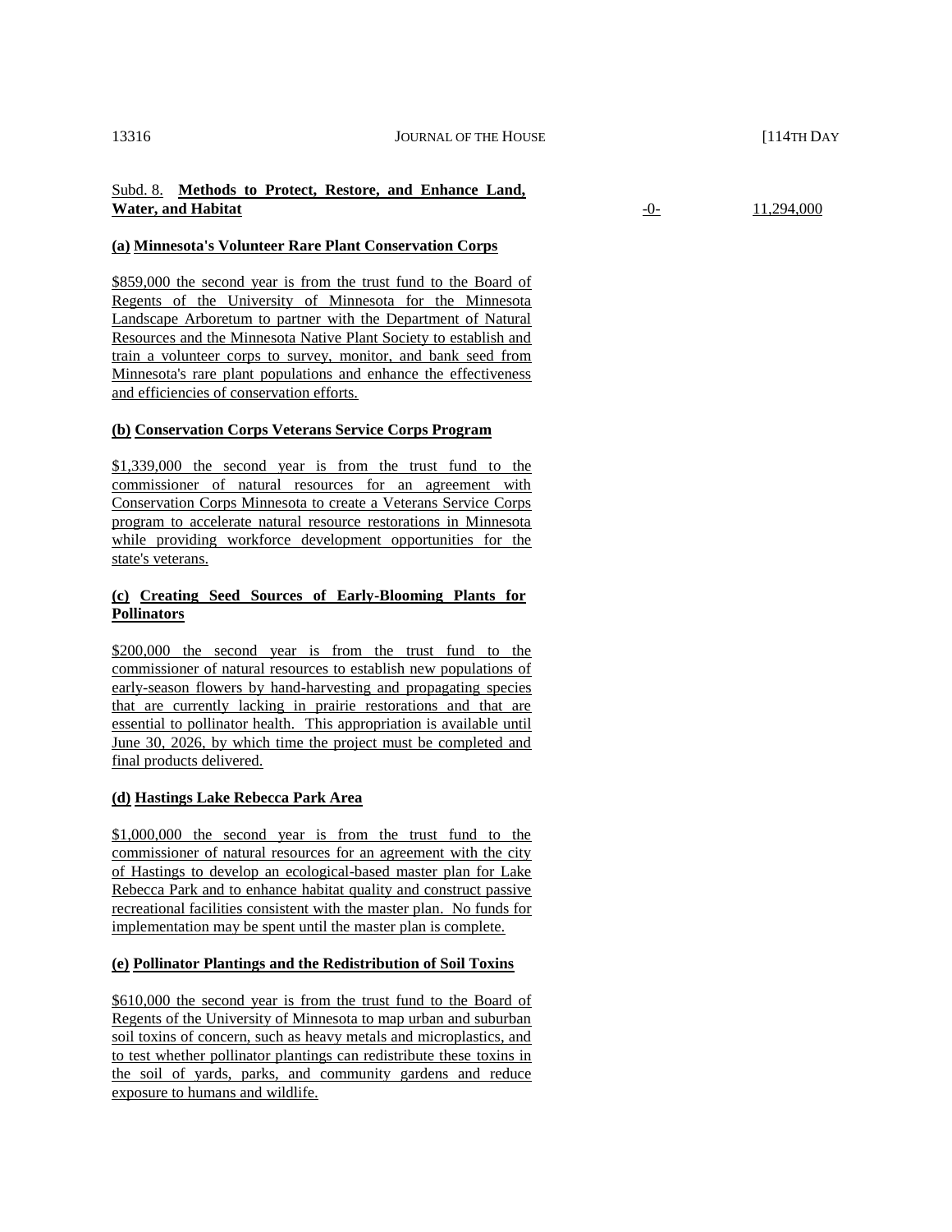Subd. 8. **Methods to Protect, Restore, and Enhance Land, Water, and Habitat** -0- 11,294,000

**(a) Minnesota's Volunteer Rare Plant Conservation Corps**

$859,000 the second year is from the trust fund to the Board of Regents of the University of Minnesota for the Minnesota Landscape Arboretum to partner with the Department of Natural Resources and the Minnesota Native Plant Society to establish and train a volunteer corps to survey, monitor, and bank seed from Minnesota's rare plant populations and enhance the effectiveness and efficiencies of conservation efforts.

**(b) Conservation Corps Veterans Service Corps Program**

$1,339,000 the second year is from the trust fund to the commissioner of natural resources for an agreement with Conservation Corps Minnesota to create a Veterans Service Corps program to accelerate natural resource restorations in Minnesota while providing workforce development opportunities for the state's veterans.

**(c) Creating Seed Sources of Early-Blooming Plants for Pollinators**

$200,000 the second year is from the trust fund to the commissioner of natural resources to establish new populations of early-season flowers by hand-harvesting and propagating species that are currently lacking in prairie restorations and that are essential to pollinator health. This appropriation is available until June 30, 2026, by which time the project must be completed and final products delivered.

**(d) Hastings Lake Rebecca Park Area**

$1,000,000 the second year is from the trust fund to the commissioner of natural resources for an agreement with the city of Hastings to develop an ecological-based master plan for Lake Rebecca Park and to enhance habitat quality and construct passive recreational facilities consistent with the master plan. No funds for implementation may be spent until the master plan is complete.

**(e) Pollinator Plantings and the Redistribution of Soil Toxins**

$610,000 the second year is from the trust fund to the Board of Regents of the University of Minnesota to map urban and suburban soil toxins of concern, such as heavy metals and microplastics, and to test whether pollinator plantings can redistribute these toxins in the soil of yards, parks, and community gardens and reduce exposure to humans and wildlife.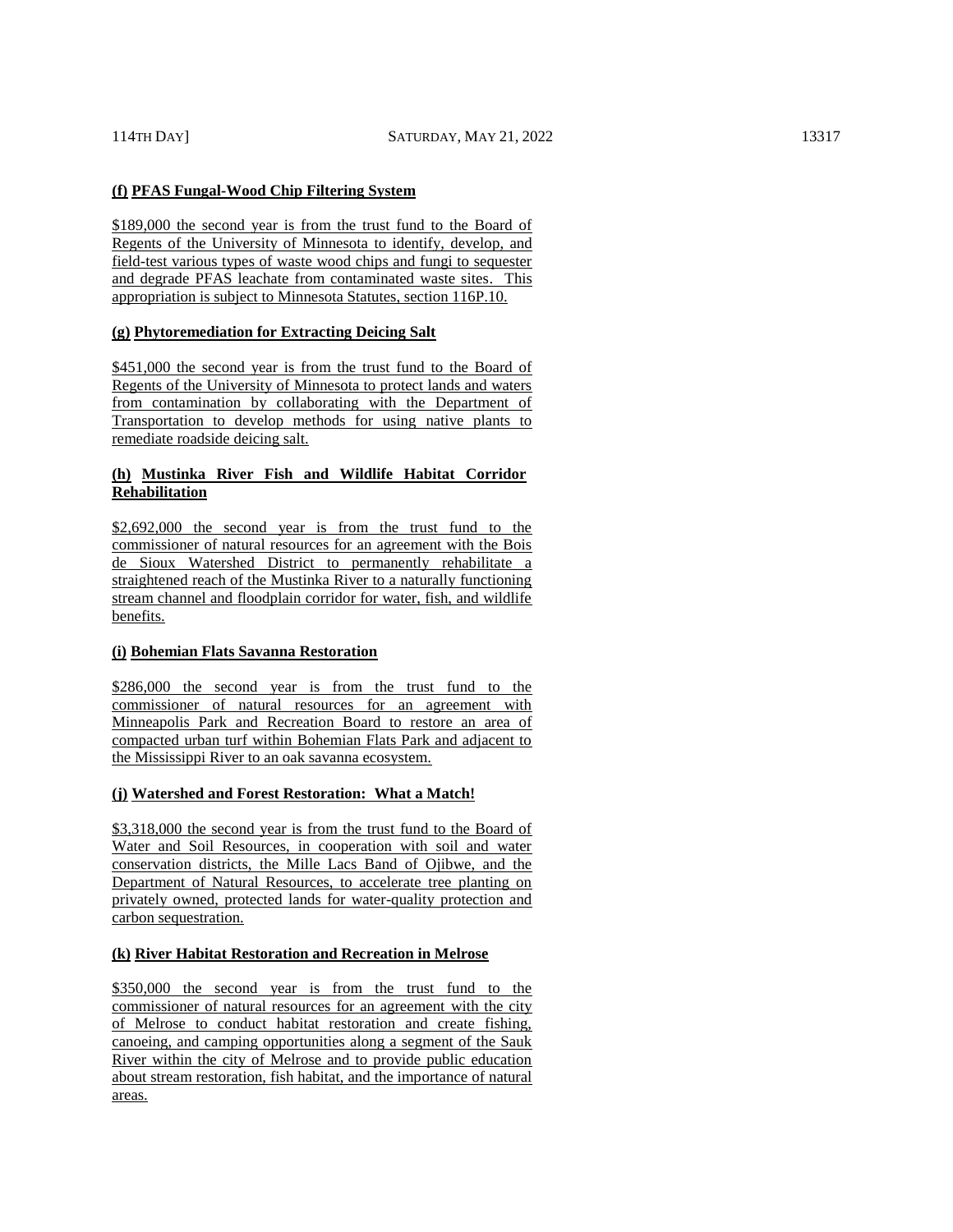**(f) PFAS Fungal-Wood Chip Filtering System**

$189,000 the second year is from the trust fund to the Board of Regents of the University of Minnesota to identify, develop, and field-test various types of waste wood chips and fungi to sequester and degrade PFAS leachate from contaminated waste sites. This appropriation is subject to Minnesota Statutes, section 116P.10.

**(g) Phytoremediation for Extracting Deicing Salt**

$451,000 the second year is from the trust fund to the Board of Regents of the University of Minnesota to protect lands and waters from contamination by collaborating with the Department of Transportation to develop methods for using native plants to remediate roadside deicing salt.

**(h) Mustinka River Fish and Wildlife Habitat Corridor Rehabilitation**

$2,692,000 the second year is from the trust fund to the commissioner of natural resources for an agreement with the Bois de Sioux Watershed District to permanently rehabilitate a straightened reach of the Mustinka River to a naturally functioning stream channel and floodplain corridor for water, fish, and wildlife benefits.

**(i) Bohemian Flats Savanna Restoration**

$286,000 the second year is from the trust fund to the commissioner of natural resources for an agreement with Minneapolis Park and Recreation Board to restore an area of compacted urban turf within Bohemian Flats Park and adjacent to the Mississippi River to an oak savanna ecosystem.

**(j) Watershed and Forest Restoration: What a Match!**

$3,318,000 the second year is from the trust fund to the Board of Water and Soil Resources, in cooperation with soil and water conservation districts, the Mille Lacs Band of Ojibwe, and the Department of Natural Resources, to accelerate tree planting on privately owned, protected lands for water-quality protection and carbon sequestration.

**(k) River Habitat Restoration and Recreation in Melrose**

$350,000 the second year is from the trust fund to the commissioner of natural resources for an agreement with the city of Melrose to conduct habitat restoration and create fishing, canoeing, and camping opportunities along a segment of the Sauk River within the city of Melrose and to provide public education about stream restoration, fish habitat, and the importance of natural areas.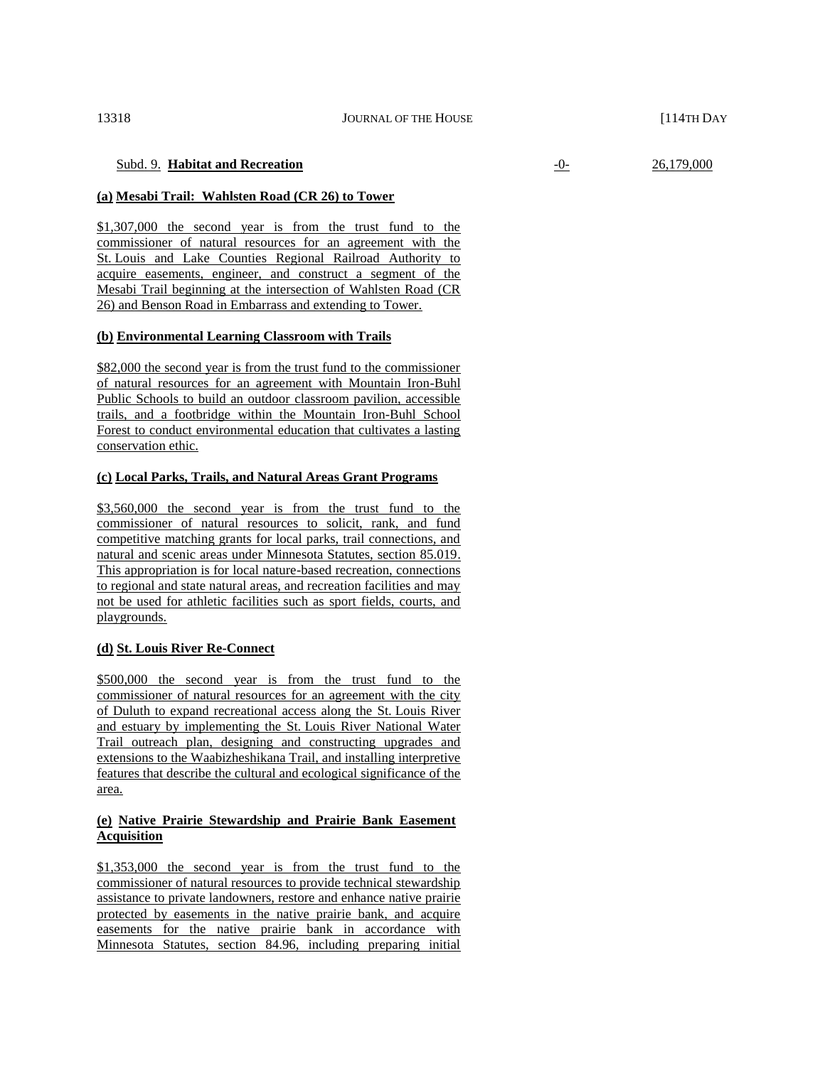Subd. 9. **Habitat and Recreation** -0- 26,179,000

**(a) Mesabi Trail: Wahlsten Road (CR 26) to Tower**

$1,307,000 the second year is from the trust fund to the commissioner of natural resources for an agreement with the St. Louis and Lake Counties Regional Railroad Authority to acquire easements, engineer, and construct a segment of the Mesabi Trail beginning at the intersection of Wahlsten Road (CR 26) and Benson Road in Embarrass and extending to Tower.

**(b) Environmental Learning Classroom with Trails**

$82,000 the second year is from the trust fund to the commissioner of natural resources for an agreement with Mountain Iron-Buhl Public Schools to build an outdoor classroom pavilion, accessible trails, and a footbridge within the Mountain Iron-Buhl School Forest to conduct environmental education that cultivates a lasting conservation ethic.

**(c) Local Parks, Trails, and Natural Areas Grant Programs**

$3,560,000 the second year is from the trust fund to the commissioner of natural resources to solicit, rank, and fund competitive matching grants for local parks, trail connections, and natural and scenic areas under Minnesota Statutes, section 85.019. This appropriation is for local nature-based recreation, connections to regional and state natural areas, and recreation facilities and may not be used for athletic facilities such as sport fields, courts, and playgrounds.

**(d) St. Louis River Re-Connect**

$500,000 the second year is from the trust fund to the commissioner of natural resources for an agreement with the city of Duluth to expand recreational access along the St. Louis River and estuary by implementing the St. Louis River National Water Trail outreach plan, designing and constructing upgrades and extensions to the Waabizheshikana Trail, and installing interpretive features that describe the cultural and ecological significance of the area.

**(e) Native Prairie Stewardship and Prairie Bank Easement Acquisition**

$1,353,000 the second year is from the trust fund to the commissioner of natural resources to provide technical stewardship assistance to private landowners, restore and enhance native prairie protected by easements in the native prairie bank, and acquire easements for the native prairie bank in accordance with Minnesota Statutes, section 84.96, including preparing initial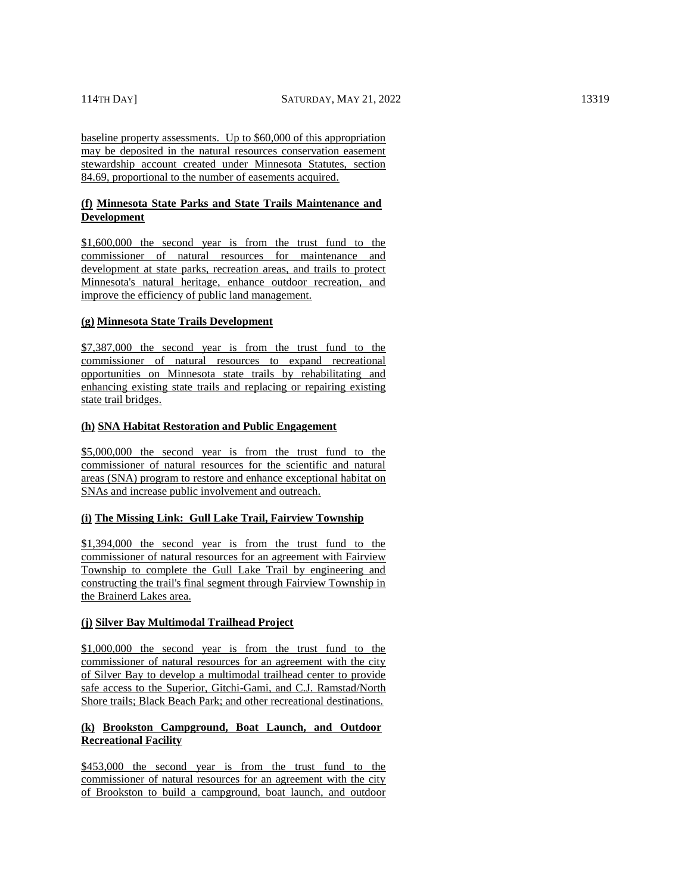baseline property assessments. Up to $60,000 of this appropriation may be deposited in the natural resources conservation easement stewardship account created under Minnesota Statutes, section 84.69, proportional to the number of easements acquired.

**(f) Minnesota State Parks and State Trails Maintenance and Development**

$1,600,000 the second year is from the trust fund to the commissioner of natural resources for maintenance and development at state parks, recreation areas, and trails to protect Minnesota's natural heritage, enhance outdoor recreation, and improve the efficiency of public land management.

**(g) Minnesota State Trails Development**

$7,387,000 the second year is from the trust fund to the commissioner of natural resources to expand recreational opportunities on Minnesota state trails by rehabilitating and enhancing existing state trails and replacing or repairing existing state trail bridges.

**(h) SNA Habitat Restoration and Public Engagement**

$5,000,000 the second year is from the trust fund to the commissioner of natural resources for the scientific and natural areas (SNA) program to restore and enhance exceptional habitat on SNAs and increase public involvement and outreach.

**(i) The Missing Link: Gull Lake Trail, Fairview Township**

$1,394,000 the second year is from the trust fund to the commissioner of natural resources for an agreement with Fairview Township to complete the Gull Lake Trail by engineering and constructing the trail's final segment through Fairview Township in the Brainerd Lakes area.

**(j) Silver Bay Multimodal Trailhead Project**

$1,000,000 the second year is from the trust fund to the commissioner of natural resources for an agreement with the city of Silver Bay to develop a multimodal trailhead center to provide safe access to the Superior, Gitchi-Gami, and C.J. Ramstad/North Shore trails; Black Beach Park; and other recreational destinations.

**(k) Brookston Campground, Boat Launch, and Outdoor Recreational Facility**

$453,000 the second year is from the trust fund to the commissioner of natural resources for an agreement with the city of Brookston to build a campground, boat launch, and outdoor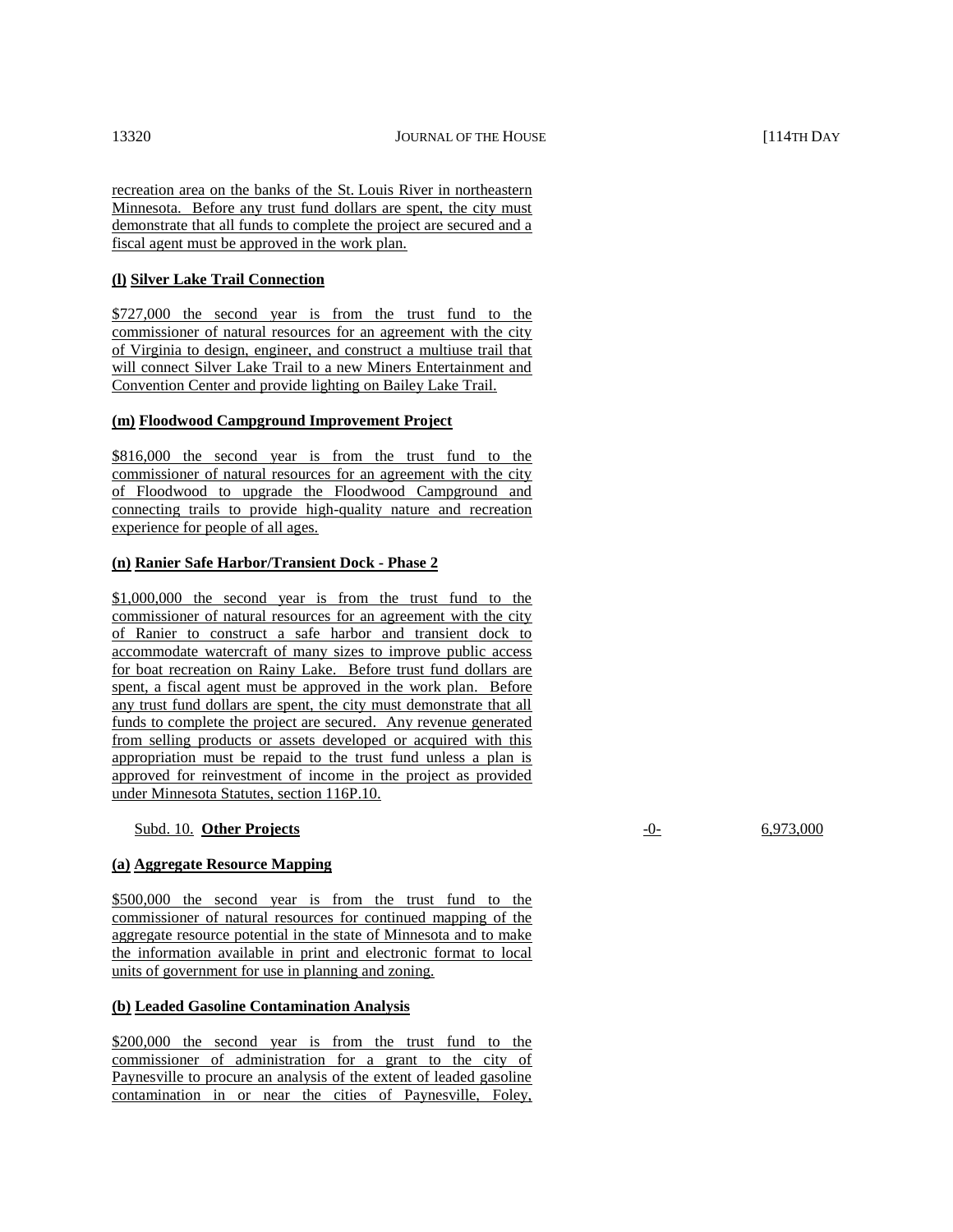recreation area on the banks of the St. Louis River in northeastern Minnesota. Before any trust fund dollars are spent, the city must demonstrate that all funds to complete the project are secured and a fiscal agent must be approved in the work plan.

**(l) Silver Lake Trail Connection**

$727,000 the second year is from the trust fund to the commissioner of natural resources for an agreement with the city of Virginia to design, engineer, and construct a multiuse trail that will connect Silver Lake Trail to a new Miners Entertainment and Convention Center and provide lighting on Bailey Lake Trail.

**(m) Floodwood Campground Improvement Project**

$816,000 the second year is from the trust fund to the commissioner of natural resources for an agreement with the city of Floodwood to upgrade the Floodwood Campground and connecting trails to provide high-quality nature and recreation experience for people of all ages.

**(n) Ranier Safe Harbor/Transient Dock - Phase 2**

$1,000,000 the second year is from the trust fund to the commissioner of natural resources for an agreement with the city of Ranier to construct a safe harbor and transient dock to accommodate watercraft of many sizes to improve public access for boat recreation on Rainy Lake. Before trust fund dollars are spent, a fiscal agent must be approved in the work plan. Before any trust fund dollars are spent, the city must demonstrate that all funds to complete the project are secured. Any revenue generated from selling products or assets developed or acquired with this appropriation must be repaid to the trust fund unless a plan is approved for reinvestment of income in the project as provided under Minnesota Statutes, section 116P.10.

| Subd. 10. **Other Projects** | -0- | 6,973,000 |
|---|---|---|

**(a) Aggregate Resource Mapping**

$500,000 the second year is from the trust fund to the commissioner of natural resources for continued mapping of the aggregate resource potential in the state of Minnesota and to make the information available in print and electronic format to local units of government for use in planning and zoning.

**(b) Leaded Gasoline Contamination Analysis**

$200,000 the second year is from the trust fund to the commissioner of administration for a grant to the city of Paynesville to procure an analysis of the extent of leaded gasoline contamination in or near the cities of Paynesville, Foley,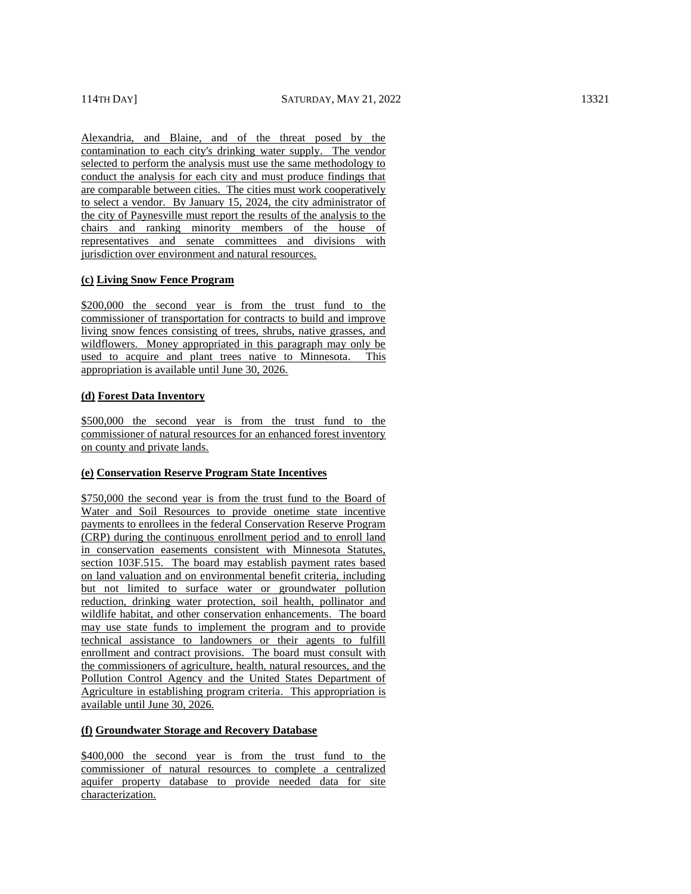Alexandria, and Blaine, and of the threat posed by the contamination to each city's drinking water supply. The vendor selected to perform the analysis must use the same methodology to conduct the analysis for each city and must produce findings that are comparable between cities. The cities must work cooperatively to select a vendor. By January 15, 2024, the city administrator of the city of Paynesville must report the results of the analysis to the chairs and ranking minority members of the house of representatives and senate committees and divisions with jurisdiction over environment and natural resources.

**(c) Living Snow Fence Program**

$200,000 the second year is from the trust fund to the commissioner of transportation for contracts to build and improve living snow fences consisting of trees, shrubs, native grasses, and wildflowers. Money appropriated in this paragraph may only be used to acquire and plant trees native to Minnesota. This appropriation is available until June 30, 2026.

**(d) Forest Data Inventory**

$500,000 the second year is from the trust fund to the commissioner of natural resources for an enhanced forest inventory on county and private lands.

**(e) Conservation Reserve Program State Incentives**

$750,000 the second year is from the trust fund to the Board of Water and Soil Resources to provide onetime state incentive payments to enrollees in the federal Conservation Reserve Program (CRP) during the continuous enrollment period and to enroll land in conservation easements consistent with Minnesota Statutes, section 103F.515. The board may establish payment rates based on land valuation and on environmental benefit criteria, including but not limited to surface water or groundwater pollution reduction, drinking water protection, soil health, pollinator and wildlife habitat, and other conservation enhancements. The board may use state funds to implement the program and to provide technical assistance to landowners or their agents to fulfill enrollment and contract provisions. The board must consult with the commissioners of agriculture, health, natural resources, and the Pollution Control Agency and the United States Department of Agriculture in establishing program criteria. This appropriation is available until June 30, 2026.

**(f) Groundwater Storage and Recovery Database**

$400,000 the second year is from the trust fund to the commissioner of natural resources to complete a centralized aquifer property database to provide needed data for site characterization.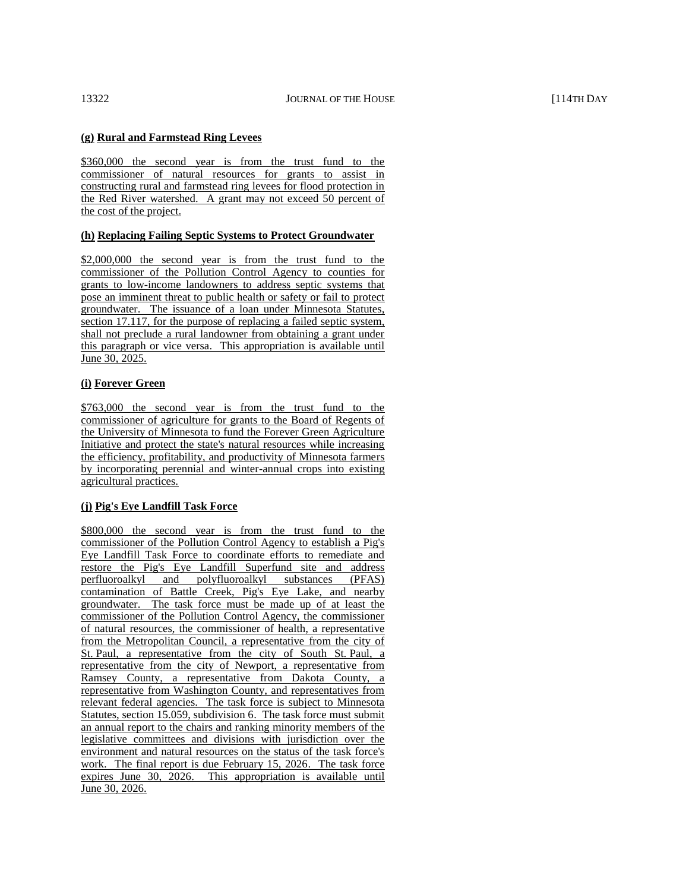**(g) Rural and Farmstead Ring Levees**

$360,000 the second year is from the trust fund to the commissioner of natural resources for grants to assist in constructing rural and farmstead ring levees for flood protection in the Red River watershed. A grant may not exceed 50 percent of the cost of the project.

**(h) Replacing Failing Septic Systems to Protect Groundwater**

$2,000,000 the second year is from the trust fund to the commissioner of the Pollution Control Agency to counties for grants to low-income landowners to address septic systems that pose an imminent threat to public health or safety or fail to protect groundwater. The issuance of a loan under Minnesota Statutes, section 17.117, for the purpose of replacing a failed septic system, shall not preclude a rural landowner from obtaining a grant under this paragraph or vice versa. This appropriation is available until June 30, 2025.

**(i) Forever Green**

$763,000 the second year is from the trust fund to the commissioner of agriculture for grants to the Board of Regents of the University of Minnesota to fund the Forever Green Agriculture Initiative and protect the state's natural resources while increasing the efficiency, profitability, and productivity of Minnesota farmers by incorporating perennial and winter-annual crops into existing agricultural practices.

**(j) Pig's Eye Landfill Task Force**

$800,000 the second year is from the trust fund to the commissioner of the Pollution Control Agency to establish a Pig's Eye Landfill Task Force to coordinate efforts to remediate and restore the Pig's Eye Landfill Superfund site and address perfluoroalkyl and polyfluoroalkyl substances (PFAS) contamination of Battle Creek, Pig's Eye Lake, and nearby groundwater. The task force must be made up of at least the commissioner of the Pollution Control Agency, the commissioner of natural resources, the commissioner of health, a representative from the Metropolitan Council, a representative from the city of St. Paul, a representative from the city of South St. Paul, a representative from the city of Newport, a representative from Ramsey County, a representative from Dakota County, a representative from Washington County, and representatives from relevant federal agencies. The task force is subject to Minnesota Statutes, section 15.059, subdivision 6. The task force must submit an annual report to the chairs and ranking minority members of the legislative committees and divisions with jurisdiction over the environment and natural resources on the status of the task force's work. The final report is due February 15, 2026. The task force expires June 30, 2026. This appropriation is available until June 30, 2026.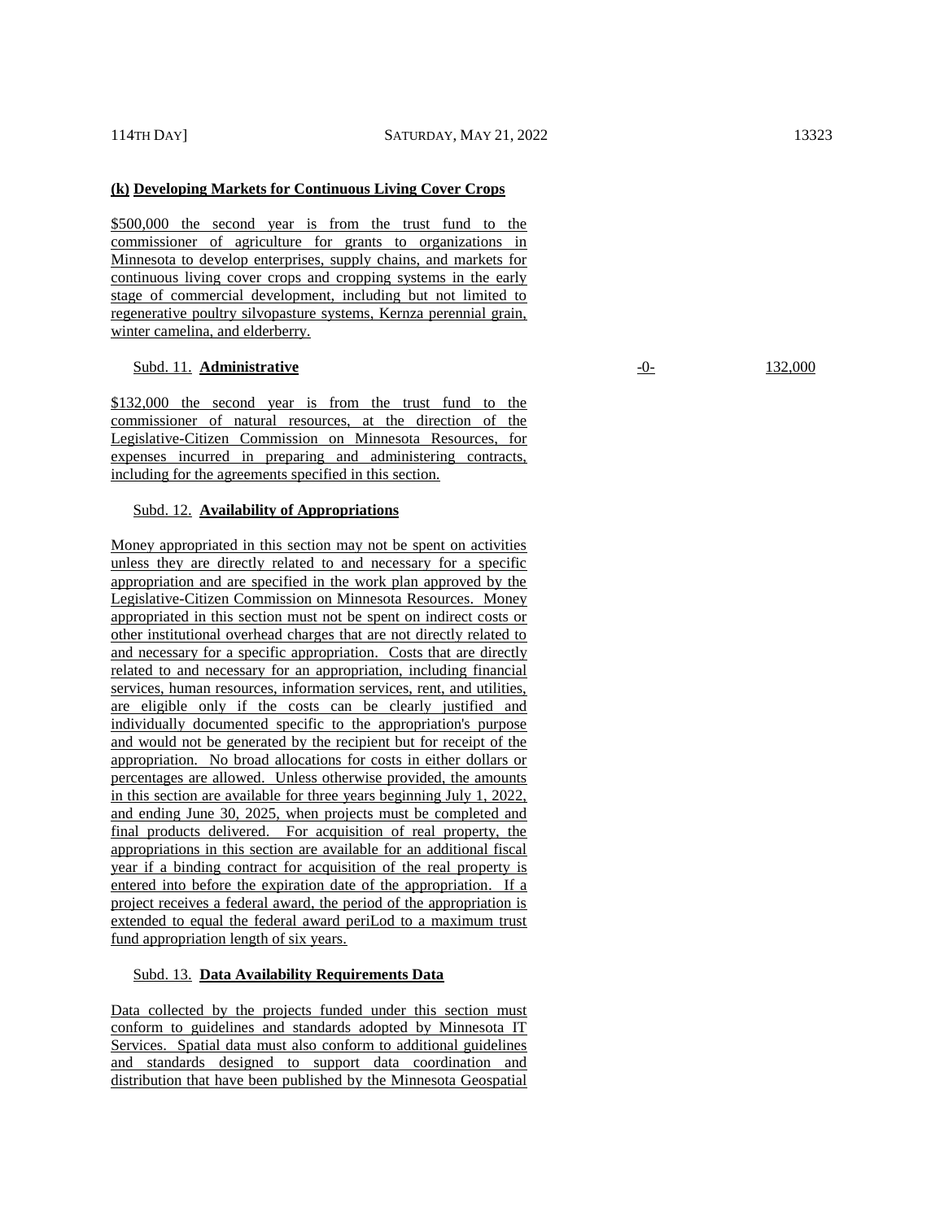**(k) Developing Markets for Continuous Living Cover Crops**

$500,000 the second year is from the trust fund to the commissioner of agriculture for grants to organizations in Minnesota to develop enterprises, supply chains, and markets for continuous living cover crops and cropping systems in the early stage of commercial development, including but not limited to regenerative poultry silvopasture systems, Kernza perennial grain, winter camelina, and elderberry.

| | | |
|---|---|---|
| Subd. 11. **Administrative** | -0- | 132,000 |

$132,000 the second year is from the trust fund to the commissioner of natural resources, at the direction of the Legislative-Citizen Commission on Minnesota Resources, for expenses incurred in preparing and administering contracts, including for the agreements specified in this section.

Subd. 12. **Availability of Appropriations**

Money appropriated in this section may not be spent on activities unless they are directly related to and necessary for a specific appropriation and are specified in the work plan approved by the Legislative-Citizen Commission on Minnesota Resources. Money appropriated in this section must not be spent on indirect costs or other institutional overhead charges that are not directly related to and necessary for a specific appropriation. Costs that are directly related to and necessary for an appropriation, including financial services, human resources, information services, rent, and utilities, are eligible only if the costs can be clearly justified and individually documented specific to the appropriation's purpose and would not be generated by the recipient but for receipt of the appropriation. No broad allocations for costs in either dollars or percentages are allowed. Unless otherwise provided, the amounts in this section are available for three years beginning July 1, 2022, and ending June 30, 2025, when projects must be completed and final products delivered. For acquisition of real property, the appropriations in this section are available for an additional fiscal year if a binding contract for acquisition of the real property is entered into before the expiration date of the appropriation. If a project receives a federal award, the period of the appropriation is extended to equal the federal award periLod to a maximum trust fund appropriation length of six years.

Subd. 13. **Data Availability Requirements Data**

Data collected by the projects funded under this section must conform to guidelines and standards adopted by Minnesota IT Services. Spatial data must also conform to additional guidelines and standards designed to support data coordination and distribution that have been published by the Minnesota Geospatial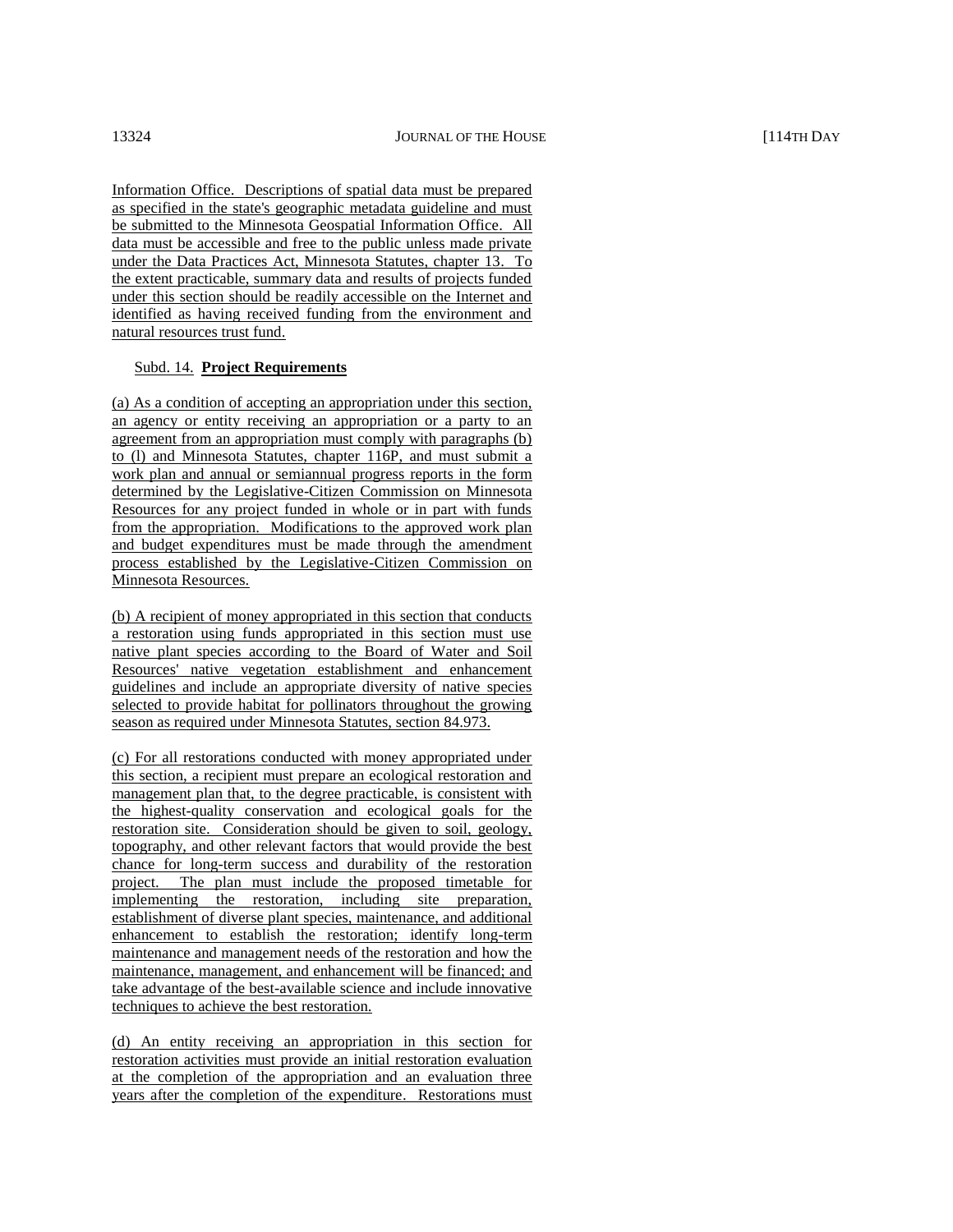Information Office. Descriptions of spatial data must be prepared as specified in the state's geographic metadata guideline and must be submitted to the Minnesota Geospatial Information Office. All data must be accessible and free to the public unless made private under the Data Practices Act, Minnesota Statutes, chapter 13. To the extent practicable, summary data and results of projects funded under this section should be readily accessible on the Internet and identified as having received funding from the environment and natural resources trust fund.

Subd. 14. **Project Requirements**

(a) As a condition of accepting an appropriation under this section, an agency or entity receiving an appropriation or a party to an agreement from an appropriation must comply with paragraphs (b) to (l) and Minnesota Statutes, chapter 116P, and must submit a work plan and annual or semiannual progress reports in the form determined by the Legislative-Citizen Commission on Minnesota Resources for any project funded in whole or in part with funds from the appropriation. Modifications to the approved work plan and budget expenditures must be made through the amendment process established by the Legislative-Citizen Commission on Minnesota Resources.

(b) A recipient of money appropriated in this section that conducts a restoration using funds appropriated in this section must use native plant species according to the Board of Water and Soil Resources' native vegetation establishment and enhancement guidelines and include an appropriate diversity of native species selected to provide habitat for pollinators throughout the growing season as required under Minnesota Statutes, section 84.973.

(c) For all restorations conducted with money appropriated under this section, a recipient must prepare an ecological restoration and management plan that, to the degree practicable, is consistent with the highest-quality conservation and ecological goals for the restoration site. Consideration should be given to soil, geology, topography, and other relevant factors that would provide the best chance for long-term success and durability of the restoration project. The plan must include the proposed timetable for implementing the restoration, including site preparation, establishment of diverse plant species, maintenance, and additional enhancement to establish the restoration; identify long-term maintenance and management needs of the restoration and how the maintenance, management, and enhancement will be financed; and take advantage of the best-available science and include innovative techniques to achieve the best restoration.

(d) An entity receiving an appropriation in this section for restoration activities must provide an initial restoration evaluation at the completion of the appropriation and an evaluation three years after the completion of the expenditure. Restorations must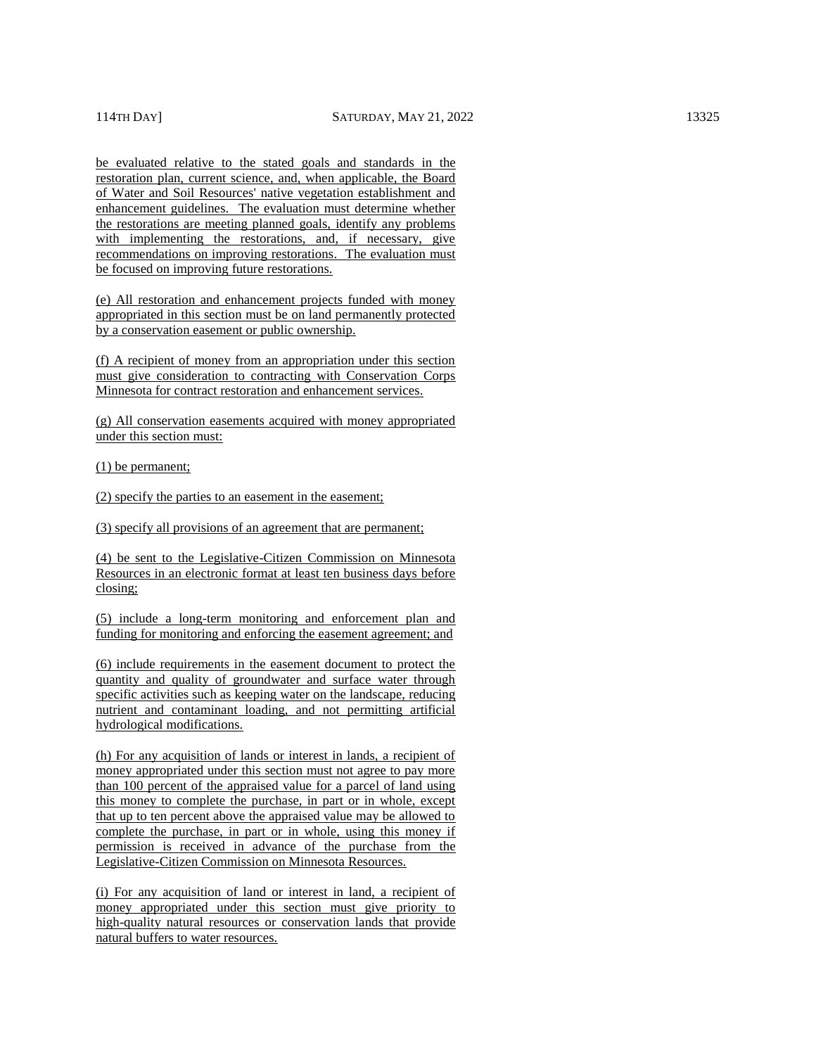be evaluated relative to the stated goals and standards in the restoration plan, current science, and, when applicable, the Board of Water and Soil Resources' native vegetation establishment and enhancement guidelines. The evaluation must determine whether the restorations are meeting planned goals, identify any problems with implementing the restorations, and, if necessary, give recommendations on improving restorations. The evaluation must be focused on improving future restorations.

(e) All restoration and enhancement projects funded with money appropriated in this section must be on land permanently protected by a conservation easement or public ownership.

(f) A recipient of money from an appropriation under this section must give consideration to contracting with Conservation Corps Minnesota for contract restoration and enhancement services.

(g) All conservation easements acquired with money appropriated under this section must:

(1) be permanent;

(2) specify the parties to an easement in the easement;

(3) specify all provisions of an agreement that are permanent;

(4) be sent to the Legislative-Citizen Commission on Minnesota Resources in an electronic format at least ten business days before closing;

(5) include a long-term monitoring and enforcement plan and funding for monitoring and enforcing the easement agreement; and

(6) include requirements in the easement document to protect the quantity and quality of groundwater and surface water through specific activities such as keeping water on the landscape, reducing nutrient and contaminant loading, and not permitting artificial hydrological modifications.

(h) For any acquisition of lands or interest in lands, a recipient of money appropriated under this section must not agree to pay more than 100 percent of the appraised value for a parcel of land using this money to complete the purchase, in part or in whole, except that up to ten percent above the appraised value may be allowed to complete the purchase, in part or in whole, using this money if permission is received in advance of the purchase from the Legislative-Citizen Commission on Minnesota Resources.

(i) For any acquisition of land or interest in land, a recipient of money appropriated under this section must give priority to high-quality natural resources or conservation lands that provide natural buffers to water resources.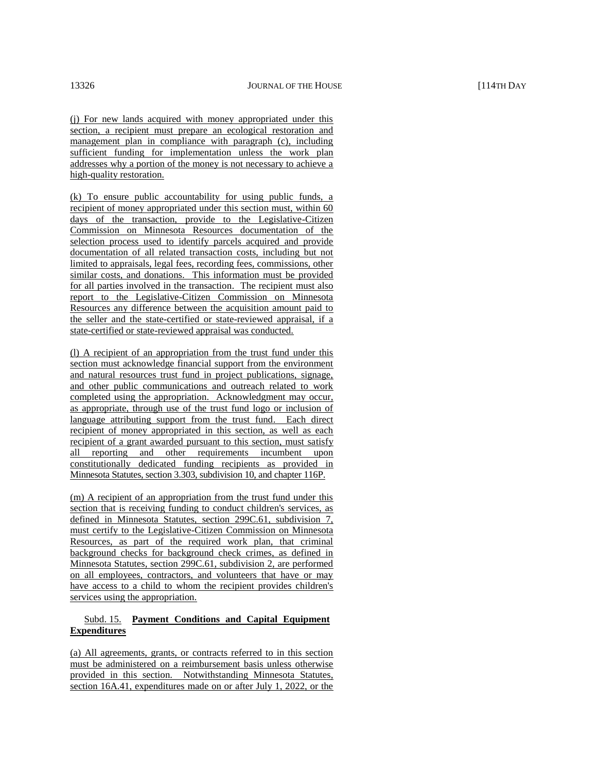(j) For new lands acquired with money appropriated under this section, a recipient must prepare an ecological restoration and management plan in compliance with paragraph (c), including sufficient funding for implementation unless the work plan addresses why a portion of the money is not necessary to achieve a high-quality restoration.

(k) To ensure public accountability for using public funds, a recipient of money appropriated under this section must, within 60 days of the transaction, provide to the Legislative-Citizen Commission on Minnesota Resources documentation of the selection process used to identify parcels acquired and provide documentation of all related transaction costs, including but not limited to appraisals, legal fees, recording fees, commissions, other similar costs, and donations. This information must be provided for all parties involved in the transaction. The recipient must also report to the Legislative-Citizen Commission on Minnesota Resources any difference between the acquisition amount paid to the seller and the state-certified or state-reviewed appraisal, if a state-certified or state-reviewed appraisal was conducted.

(l) A recipient of an appropriation from the trust fund under this section must acknowledge financial support from the environment and natural resources trust fund in project publications, signage, and other public communications and outreach related to work completed using the appropriation. Acknowledgment may occur, as appropriate, through use of the trust fund logo or inclusion of language attributing support from the trust fund. Each direct recipient of money appropriated in this section, as well as each recipient of a grant awarded pursuant to this section, must satisfy all reporting and other requirements incumbent upon constitutionally dedicated funding recipients as provided in Minnesota Statutes, section 3.303, subdivision 10, and chapter 116P.

(m) A recipient of an appropriation from the trust fund under this section that is receiving funding to conduct children's services, as defined in Minnesota Statutes, section 299C.61, subdivision 7, must certify to the Legislative-Citizen Commission on Minnesota Resources, as part of the required work plan, that criminal background checks for background check crimes, as defined in Minnesota Statutes, section 299C.61, subdivision 2, are performed on all employees, contractors, and volunteers that have or may have access to a child to whom the recipient provides children's services using the appropriation.

Subd. 15. **Payment Conditions and Capital Equipment Expenditures**

(a) All agreements, grants, or contracts referred to in this section must be administered on a reimbursement basis unless otherwise provided in this section. Notwithstanding Minnesota Statutes, section 16A.41, expenditures made on or after July 1, 2022, or the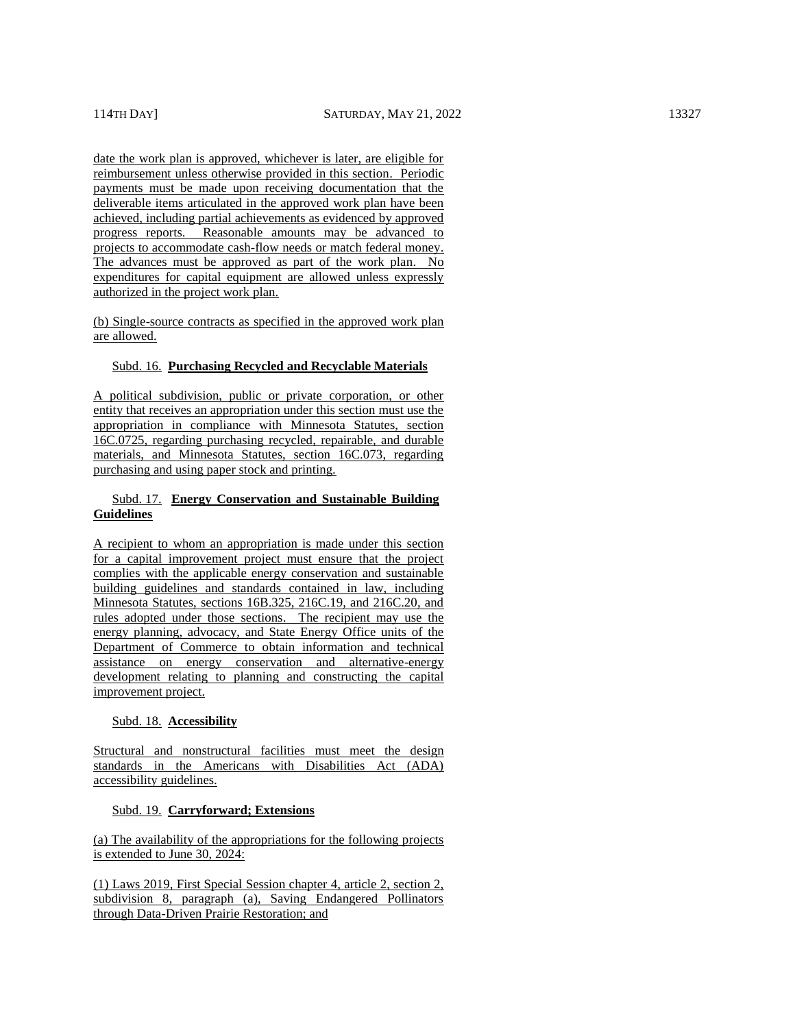date the work plan is approved, whichever is later, are eligible for reimbursement unless otherwise provided in this section. Periodic payments must be made upon receiving documentation that the deliverable items articulated in the approved work plan have been achieved, including partial achievements as evidenced by approved progress reports. Reasonable amounts may be advanced to projects to accommodate cash-flow needs or match federal money. The advances must be approved as part of the work plan. No expenditures for capital equipment are allowed unless expressly authorized in the project work plan.

(b) Single-source contracts as specified in the approved work plan are allowed.

Subd. 16. **Purchasing Recycled and Recyclable Materials**

A political subdivision, public or private corporation, or other entity that receives an appropriation under this section must use the appropriation in compliance with Minnesota Statutes, section 16C.0725, regarding purchasing recycled, repairable, and durable materials, and Minnesota Statutes, section 16C.073, regarding purchasing and using paper stock and printing.

Subd. 17. **Energy Conservation and Sustainable Building Guidelines**

A recipient to whom an appropriation is made under this section for a capital improvement project must ensure that the project complies with the applicable energy conservation and sustainable building guidelines and standards contained in law, including Minnesota Statutes, sections 16B.325, 216C.19, and 216C.20, and rules adopted under those sections. The recipient may use the energy planning, advocacy, and State Energy Office units of the Department of Commerce to obtain information and technical assistance on energy conservation and alternative-energy development relating to planning and constructing the capital improvement project.

Subd. 18. **Accessibility**

Structural and nonstructural facilities must meet the design standards in the Americans with Disabilities Act (ADA) accessibility guidelines.

Subd. 19. **Carryforward; Extensions**

(a) The availability of the appropriations for the following projects is extended to June 30, 2024:

(1) Laws 2019, First Special Session chapter 4, article 2, section 2, subdivision 8, paragraph (a), Saving Endangered Pollinators through Data-Driven Prairie Restoration; and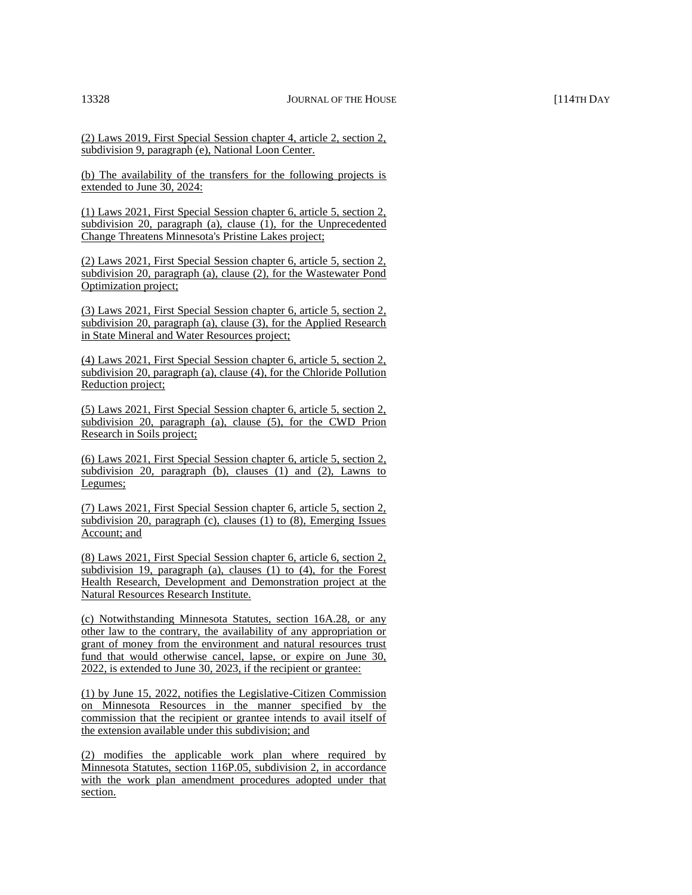(2) Laws 2019, First Special Session chapter 4, article 2, section 2, subdivision 9, paragraph (e), National Loon Center.

(b) The availability of the transfers for the following projects is extended to June 30, 2024:

(1) Laws 2021, First Special Session chapter 6, article 5, section 2, subdivision 20, paragraph (a), clause (1), for the Unprecedented Change Threatens Minnesota's Pristine Lakes project;

(2) Laws 2021, First Special Session chapter 6, article 5, section 2, subdivision 20, paragraph (a), clause (2), for the Wastewater Pond Optimization project;

(3) Laws 2021, First Special Session chapter 6, article 5, section 2, subdivision 20, paragraph (a), clause (3), for the Applied Research in State Mineral and Water Resources project;

(4) Laws 2021, First Special Session chapter 6, article 5, section 2, subdivision 20, paragraph (a), clause (4), for the Chloride Pollution Reduction project;

(5) Laws 2021, First Special Session chapter 6, article 5, section 2, subdivision 20, paragraph (a), clause (5), for the CWD Prion Research in Soils project;

(6) Laws 2021, First Special Session chapter 6, article 5, section 2, subdivision 20, paragraph (b), clauses (1) and (2), Lawns to Legumes;

(7) Laws 2021, First Special Session chapter 6, article 5, section 2, subdivision 20, paragraph (c), clauses (1) to (8), Emerging Issues Account; and

(8) Laws 2021, First Special Session chapter 6, article 6, section 2, subdivision 19, paragraph (a), clauses (1) to (4), for the Forest Health Research, Development and Demonstration project at the Natural Resources Research Institute.

(c) Notwithstanding Minnesota Statutes, section 16A.28, or any other law to the contrary, the availability of any appropriation or grant of money from the environment and natural resources trust fund that would otherwise cancel, lapse, or expire on June 30, 2022, is extended to June 30, 2023, if the recipient or grantee:

(1) by June 15, 2022, notifies the Legislative-Citizen Commission on Minnesota Resources in the manner specified by the commission that the recipient or grantee intends to avail itself of the extension available under this subdivision; and

(2) modifies the applicable work plan where required by Minnesota Statutes, section 116P.05, subdivision 2, in accordance with the work plan amendment procedures adopted under that section.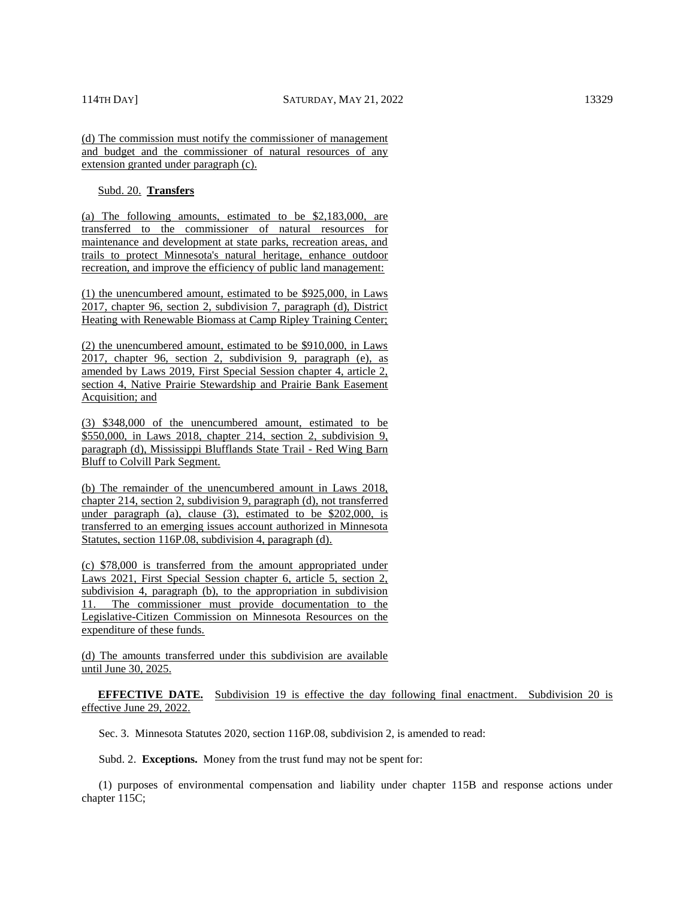(d) The commission must notify the commissioner of management and budget and the commissioner of natural resources of any extension granted under paragraph (c).

Subd. 20. **Transfers**

(a) The following amounts, estimated to be $2,183,000, are transferred to the commissioner of natural resources for maintenance and development at state parks, recreation areas, and trails to protect Minnesota's natural heritage, enhance outdoor recreation, and improve the efficiency of public land management:

(1) the unencumbered amount, estimated to be $925,000, in Laws 2017, chapter 96, section 2, subdivision 7, paragraph (d), District Heating with Renewable Biomass at Camp Ripley Training Center;

(2) the unencumbered amount, estimated to be $910,000, in Laws 2017, chapter 96, section 2, subdivision 9, paragraph (e), as amended by Laws 2019, First Special Session chapter 4, article 2, section 4, Native Prairie Stewardship and Prairie Bank Easement Acquisition; and

(3) $348,000 of the unencumbered amount, estimated to be $550,000, in Laws 2018, chapter 214, section 2, subdivision 9, paragraph (d), Mississippi Blufflands State Trail - Red Wing Barn Bluff to Colvill Park Segment.

(b) The remainder of the unencumbered amount in Laws 2018, chapter 214, section 2, subdivision 9, paragraph (d), not transferred under paragraph (a), clause (3), estimated to be $202,000, is transferred to an emerging issues account authorized in Minnesota Statutes, section 116P.08, subdivision 4, paragraph (d).

(c) $78,000 is transferred from the amount appropriated under Laws 2021, First Special Session chapter 6, article 5, section 2, subdivision 4, paragraph (b), to the appropriation in subdivision 11. The commissioner must provide documentation to the Legislative-Citizen Commission on Minnesota Resources on the expenditure of these funds.

(d) The amounts transferred under this subdivision are available until June 30, 2025.

**EFFECTIVE DATE.** Subdivision 19 is effective the day following final enactment. Subdivision 20 is effective June 29, 2022.

Sec. 3. Minnesota Statutes 2020, section 116P.08, subdivision 2, is amended to read:

Subd. 2. **Exceptions.** Money from the trust fund may not be spent for:

(1) purposes of environmental compensation and liability under chapter 115B and response actions under chapter 115C;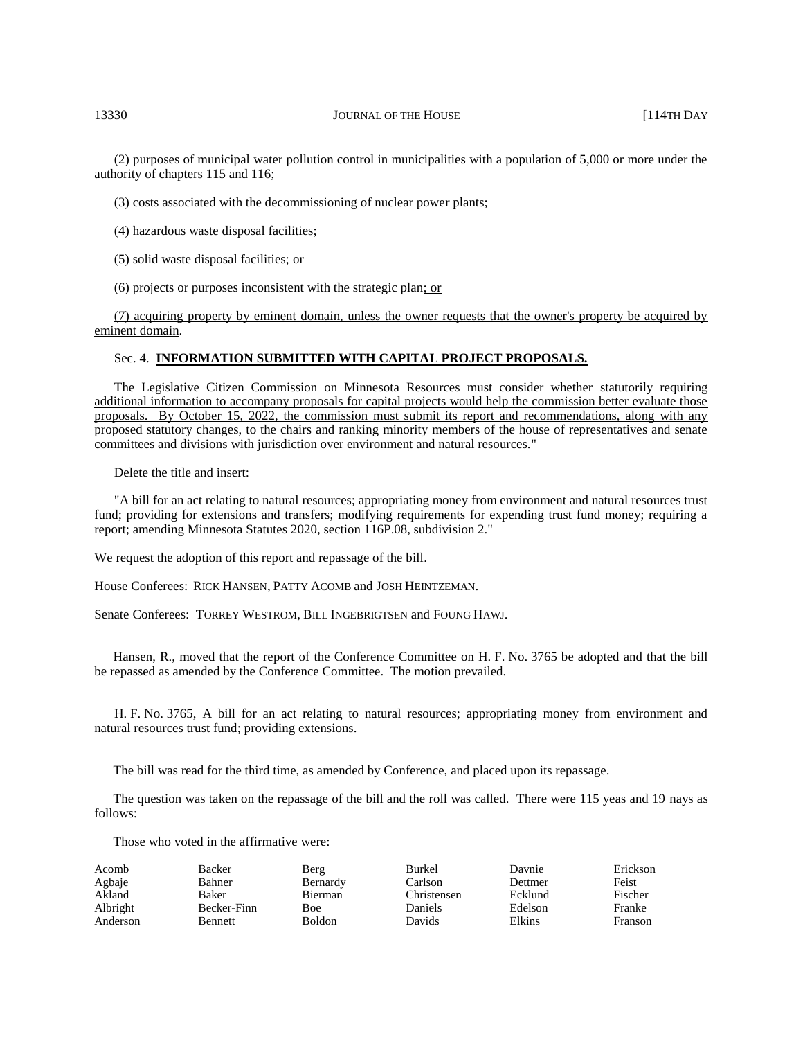(2) purposes of municipal water pollution control in municipalities with a population of 5,000 or more under the authority of chapters 115 and 116;

(3) costs associated with the decommissioning of nuclear power plants;

(4) hazardous waste disposal facilities;

(5) solid waste disposal facilities; ~~or~~

(6) projects or purposes inconsistent with the strategic plan; or

(7) acquiring property by eminent domain, unless the owner requests that the owner's property be acquired by eminent domain.

Sec. 4. **INFORMATION SUBMITTED WITH CAPITAL PROJECT PROPOSALS.**

The Legislative Citizen Commission on Minnesota Resources must consider whether statutorily requiring additional information to accompany proposals for capital projects would help the commission better evaluate those proposals. By October 15, 2022, the commission must submit its report and recommendations, along with any proposed statutory changes, to the chairs and ranking minority members of the house of representatives and senate committees and divisions with jurisdiction over environment and natural resources."

Delete the title and insert:

"A bill for an act relating to natural resources; appropriating money from environment and natural resources trust fund; providing for extensions and transfers; modifying requirements for expending trust fund money; requiring a report; amending Minnesota Statutes 2020, section 116P.08, subdivision 2."

We request the adoption of this report and repassage of the bill.

House Conferees: RICK HANSEN, PATTY ACOMB and JOSH HEINTZEMAN.

Senate Conferees: TORREY WESTROM, BILL INGEBRIGTSEN and FOUNG HAWJ.

Hansen, R., moved that the report of the Conference Committee on H. F. No. 3765 be adopted and that the bill be repassed as amended by the Conference Committee. The motion prevailed.

H. F. No. 3765, A bill for an act relating to natural resources; appropriating money from environment and natural resources trust fund; providing extensions.

The bill was read for the third time, as amended by Conference, and placed upon its repassage.

The question was taken on the repassage of the bill and the roll was called. There were 115 yeas and 19 nays as follows:

Those who voted in the affirmative were:

| | | | | | |
|---|---|---|---|---|---|
| Acomb | Backer | Berg | Burkel | Davnie | Erickson |
| Agbaje | Bahner | Bernardy | Carlson | Dettmer | Feist |
| Akland | Baker | Bierman | Christensen | Ecklund | Fischer |
| Albright | Becker-Finn | Boe | Daniels | Edelson | Franke |
| Anderson | Bennett | Boldon | Davids | Elkins | Franson |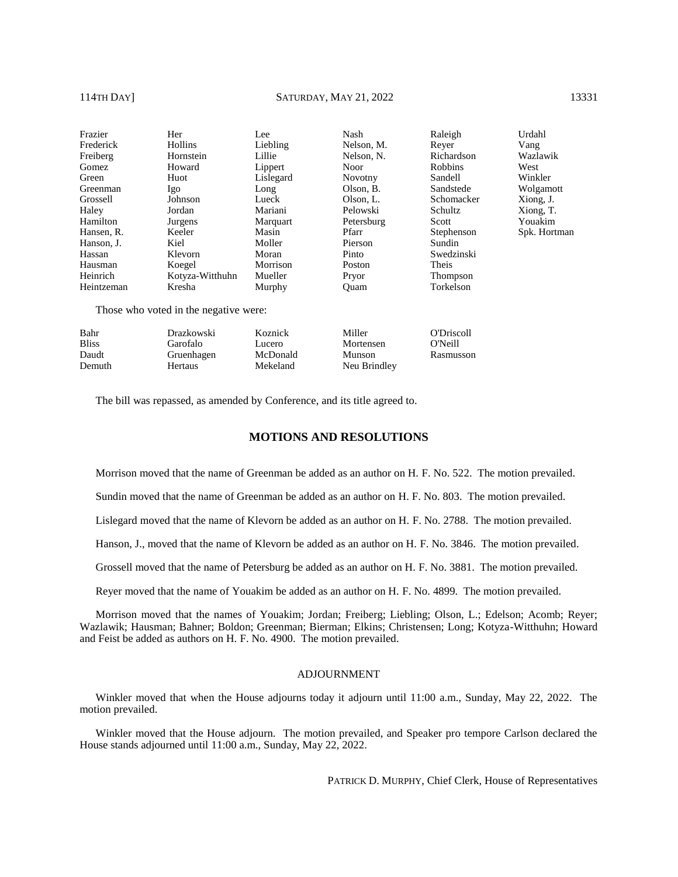| | | | | | |
|---|---|---|---|---|---|
| Frazier | Her | Lee | Nash | Raleigh | Urdahl |
| Frederick | Hollins | Liebling | Nelson, M. | Reyer | Vang |
| Freiberg | Hornstein | Lillie | Nelson, N. | Richardson | Wazlawik |
| Gomez | Howard | Lippert | Noor | Robbins | West |
| Green | Huot | Lislegard | Novotny | Sandell | Winkler |
| Greenman | Igo | Long | Olson, B. | Sandstede | Wolgamott |
| Grossell | Johnson | Lueck | Olson, L. | Schomacker | Xiong, J. |
| Haley | Jordan | Mariani | Pelowski | Schultz | Xiong, T. |
| Hamilton | Jurgens | Marquart | Petersburg | Scott | Youakim |
| Hansen, R. | Keeler | Masin | Pfarr | Stephenson | Spk. Hortman |
| Hanson, J. | Kiel | Moller | Pierson | Sundin | |
| Hassan | Klevorn | Moran | Pinto | Swedzinski | |
| Hausman | Koegel | Morrison | Poston | Theis | |
| Heinrich | Kotyza-Witthuhn | Mueller | Pryor | Thompson | |
| Heintzeman | Kresha | Murphy | Quam | Torkelson | |

Those who voted in the negative were:

| | | | | |
|---|---|---|---|---|
| Bahr | Drazkowski | Koznick | Miller | O'Driscoll |
| Bliss | Garofalo | Lucero | Mortensen | O'Neill |
| Daudt | Gruenhagen | McDonald | Munson | Rasmusson |
| Demuth | Hertaus | Mekeland | Neu Brindley | |

The bill was repassed, as amended by Conference, and its title agreed to.

## MOTIONS AND RESOLUTIONS

Morrison moved that the name of Greenman be added as an author on H. F. No. 522. The motion prevailed.

Sundin moved that the name of Greenman be added as an author on H. F. No. 803. The motion prevailed.

Lislegard moved that the name of Klevorn be added as an author on H. F. No. 2788. The motion prevailed.

Hanson, J., moved that the name of Klevorn be added as an author on H. F. No. 3846. The motion prevailed.

Grossell moved that the name of Petersburg be added as an author on H. F. No. 3881. The motion prevailed.

Reyer moved that the name of Youakim be added as an author on H. F. No. 4899. The motion prevailed.

Morrison moved that the names of Youakim; Jordan; Freiberg; Liebling; Olson, L.; Edelson; Acomb; Reyer; Wazlawik; Hausman; Bahner; Boldon; Greenman; Bierman; Elkins; Christensen; Long; Kotyza-Witthuhn; Howard and Feist be added as authors on H. F. No. 4900. The motion prevailed.

### ADJOURNMENT

Winkler moved that when the House adjourns today it adjourn until 11:00 a.m., Sunday, May 22, 2022. The motion prevailed.

Winkler moved that the House adjourn. The motion prevailed, and Speaker pro tempore Carlson declared the House stands adjourned until 11:00 a.m., Sunday, May 22, 2022.

PATRICK D. MURPHY, Chief Clerk, House of Representatives